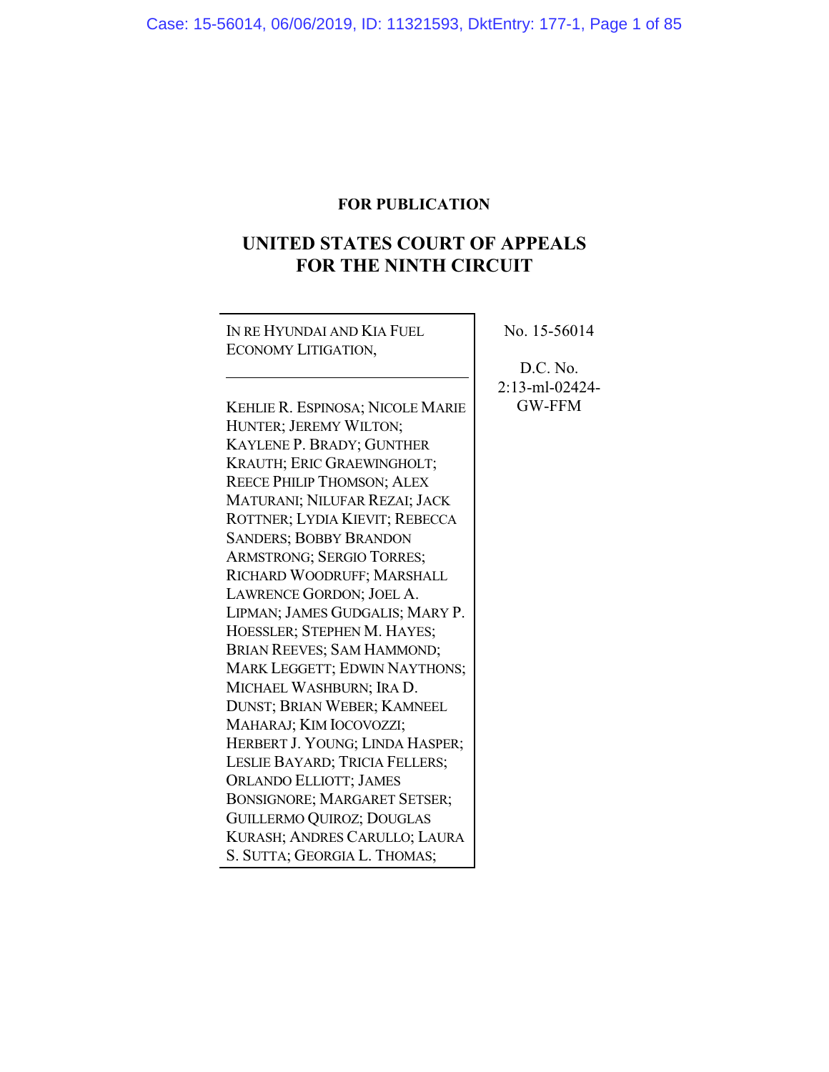**FOR PUBLICATION**

# UNITED STATES COURT OF APPEALS FOR THE NINTH CIRCUIT

IN RE HYUNDAI AND KIA FUEL ECONOMY LITIGATION,

---

KEHLIE R. ESPINOSA; NICOLE MARIE HUNTER; JEREMY WILTON; KAYLENE P. BRADY; GUNTHER KRAUTH; ERIC GRAEWINGHOLT; REECE PHILIP THOMSON; ALEX MATURANI; NILUFAR REZAI; JACK ROTTNER; LYDIA KIEVIT; REBECCA SANDERS; BOBBY BRANDON ARMSTRONG; SERGIO TORRES; RICHARD WOODRUFF; MARSHALL LAWRENCE GORDON; JOEL A. LIPMAN; JAMES GUDGALIS; MARY P. HOESSLER; STEPHEN M. HAYES; BRIAN REEVES; SAM HAMMOND; MARK LEGGETT; EDWIN NAYTHONS; MICHAEL WASHBURN; IRA D. DUNST; BRIAN WEBER; KAMNEEL MAHARAJ; KIM IOCOVOZZI; HERBERT J. YOUNG; LINDA HASPER; LESLIE BAYARD; TRICIA FELLERS; ORLANDO ELLIOTT; JAMES BONSIGNORE; MARGARET SETSER; GUILLERMO QUIROZ; DOUGLAS KURASH; ANDRES CARULLO; LAURA S. SUTTA; GEORGIA L. THOMAS;

No. 15-56014

D.C. No. 2:13-ml-02424-GW-FFM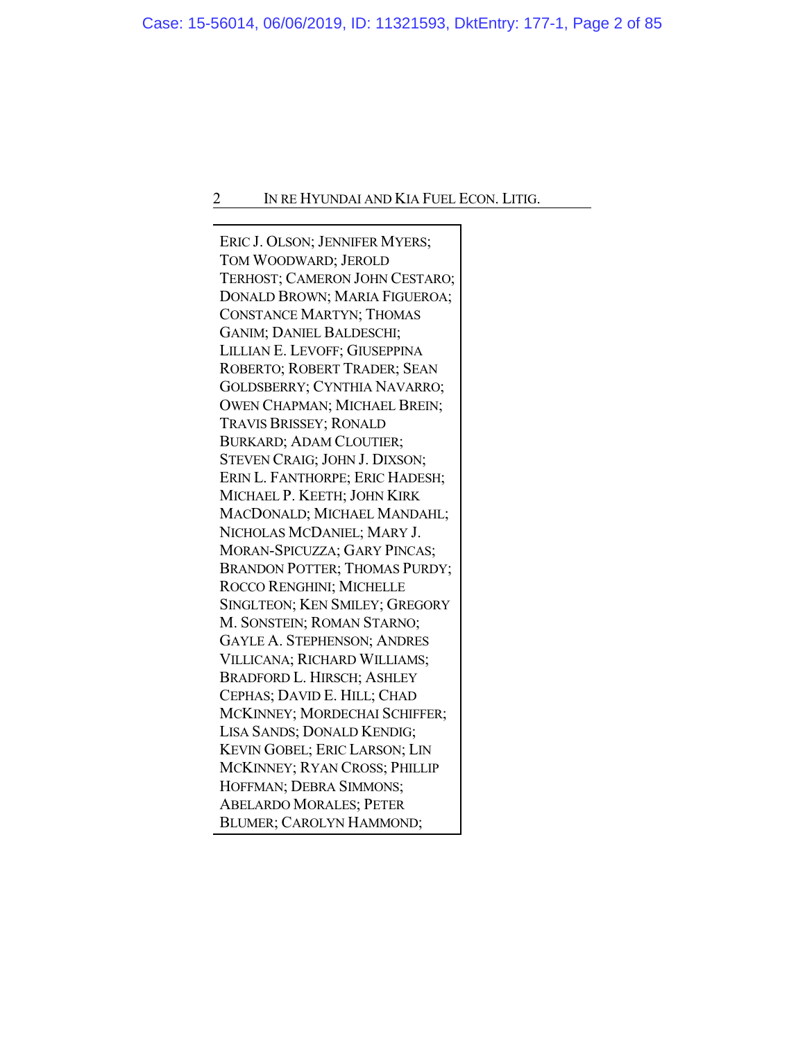ERIC J. OLSON; JENNIFER MYERS; TOM WOODWARD; JEROLD TERHOST; CAMERON JOHN CESTARO; DONALD BROWN; MARIA FIGUEROA; CONSTANCE MARTYN; THOMAS GANIM; DANIEL BALDESCHI; LILLIAN E. LEVOFF; GIUSEPPINA ROBERTO; ROBERT TRADER; SEAN GOLDSBERRY; CYNTHIA NAVARRO; OWEN CHAPMAN; MICHAEL BREIN; TRAVIS BRISSEY; RONALD BURKARD; ADAM CLOUTIER; STEVEN CRAIG; JOHN J. DIXSON; ERIN L. FANTHORPE; ERIC HADESH; MICHAEL P. KEETH; JOHN KIRK MACDONALD; MICHAEL MANDAHL; NICHOLAS MCDANIEL; MARY J. MORAN-SPICUZZA; GARY PINCAS; BRANDON POTTER; THOMAS PURDY; ROCCO RENGHINI; MICHELLE SINGLTEON; KEN SMILEY; GREGORY M. SONSTEIN; ROMAN STARNO; GAYLE A. STEPHENSON; ANDRES VILLICANA; RICHARD WILLIAMS; BRADFORD L. HIRSCH; ASHLEY CEPHAS; DAVID E. HILL; CHAD MCKINNEY; MORDECHAI SCHIFFER; LISA SANDS; DONALD KENDIG; KEVIN GOBEL; ERIC LARSON; LIN MCKINNEY; RYAN CROSS; PHILLIP HOFFMAN; DEBRA SIMMONS; ABELARDO MORALES; PETER BLUMER; CAROLYN HAMMOND;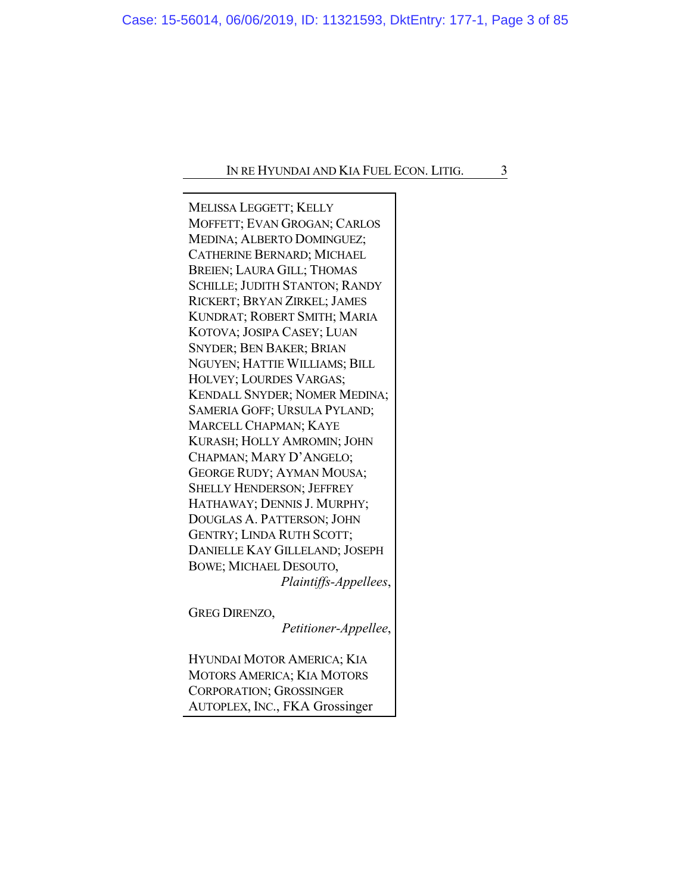MELISSA LEGGETT; KELLY MOFFETT; EVAN GROGAN; CARLOS MEDINA; ALBERTO DOMINGUEZ; CATHERINE BERNARD; MICHAEL BREIEN; LAURA GILL; THOMAS SCHILLE; JUDITH STANTON; RANDY RICKERT; BRYAN ZIRKEL; JAMES KUNDRAT; ROBERT SMITH; MARIA KOTOVA; JOSIPA CASEY; LUAN SNYDER; BEN BAKER; BRIAN NGUYEN; HATTIE WILLIAMS; BILL HOLVEY; LOURDES VARGAS; KENDALL SNYDER; NOMER MEDINA; SAMERIA GOFF; URSULA PYLAND; MARCELL CHAPMAN; KAYE KURASH; HOLLY AMROMIN; JOHN CHAPMAN; MARY D'ANGELO; GEORGE RUDY; AYMAN MOUSA; SHELLY HENDERSON; JEFFREY HATHAWAY; DENNIS J. MURPHY; DOUGLAS A. PATTERSON; JOHN GENTRY; LINDA RUTH SCOTT; DANIELLE KAY GILLELAND; JOSEPH BOWE; MICHAEL DESOUTO,

*Plaintiffs-Appellees*,

GREG DIRENZO,

*Petitioner-Appellee*,

HYUNDAI MOTOR AMERICA; KIA MOTORS AMERICA; KIA MOTORS CORPORATION; GROSSINGER AUTOPLEX, INC., FKA Grossinger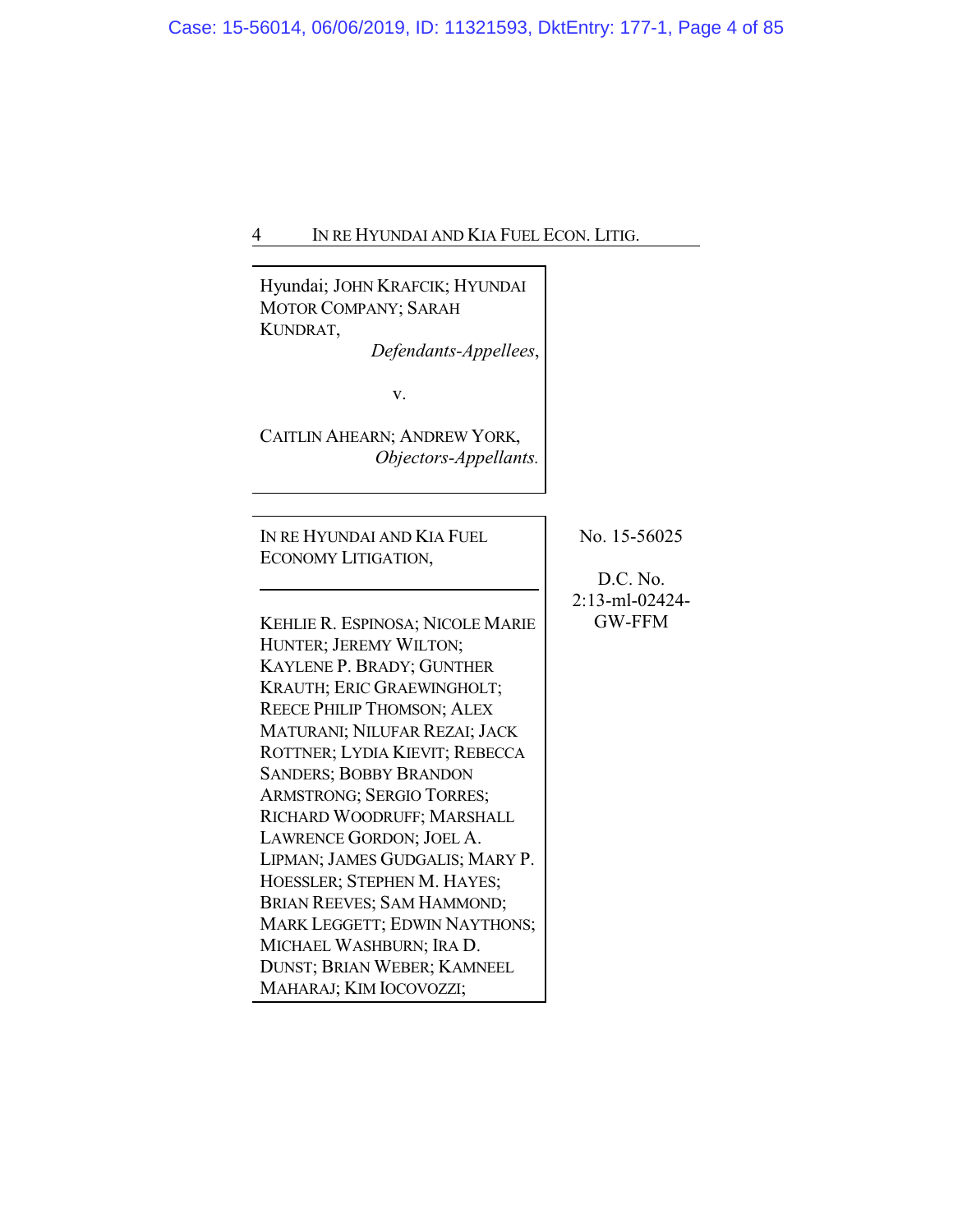Hyundai; JOHN KRAFCIK; HYUNDAI MOTOR COMPANY; SARAH KUNDRAT,

*Defendants-Appellees*,

v.

CAITLIN AHEARN; ANDREW YORK,

*Objectors-Appellants.*

---

IN RE HYUNDAI AND KIA FUEL ECONOMY LITIGATION,

No. 15-56025

D.C. No. 2:13-ml-02424-GW-FFM

---

KEHLIE R. ESPINOSA; NICOLE MARIE HUNTER; JEREMY WILTON; KAYLENE P. BRADY; GUNTHER KRAUTH; ERIC GRAEWINGHOLT; REECE PHILIP THOMSON; ALEX MATURANI; NILUFAR REZAI; JACK ROTTNER; LYDIA KIEVIT; REBECCA SANDERS; BOBBY BRANDON ARMSTRONG; SERGIO TORRES; RICHARD WOODRUFF; MARSHALL LAWRENCE GORDON; JOEL A. LIPMAN; JAMES GUDGALIS; MARY P. HOESSLER; STEPHEN M. HAYES; BRIAN REEVES; SAM HAMMOND; MARK LEGGETT; EDWIN NAYTHONS; MICHAEL WASHBURN; IRA D. DUNST; BRIAN WEBER; KAMNEEL MAHARAJ; KIM IOCOVOZZI;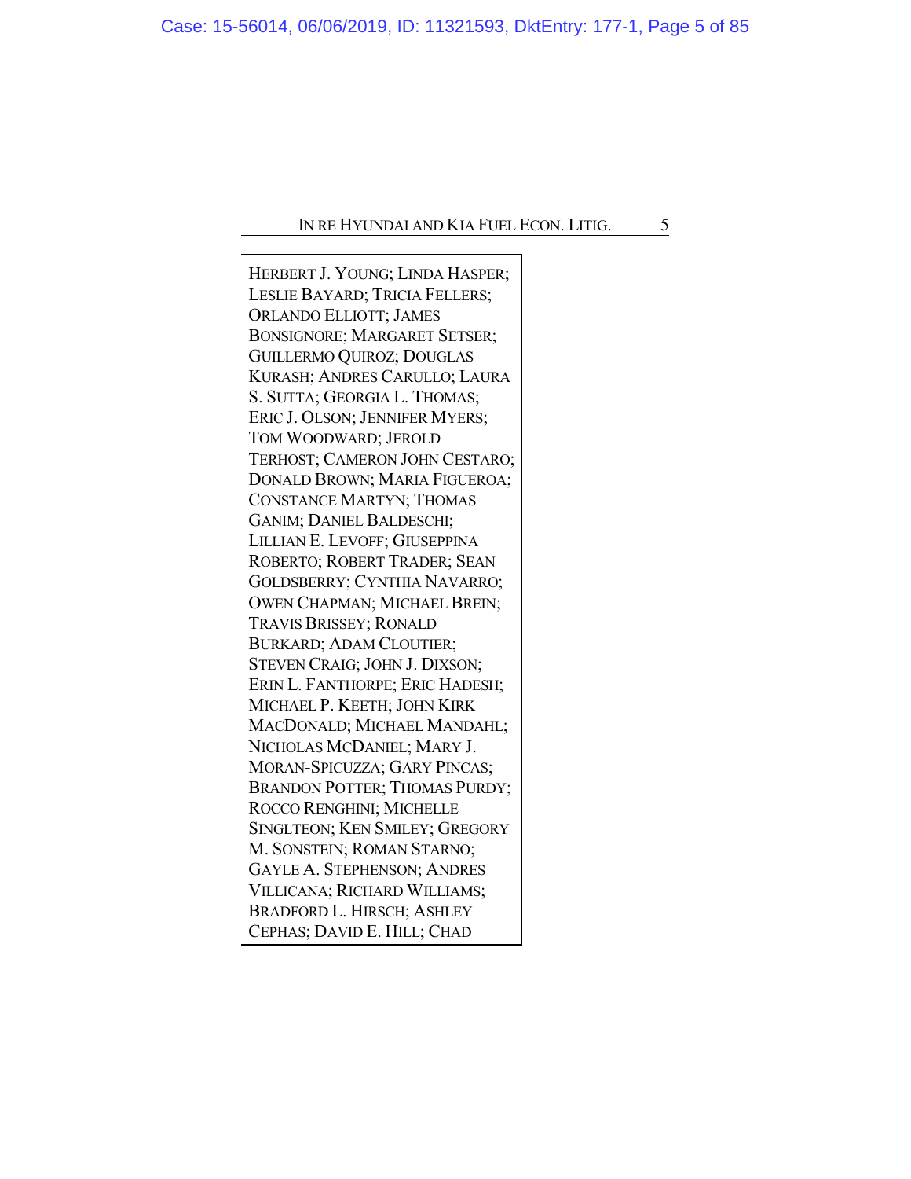HERBERT J. YOUNG; LINDA HASPER; LESLIE BAYARD; TRICIA FELLERS; ORLANDO ELLIOTT; JAMES BONSIGNORE; MARGARET SETSER; GUILLERMO QUIROZ; DOUGLAS KURASH; ANDRES CARULLO; LAURA S. SUTTA; GEORGIA L. THOMAS; ERIC J. OLSON; JENNIFER MYERS; TOM WOODWARD; JEROLD TERHOST; CAMERON JOHN CESTARO; DONALD BROWN; MARIA FIGUEROA; CONSTANCE MARTYN; THOMAS GANIM; DANIEL BALDESCHI; LILLIAN E. LEVOFF; GIUSEPPINA ROBERTO; ROBERT TRADER; SEAN GOLDSBERRY; CYNTHIA NAVARRO; OWEN CHAPMAN; MICHAEL BREIN; TRAVIS BRISSEY; RONALD BURKARD; ADAM CLOUTIER; STEVEN CRAIG; JOHN J. DIXSON; ERIN L. FANTHORPE; ERIC HADESH; MICHAEL P. KEETH; JOHN KIRK MACDONALD; MICHAEL MANDAHL; NICHOLAS MCDANIEL; MARY J. MORAN-SPICUZZA; GARY PINCAS; BRANDON POTTER; THOMAS PURDY; ROCCO RENGHINI; MICHELLE SINGLTEON; KEN SMILEY; GREGORY M. SONSTEIN; ROMAN STARNO; GAYLE A. STEPHENSON; ANDRES VILLICANA; RICHARD WILLIAMS; BRADFORD L. HIRSCH; ASHLEY CEPHAS; DAVID E. HILL; CHAD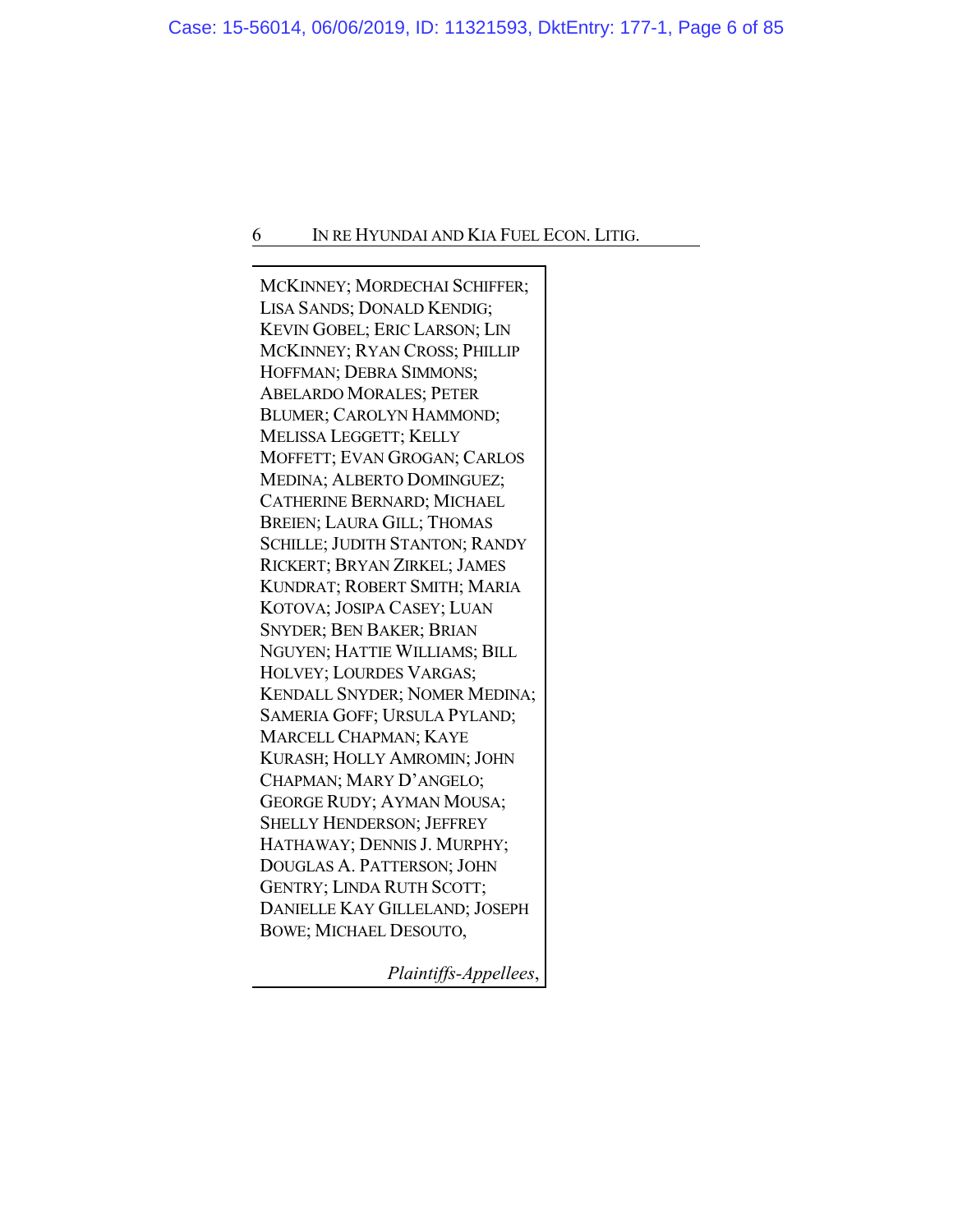MCKINNEY; MORDECHAI SCHIFFER; LISA SANDS; DONALD KENDIG; KEVIN GOBEL; ERIC LARSON; LIN MCKINNEY; RYAN CROSS; PHILLIP HOFFMAN; DEBRA SIMMONS; ABELARDO MORALES; PETER BLUMER; CAROLYN HAMMOND; MELISSA LEGGETT; KELLY MOFFETT; EVAN GROGAN; CARLOS MEDINA; ALBERTO DOMINGUEZ; CATHERINE BERNARD; MICHAEL BREIEN; LAURA GILL; THOMAS SCHILLE; JUDITH STANTON; RANDY RICKERT; BRYAN ZIRKEL; JAMES KUNDRAT; ROBERT SMITH; MARIA KOTOVA; JOSIPA CASEY; LUAN SNYDER; BEN BAKER; BRIAN NGUYEN; HATTIE WILLIAMS; BILL HOLVEY; LOURDES VARGAS; KENDALL SNYDER; NOMER MEDINA; SAMERIA GOFF; URSULA PYLAND; MARCELL CHAPMAN; KAYE KURASH; HOLLY AMROMIN; JOHN CHAPMAN; MARY D'ANGELO; GEORGE RUDY; AYMAN MOUSA; SHELLY HENDERSON; JEFFREY HATHAWAY; DENNIS J. MURPHY; DOUGLAS A. PATTERSON; JOHN GENTRY; LINDA RUTH SCOTT; DANIELLE KAY GILLELAND; JOSEPH BOWE; MICHAEL DESOUTO,

*Plaintiffs-Appellees*,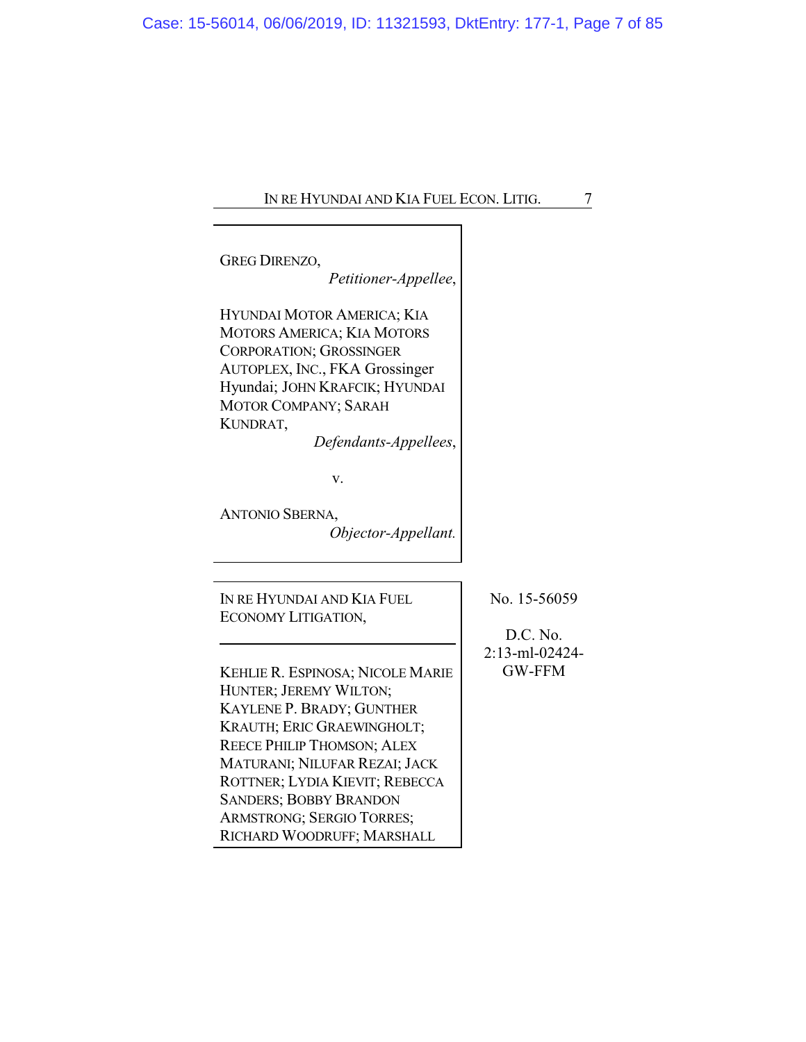GREG DIRENZO,
*Petitioner-Appellee*,

HYUNDAI MOTOR AMERICA; KIA MOTORS AMERICA; KIA MOTORS CORPORATION; GROSSINGER AUTOPLEX, INC., FKA Grossinger Hyundai; JOHN KRAFCIK; HYUNDAI MOTOR COMPANY; SARAH KUNDRAT,
*Defendants-Appellees*,

v.

ANTONIO SBERNA,
*Objector-Appellant.*

---

IN RE HYUNDAI AND KIA FUEL ECONOMY LITIGATION,

No. 15-56059

D.C. No. 2:13-ml-02424-GW-FFM

---

KEHLIE R. ESPINOSA; NICOLE MARIE HUNTER; JEREMY WILTON; KAYLENE P. BRADY; GUNTHER KRAUTH; ERIC GRAEWINGHOLT; REECE PHILIP THOMSON; ALEX MATURANI; NILUFAR REZAI; JACK ROTTNER; LYDIA KIEVIT; REBECCA SANDERS; BOBBY BRANDON ARMSTRONG; SERGIO TORRES; RICHARD WOODRUFF; MARSHALL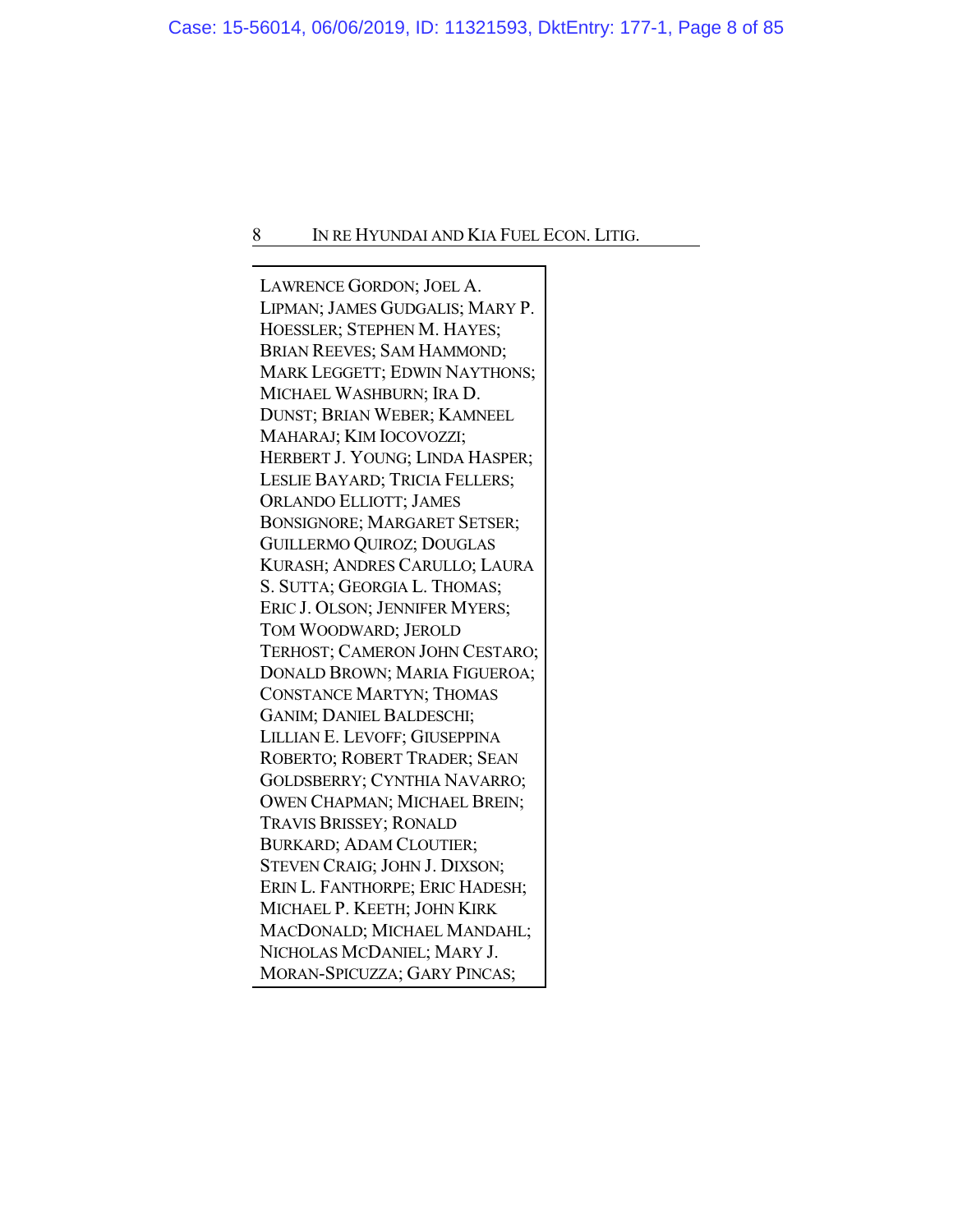LAWRENCE GORDON; JOEL A. LIPMAN; JAMES GUDGALIS; MARY P. HOESSLER; STEPHEN M. HAYES; BRIAN REEVES; SAM HAMMOND; MARK LEGGETT; EDWIN NAYTHONS; MICHAEL WASHBURN; IRA D. DUNST; BRIAN WEBER; KAMNEEL MAHARAJ; KIM IOCOVOZZI; HERBERT J. YOUNG; LINDA HASPER; LESLIE BAYARD; TRICIA FELLERS; ORLANDO ELLIOTT; JAMES BONSIGNORE; MARGARET SETSER; GUILLERMO QUIROZ; DOUGLAS KURASH; ANDRES CARULLO; LAURA S. SUTTA; GEORGIA L. THOMAS; ERIC J. OLSON; JENNIFER MYERS; TOM WOODWARD; JEROLD TERHOST; CAMERON JOHN CESTARO; DONALD BROWN; MARIA FIGUEROA; CONSTANCE MARTYN; THOMAS GANIM; DANIEL BALDESCHI; LILLIAN E. LEVOFF; GIUSEPPINA ROBERTO; ROBERT TRADER; SEAN GOLDSBERRY; CYNTHIA NAVARRO; OWEN CHAPMAN; MICHAEL BREIN; TRAVIS BRISSEY; RONALD BURKARD; ADAM CLOUTIER; STEVEN CRAIG; JOHN J. DIXSON; ERIN L. FANTHORPE; ERIC HADESH; MICHAEL P. KEETH; JOHN KIRK MACDONALD; MICHAEL MANDAHL; NICHOLAS MCDANIEL; MARY J. MORAN-SPICUZZA; GARY PINCAS;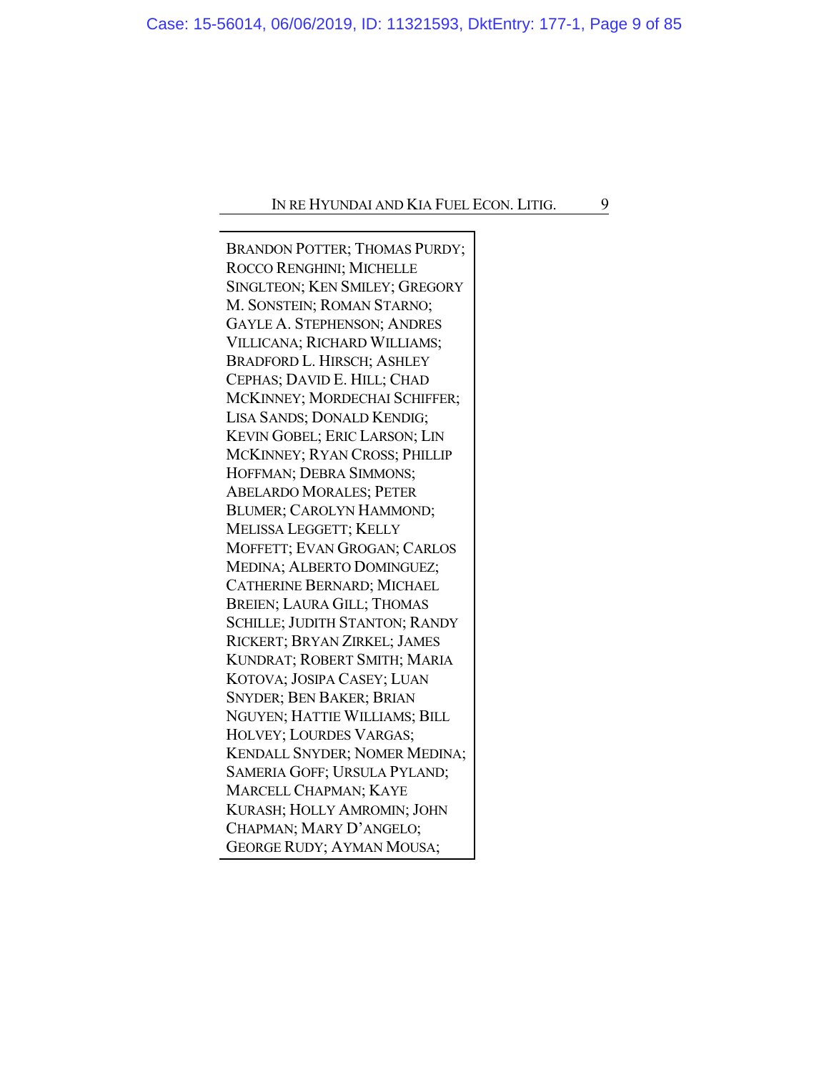BRANDON POTTER; THOMAS PURDY; ROCCO RENGHINI; MICHELLE SINGLTEON; KEN SMILEY; GREGORY M. SONSTEIN; ROMAN STARNO; GAYLE A. STEPHENSON; ANDRES VILLICANA; RICHARD WILLIAMS; BRADFORD L. HIRSCH; ASHLEY CEPHAS; DAVID E. HILL; CHAD MCKINNEY; MORDECHAI SCHIFFER; LISA SANDS; DONALD KENDIG; KEVIN GOBEL; ERIC LARSON; LIN MCKINNEY; RYAN CROSS; PHILLIP HOFFMAN; DEBRA SIMMONS; ABELARDO MORALES; PETER BLUMER; CAROLYN HAMMOND; MELISSA LEGGETT; KELLY MOFFETT; EVAN GROGAN; CARLOS MEDINA; ALBERTO DOMINGUEZ; CATHERINE BERNARD; MICHAEL BREIEN; LAURA GILL; THOMAS SCHILLE; JUDITH STANTON; RANDY RICKERT; BRYAN ZIRKEL; JAMES KUNDRAT; ROBERT SMITH; MARIA KOTOVA; JOSIPA CASEY; LUAN SNYDER; BEN BAKER; BRIAN NGUYEN; HATTIE WILLIAMS; BILL HOLVEY; LOURDES VARGAS; KENDALL SNYDER; NOMER MEDINA; SAMERIA GOFF; URSULA PYLAND; MARCELL CHAPMAN; KAYE KURASH; HOLLY AMROMIN; JOHN CHAPMAN; MARY D'ANGELO; GEORGE RUDY; AYMAN MOUSA;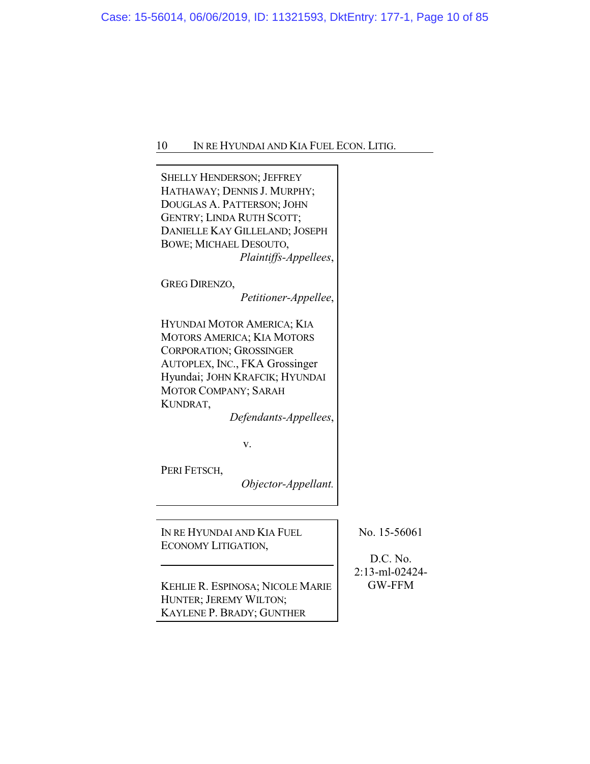SHELLY HENDERSON; JEFFREY HATHAWAY; DENNIS J. MURPHY; DOUGLAS A. PATTERSON; JOHN GENTRY; LINDA RUTH SCOTT; DANIELLE KAY GILLELAND; JOSEPH BOWE; MICHAEL DESOUTO,
*Plaintiffs-Appellees*,

GREG DIRENZO,
*Petitioner-Appellee*,

HYUNDAI MOTOR AMERICA; KIA MOTORS AMERICA; KIA MOTORS CORPORATION; GROSSINGER AUTOPLEX, INC., FKA Grossinger Hyundai; JOHN KRAFCIK; HYUNDAI MOTOR COMPANY; SARAH KUNDRAT,
*Defendants-Appellees*,

v.

PERI FETSCH,
*Objector-Appellant.*

---

IN RE HYUNDAI AND KIA FUEL ECONOMY LITIGATION,

No. 15-56061

D.C. No. 2:13-ml-02424-GW-FFM

---

KEHLIE R. ESPINOSA; NICOLE MARIE HUNTER; JEREMY WILTON; KAYLENE P. BRADY; GUNTHER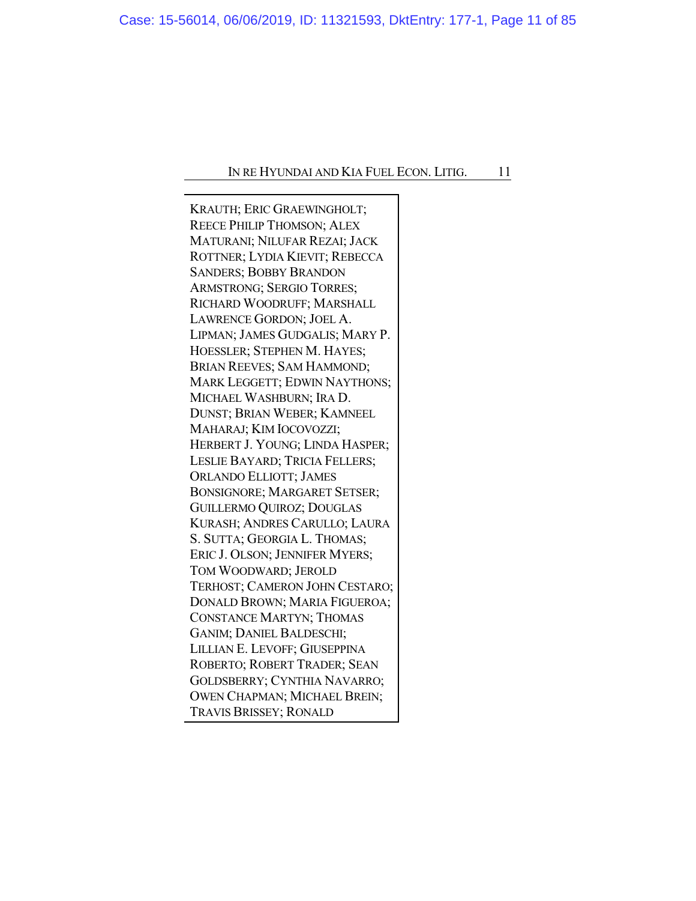KRAUTH; ERIC GRAEWINGHOLT; REECE PHILIP THOMSON; ALEX MATURANI; NILUFAR REZAI; JACK ROTTNER; LYDIA KIEVIT; REBECCA SANDERS; BOBBY BRANDON ARMSTRONG; SERGIO TORRES; RICHARD WOODRUFF; MARSHALL LAWRENCE GORDON; JOEL A. LIPMAN; JAMES GUDGALIS; MARY P. HOESSLER; STEPHEN M. HAYES; BRIAN REEVES; SAM HAMMOND; MARK LEGGETT; EDWIN NAYTHONS; MICHAEL WASHBURN; IRA D. DUNST; BRIAN WEBER; KAMNEEL MAHARAJ; KIM IOCOVOZZI; HERBERT J. YOUNG; LINDA HASPER; LESLIE BAYARD; TRICIA FELLERS; ORLANDO ELLIOTT; JAMES BONSIGNORE; MARGARET SETSER; GUILLERMO QUIROZ; DOUGLAS KURASH; ANDRES CARULLO; LAURA S. SUTTA; GEORGIA L. THOMAS; ERIC J. OLSON; JENNIFER MYERS; TOM WOODWARD; JEROLD TERHOST; CAMERON JOHN CESTARO; DONALD BROWN; MARIA FIGUEROA; CONSTANCE MARTYN; THOMAS GANIM; DANIEL BALDESCHI; LILLIAN E. LEVOFF; GIUSEPPINA ROBERTO; ROBERT TRADER; SEAN GOLDSBERRY; CYNTHIA NAVARRO; OWEN CHAPMAN; MICHAEL BREIN; TRAVIS BRISSEY; RONALD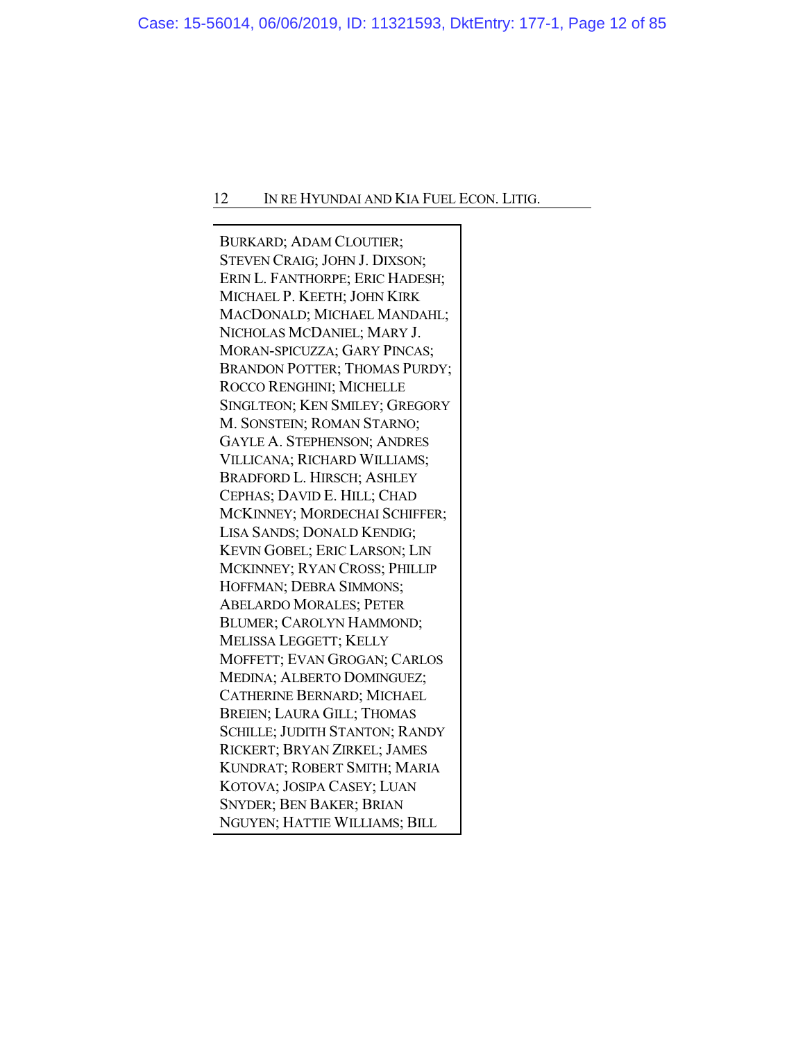BURKARD; ADAM CLOUTIER; STEVEN CRAIG; JOHN J. DIXSON; ERIN L. FANTHORPE; ERIC HADESH; MICHAEL P. KEETH; JOHN KIRK MACDONALD; MICHAEL MANDAHL; NICHOLAS MCDANIEL; MARY J. MORAN-SPICUZZA; GARY PINCAS; BRANDON POTTER; THOMAS PURDY; ROCCO RENGHINI; MICHELLE SINGLTEON; KEN SMILEY; GREGORY M. SONSTEIN; ROMAN STARNO; GAYLE A. STEPHENSON; ANDRES VILLICANA; RICHARD WILLIAMS; BRADFORD L. HIRSCH; ASHLEY CEPHAS; DAVID E. HILL; CHAD MCKINNEY; MORDECHAI SCHIFFER; LISA SANDS; DONALD KENDIG; KEVIN GOBEL; ERIC LARSON; LIN MCKINNEY; RYAN CROSS; PHILLIP HOFFMAN; DEBRA SIMMONS; ABELARDO MORALES; PETER BLUMER; CAROLYN HAMMOND; MELISSA LEGGETT; KELLY MOFFETT; EVAN GROGAN; CARLOS MEDINA; ALBERTO DOMINGUEZ; CATHERINE BERNARD; MICHAEL BREIEN; LAURA GILL; THOMAS SCHILLE; JUDITH STANTON; RANDY RICKERT; BRYAN ZIRKEL; JAMES KUNDRAT; ROBERT SMITH; MARIA KOTOVA; JOSIPA CASEY; LUAN SNYDER; BEN BAKER; BRIAN NGUYEN; HATTIE WILLIAMS; BILL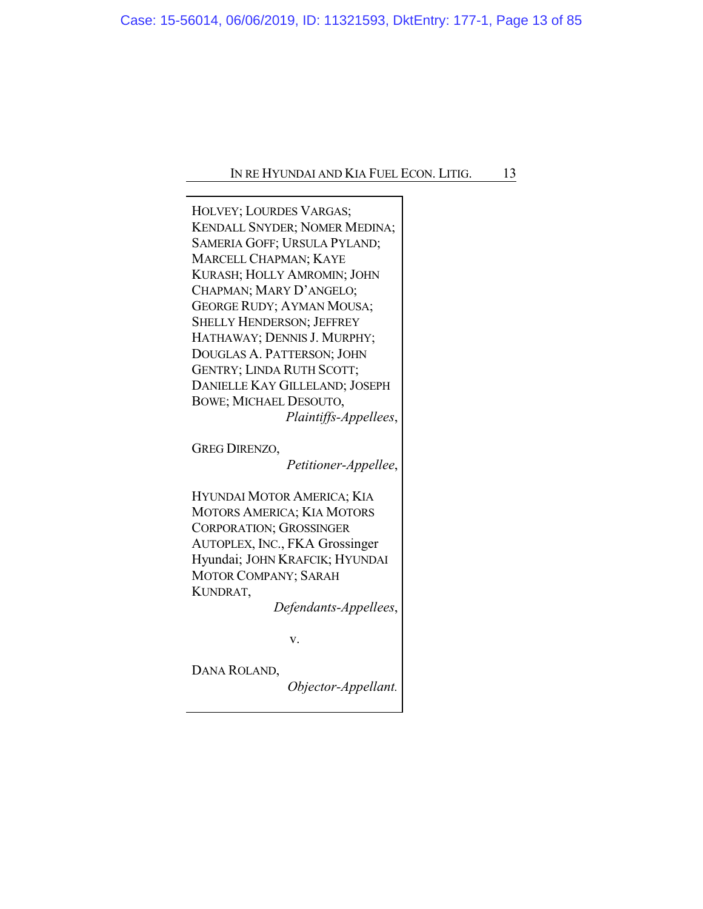HOLVEY; LOURDES VARGAS; KENDALL SNYDER; NOMER MEDINA; SAMERIA GOFF; URSULA PYLAND; MARCELL CHAPMAN; KAYE KURASH; HOLLY AMROMIN; JOHN CHAPMAN; MARY D'ANGELO; GEORGE RUDY; AYMAN MOUSA; SHELLY HENDERSON; JEFFREY HATHAWAY; DENNIS J. MURPHY; DOUGLAS A. PATTERSON; JOHN GENTRY; LINDA RUTH SCOTT; DANIELLE KAY GILLELAND; JOSEPH BOWE; MICHAEL DESOUTO,

*Plaintiffs-Appellees*,

GREG DIRENZO,

*Petitioner-Appellee*,

HYUNDAI MOTOR AMERICA; KIA MOTORS AMERICA; KIA MOTORS CORPORATION; GROSSINGER AUTOPLEX, INC., FKA Grossinger Hyundai; JOHN KRAFCIK; HYUNDAI MOTOR COMPANY; SARAH KUNDRAT,

*Defendants-Appellees*,

v.

DANA ROLAND,

*Objector-Appellant.*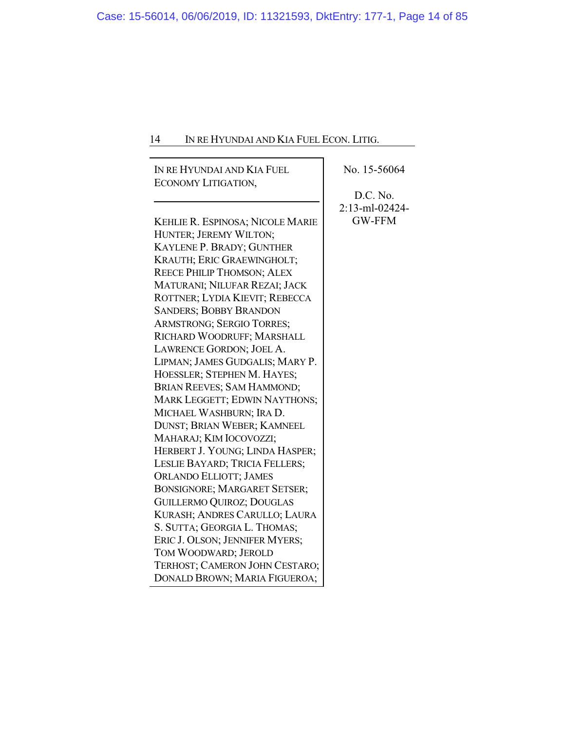IN RE HYUNDAI AND KIA FUEL ECONOMY LITIGATION,

---

KEHLIE R. ESPINOSA; NICOLE MARIE HUNTER; JEREMY WILTON; KAYLENE P. BRADY; GUNTHER KRAUTH; ERIC GRAEWINGHOLT; REECE PHILIP THOMSON; ALEX MATURANI; NILUFAR REZAI; JACK ROTTNER; LYDIA KIEVIT; REBECCA SANDERS; BOBBY BRANDON ARMSTRONG; SERGIO TORRES; RICHARD WOODRUFF; MARSHALL LAWRENCE GORDON; JOEL A. LIPMAN; JAMES GUDGALIS; MARY P. HOESSLER; STEPHEN M. HAYES; BRIAN REEVES; SAM HAMMOND; MARK LEGGETT; EDWIN NAYTHONS; MICHAEL WASHBURN; IRA D. DUNST; BRIAN WEBER; KAMNEEL MAHARAJ; KIM IOCOVOZZI; HERBERT J. YOUNG; LINDA HASPER; LESLIE BAYARD; TRICIA FELLERS; ORLANDO ELLIOTT; JAMES BONSIGNORE; MARGARET SETSER; GUILLERMO QUIROZ; DOUGLAS KURASH; ANDRES CARULLO; LAURA S. SUTTA; GEORGIA L. THOMAS; ERIC J. OLSON; JENNIFER MYERS; TOM WOODWARD; JEROLD TERHOST; CAMERON JOHN CESTARO; DONALD BROWN; MARIA FIGUEROA;

No. 15-56064

D.C. No. 2:13-ml-02424-GW-FFM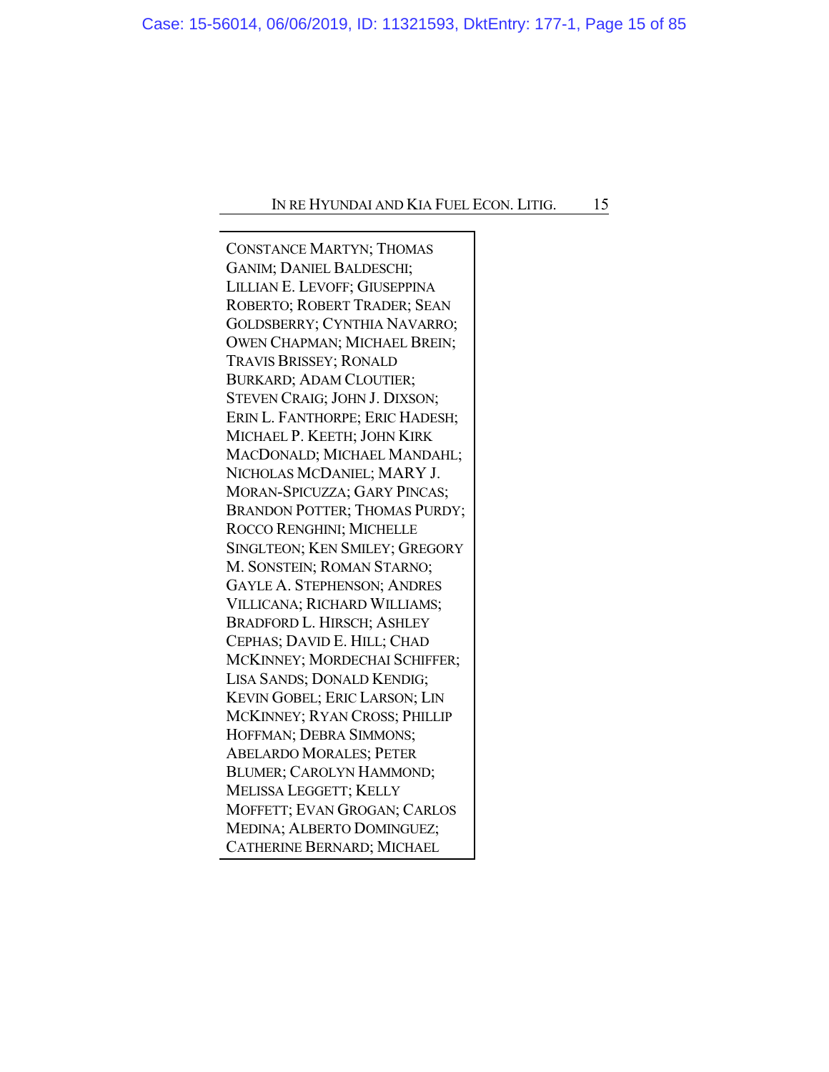CONSTANCE MARTYN; THOMAS GANIM; DANIEL BALDESCHI; LILLIAN E. LEVOFF; GIUSEPPINA ROBERTO; ROBERT TRADER; SEAN GOLDSBERRY; CYNTHIA NAVARRO; OWEN CHAPMAN; MICHAEL BREIN; TRAVIS BRISSEY; RONALD BURKARD; ADAM CLOUTIER; STEVEN CRAIG; JOHN J. DIXSON; ERIN L. FANTHORPE; ERIC HADESH; MICHAEL P. KEETH; JOHN KIRK MACDONALD; MICHAEL MANDAHL; NICHOLAS MCDANIEL; MARY J. MORAN-SPICUZZA; GARY PINCAS; BRANDON POTTER; THOMAS PURDY; ROCCO RENGHINI; MICHELLE SINGLTEON; KEN SMILEY; GREGORY M. SONSTEIN; ROMAN STARNO; GAYLE A. STEPHENSON; ANDRES VILLICANA; RICHARD WILLIAMS; BRADFORD L. HIRSCH; ASHLEY CEPHAS; DAVID E. HILL; CHAD MCKINNEY; MORDECHAI SCHIFFER; LISA SANDS; DONALD KENDIG; KEVIN GOBEL; ERIC LARSON; LIN MCKINNEY; RYAN CROSS; PHILLIP HOFFMAN; DEBRA SIMMONS; ABELARDO MORALES; PETER BLUMER; CAROLYN HAMMOND; MELISSA LEGGETT; KELLY MOFFETT; EVAN GROGAN; CARLOS MEDINA; ALBERTO DOMINGUEZ; CATHERINE BERNARD; MICHAEL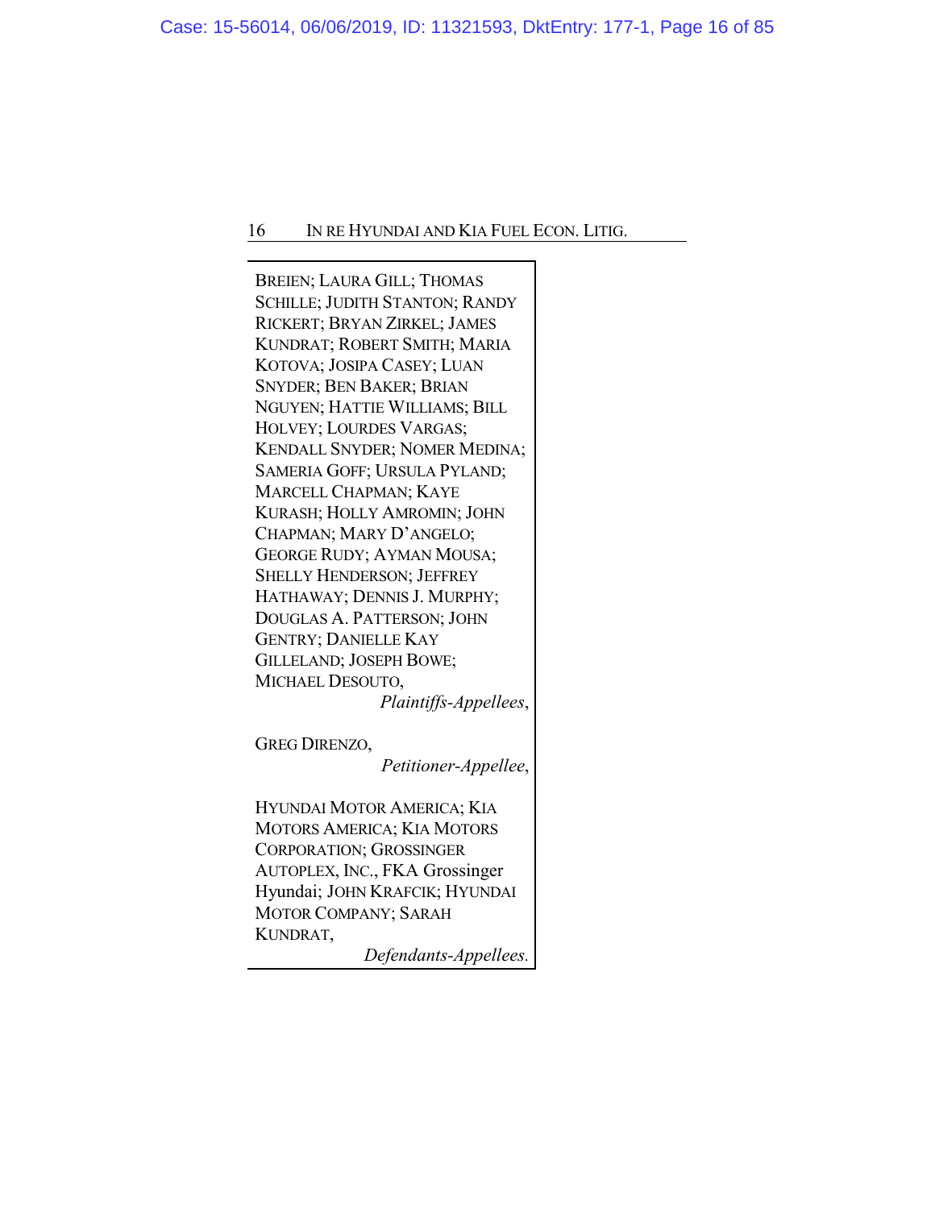BREIEN; LAURA GILL; THOMAS SCHILLE; JUDITH STANTON; RANDY RICKERT; BRYAN ZIRKEL; JAMES KUNDRAT; ROBERT SMITH; MARIA KOTOVA; JOSIPA CASEY; LUAN SNYDER; BEN BAKER; BRIAN NGUYEN; HATTIE WILLIAMS; BILL HOLVEY; LOURDES VARGAS; KENDALL SNYDER; NOMER MEDINA; SAMERIA GOFF; URSULA PYLAND; MARCELL CHAPMAN; KAYE KURASH; HOLLY AMROMIN; JOHN CHAPMAN; MARY D'ANGELO; GEORGE RUDY; AYMAN MOUSA; SHELLY HENDERSON; JEFFREY HATHAWAY; DENNIS J. MURPHY; DOUGLAS A. PATTERSON; JOHN GENTRY; DANIELLE KAY GILLELAND; JOSEPH BOWE; MICHAEL DESOUTO,
*Plaintiffs-Appellees*,

GREG DIRENZO,
*Petitioner-Appellee*,

HYUNDAI MOTOR AMERICA; KIA MOTORS AMERICA; KIA MOTORS CORPORATION; GROSSINGER AUTOPLEX, INC., FKA Grossinger Hyundai; JOHN KRAFCIK; HYUNDAI MOTOR COMPANY; SARAH KUNDRAT,
*Defendants-Appellees.*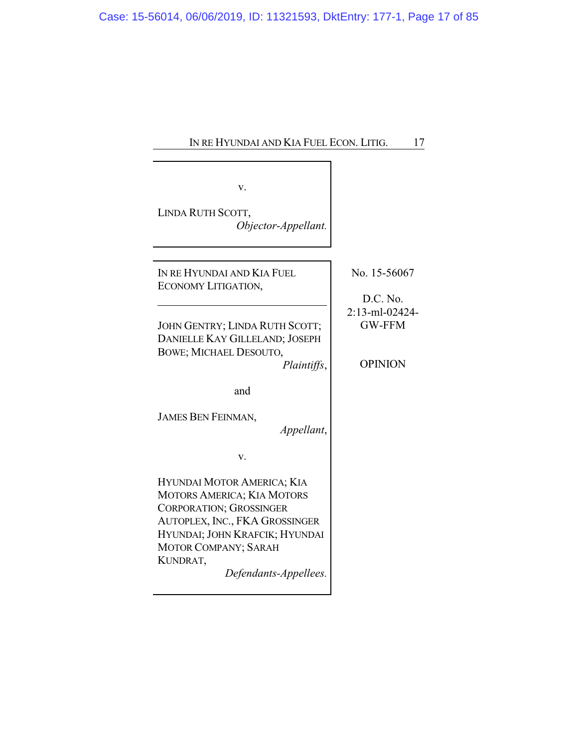v.

LINDA RUTH SCOTT,
*Objector-Appellant.*

---

IN RE HYUNDAI AND KIA FUEL ECONOMY LITIGATION,

---

JOHN GENTRY; LINDA RUTH SCOTT; DANIELLE KAY GILLELAND; JOSEPH BOWE; MICHAEL DESOUTO,
*Plaintiffs*,

and

JAMES BEN FEINMAN,
*Appellant*,

v.

HYUNDAI MOTOR AMERICA; KIA MOTORS AMERICA; KIA MOTORS CORPORATION; GROSSINGER AUTOPLEX, INC., FKA GROSSINGER HYUNDAI; JOHN KRAFCIK; HYUNDAI MOTOR COMPANY; SARAH KUNDRAT,
*Defendants-Appellees.*

No. 15-56067

D.C. No. 2:13-ml-02424-GW-FFM

OPINION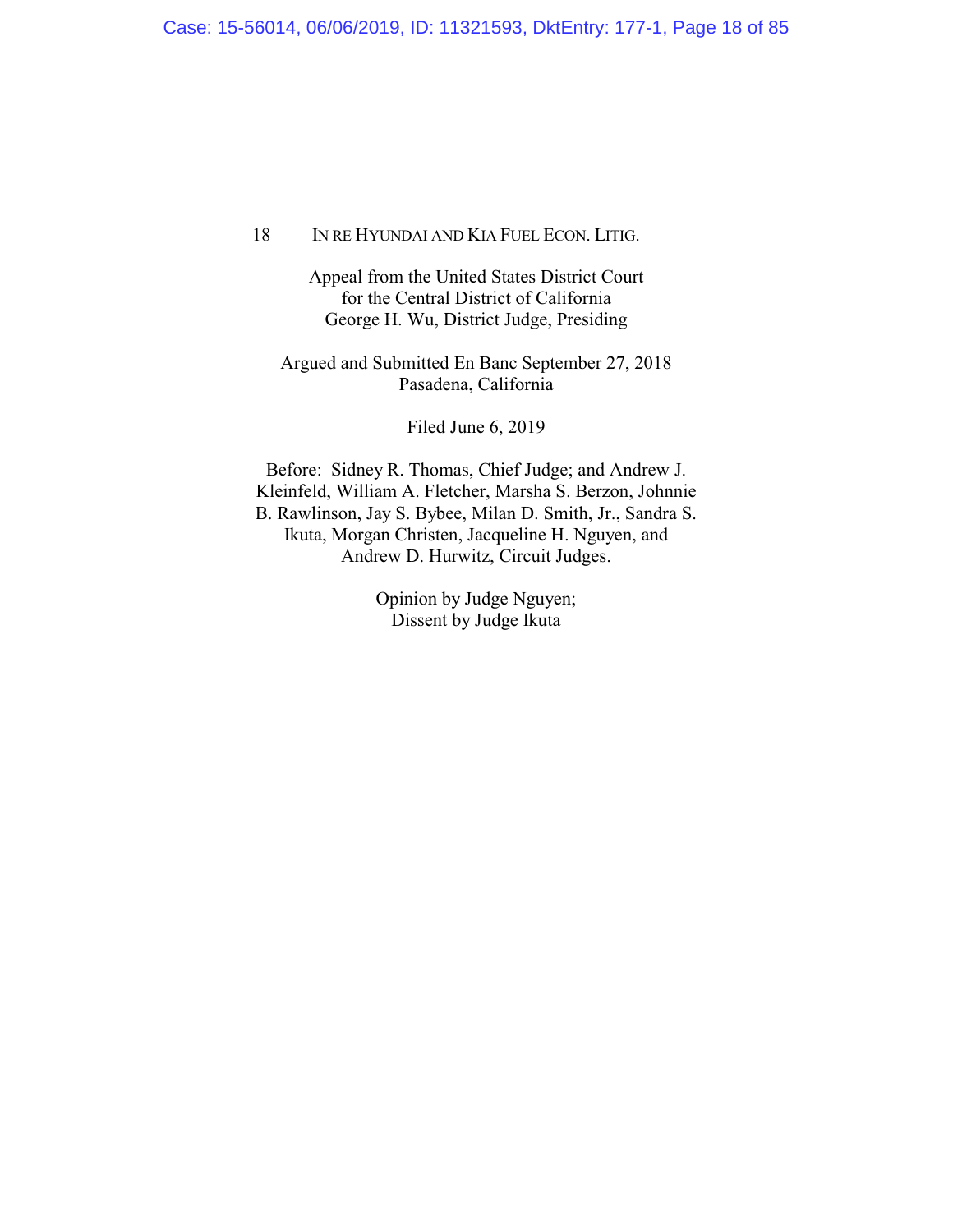Appeal from the United States District Court
for the Central District of California
George H. Wu, District Judge, Presiding

Argued and Submitted En Banc September 27, 2018
Pasadena, California

Filed June 6, 2019

Before: Sidney R. Thomas, Chief Judge; and Andrew J. Kleinfeld, William A. Fletcher, Marsha S. Berzon, Johnnie B. Rawlinson, Jay S. Bybee, Milan D. Smith, Jr., Sandra S. Ikuta, Morgan Christen, Jacqueline H. Nguyen, and Andrew D. Hurwitz, Circuit Judges.

Opinion by Judge Nguyen;
Dissent by Judge Ikuta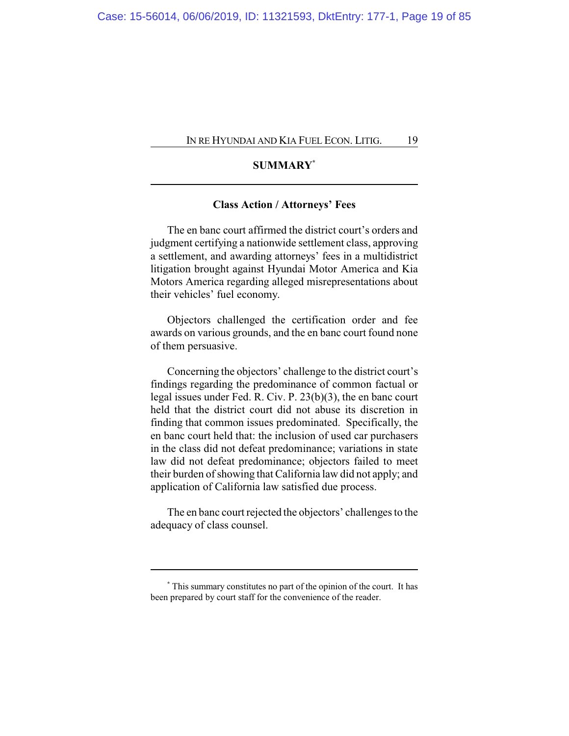## SUMMARY[*]

### Class Action / Attorneys' Fees

The en banc court affirmed the district court's orders and judgment certifying a nationwide settlement class, approving a settlement, and awarding attorneys' fees in a multidistrict litigation brought against Hyundai Motor America and Kia Motors America regarding alleged misrepresentations about their vehicles' fuel economy.

Objectors challenged the certification order and fee awards on various grounds, and the en banc court found none of them persuasive.

Concerning the objectors' challenge to the district court's findings regarding the predominance of common factual or legal issues under Fed. R. Civ. P. 23(b)(3), the en banc court held that the district court did not abuse its discretion in finding that common issues predominated. Specifically, the en banc court held that: the inclusion of used car purchasers in the class did not defeat predominance; variations in state law did not defeat predominance; objectors failed to meet their burden of showing that California law did not apply; and application of California law satisfied due process.

The en banc court rejected the objectors' challenges to the adequacy of class counsel.

---

[*] This summary constitutes no part of the opinion of the court. It has been prepared by court staff for the convenience of the reader.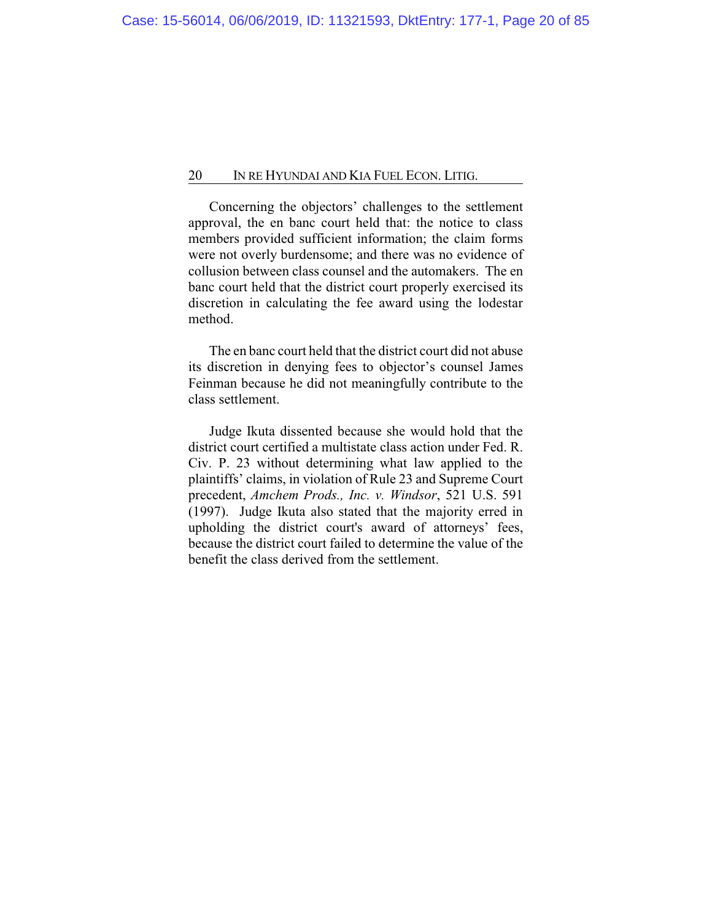Concerning the objectors' challenges to the settlement approval, the en banc court held that: the notice to class members provided sufficient information; the claim forms were not overly burdensome; and there was no evidence of collusion between class counsel and the automakers. The en banc court held that the district court properly exercised its discretion in calculating the fee award using the lodestar method.

The en banc court held that the district court did not abuse its discretion in denying fees to objector's counsel James Feinman because he did not meaningfully contribute to the class settlement.

Judge Ikuta dissented because she would hold that the district court certified a multistate class action under Fed. R. Civ. P. 23 without determining what law applied to the plaintiffs' claims, in violation of Rule 23 and Supreme Court precedent, *Amchem Prods., Inc. v. Windsor*, 521 U.S. 591 (1997). Judge Ikuta also stated that the majority erred in upholding the district court's award of attorneys' fees, because the district court failed to determine the value of the benefit the class derived from the settlement.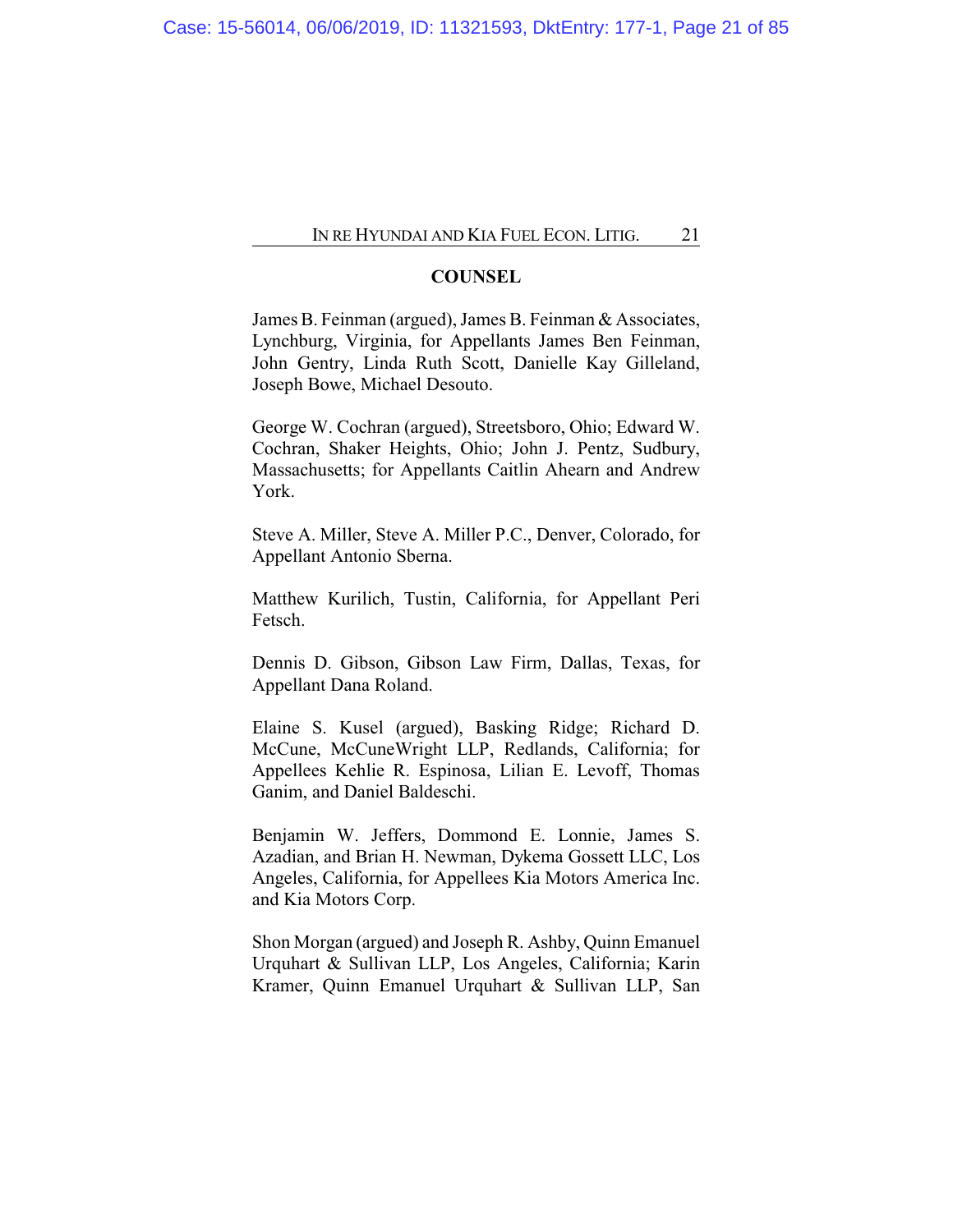**COUNSEL**

James B. Feinman (argued), James B. Feinman & Associates, Lynchburg, Virginia, for Appellants James Ben Feinman, John Gentry, Linda Ruth Scott, Danielle Kay Gilleland, Joseph Bowe, Michael Desouto.

George W. Cochran (argued), Streetsboro, Ohio; Edward W. Cochran, Shaker Heights, Ohio; John J. Pentz, Sudbury, Massachusetts; for Appellants Caitlin Ahearn and Andrew York.

Steve A. Miller, Steve A. Miller P.C., Denver, Colorado, for Appellant Antonio Sberna.

Matthew Kurilich, Tustin, California, for Appellant Peri Fetsch.

Dennis D. Gibson, Gibson Law Firm, Dallas, Texas, for Appellant Dana Roland.

Elaine S. Kusel (argued), Basking Ridge; Richard D. McCune, McCuneWright LLP, Redlands, California; for Appellees Kehlie R. Espinosa, Lilian E. Levoff, Thomas Ganim, and Daniel Baldeschi.

Benjamin W. Jeffers, Dommond E. Lonnie, James S. Azadian, and Brian H. Newman, Dykema Gossett LLC, Los Angeles, California, for Appellees Kia Motors America Inc. and Kia Motors Corp.

Shon Morgan (argued) and Joseph R. Ashby, Quinn Emanuel Urquhart & Sullivan LLP, Los Angeles, California; Karin Kramer, Quinn Emanuel Urquhart & Sullivan LLP, San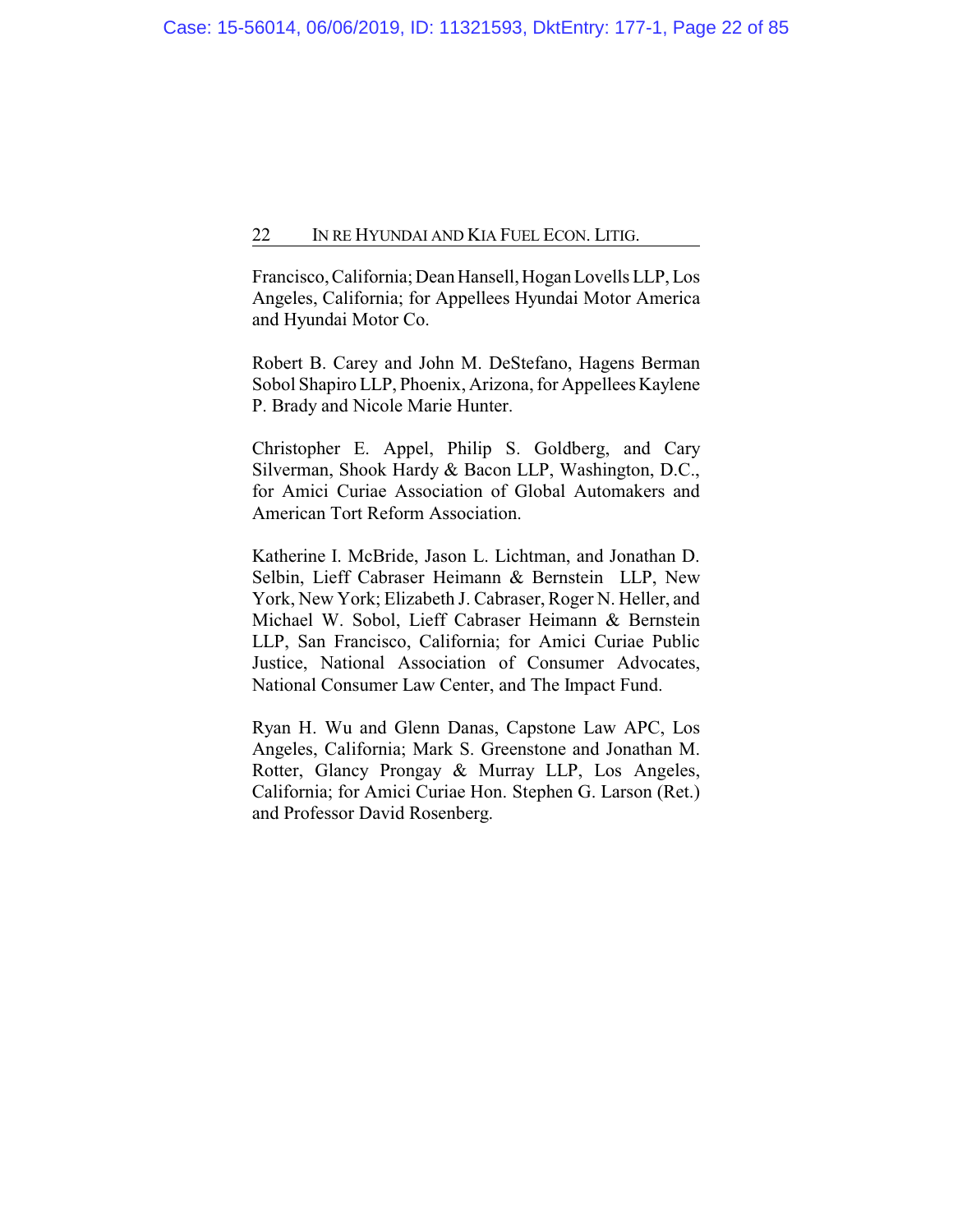Francisco, California; Dean Hansell, Hogan Lovells LLP, Los Angeles, California; for Appellees Hyundai Motor America and Hyundai Motor Co.

Robert B. Carey and John M. DeStefano, Hagens Berman Sobol Shapiro LLP, Phoenix, Arizona, for Appellees Kaylene P. Brady and Nicole Marie Hunter.

Christopher E. Appel, Philip S. Goldberg, and Cary Silverman, Shook Hardy & Bacon LLP, Washington, D.C., for Amici Curiae Association of Global Automakers and American Tort Reform Association.

Katherine I. McBride, Jason L. Lichtman, and Jonathan D. Selbin, Lieff Cabraser Heimann & Bernstein LLP, New York, New York; Elizabeth J. Cabraser, Roger N. Heller, and Michael W. Sobol, Lieff Cabraser Heimann & Bernstein LLP, San Francisco, California; for Amici Curiae Public Justice, National Association of Consumer Advocates, National Consumer Law Center, and The Impact Fund.

Ryan H. Wu and Glenn Danas, Capstone Law APC, Los Angeles, California; Mark S. Greenstone and Jonathan M. Rotter, Glancy Prongay & Murray LLP, Los Angeles, California; for Amici Curiae Hon. Stephen G. Larson (Ret.) and Professor David Rosenberg.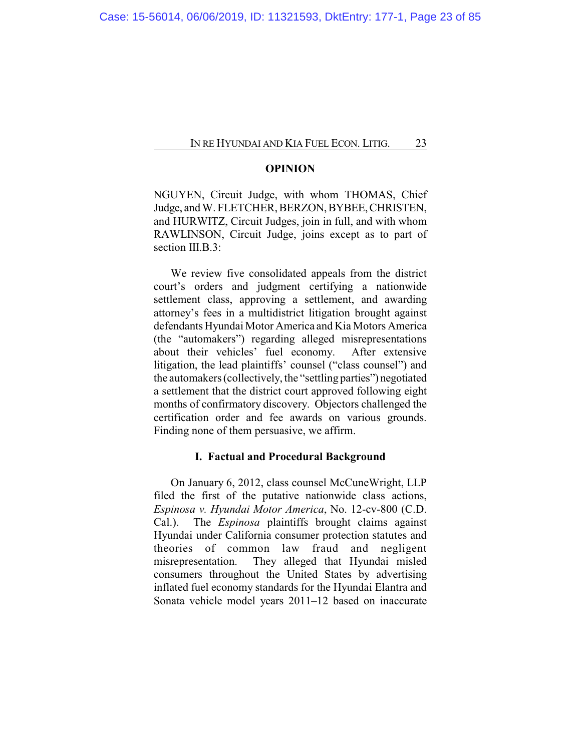## OPINION

NGUYEN, Circuit Judge, with whom THOMAS, Chief Judge, and W. FLETCHER, BERZON, BYBEE, CHRISTEN, and HURWITZ, Circuit Judges, join in full, and with whom RAWLINSON, Circuit Judge, joins except as to part of section III.B.3:

We review five consolidated appeals from the district court's orders and judgment certifying a nationwide settlement class, approving a settlement, and awarding attorney's fees in a multidistrict litigation brought against defendants Hyundai Motor America and Kia Motors America (the "automakers") regarding alleged misrepresentations about their vehicles' fuel economy. After extensive litigation, the lead plaintiffs' counsel ("class counsel") and the automakers (collectively, the "settling parties") negotiated a settlement that the district court approved following eight months of confirmatory discovery. Objectors challenged the certification order and fee awards on various grounds. Finding none of them persuasive, we affirm.

### I. Factual and Procedural Background

On January 6, 2012, class counsel McCuneWright, LLP filed the first of the putative nationwide class actions, *Espinosa v. Hyundai Motor America*, No. 12-cv-800 (C.D. Cal.). The *Espinosa* plaintiffs brought claims against Hyundai under California consumer protection statutes and theories of common law fraud and negligent misrepresentation. They alleged that Hyundai misled consumers throughout the United States by advertising inflated fuel economy standards for the Hyundai Elantra and Sonata vehicle model years 2011–12 based on inaccurate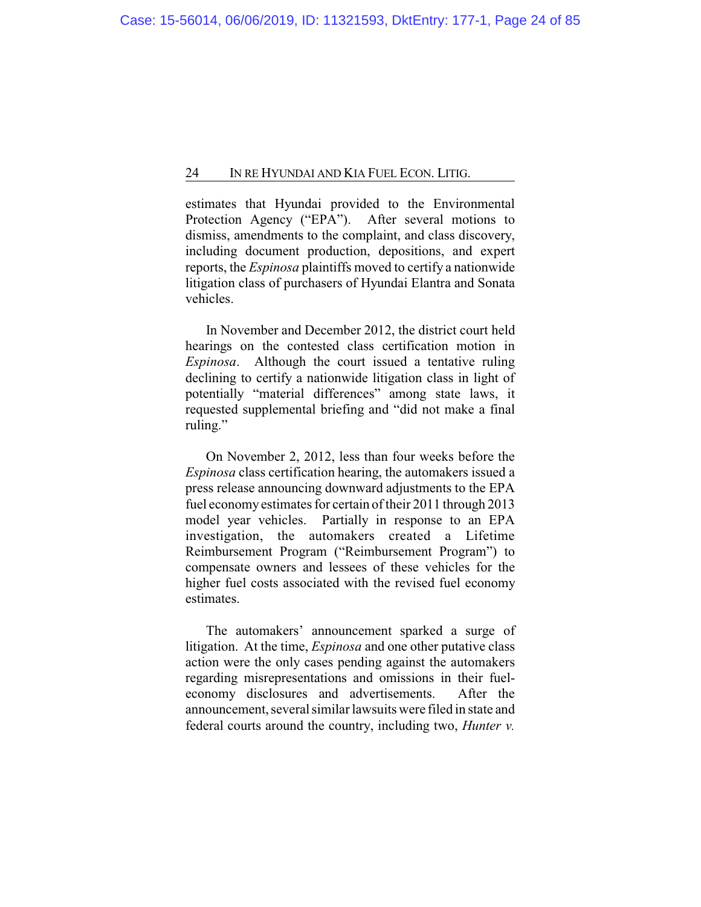estimates that Hyundai provided to the Environmental Protection Agency ("EPA"). After several motions to dismiss, amendments to the complaint, and class discovery, including document production, depositions, and expert reports, the *Espinosa* plaintiffs moved to certify a nationwide litigation class of purchasers of Hyundai Elantra and Sonata vehicles.

In November and December 2012, the district court held hearings on the contested class certification motion in *Espinosa*. Although the court issued a tentative ruling declining to certify a nationwide litigation class in light of potentially "material differences" among state laws, it requested supplemental briefing and "did not make a final ruling."

On November 2, 2012, less than four weeks before the *Espinosa* class certification hearing, the automakers issued a press release announcing downward adjustments to the EPA fuel economy estimates for certain of their 2011 through 2013 model year vehicles. Partially in response to an EPA investigation, the automakers created a Lifetime Reimbursement Program ("Reimbursement Program") to compensate owners and lessees of these vehicles for the higher fuel costs associated with the revised fuel economy estimates.

The automakers' announcement sparked a surge of litigation. At the time, *Espinosa* and one other putative class action were the only cases pending against the automakers regarding misrepresentations and omissions in their fuel-economy disclosures and advertisements. After the announcement, several similar lawsuits were filed in state and federal courts around the country, including two, *Hunter v.*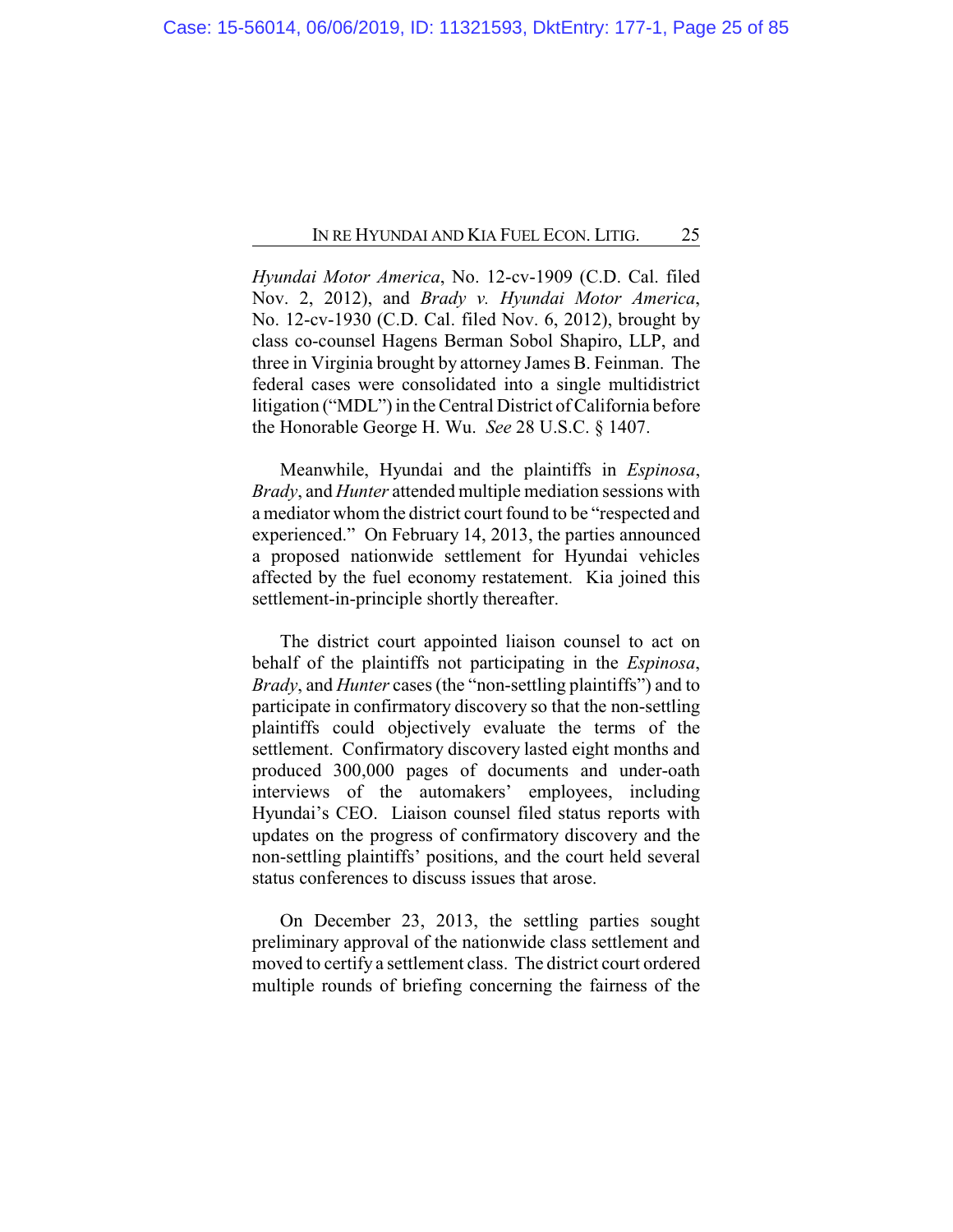*Hyundai Motor America*, No. 12-cv-1909 (C.D. Cal. filed Nov. 2, 2012), and *Brady v. Hyundai Motor America*, No. 12-cv-1930 (C.D. Cal. filed Nov. 6, 2012), brought by class co-counsel Hagens Berman Sobol Shapiro, LLP, and three in Virginia brought by attorney James B. Feinman. The federal cases were consolidated into a single multidistrict litigation ("MDL") in the Central District of California before the Honorable George H. Wu. *See* 28 U.S.C. § 1407.

Meanwhile, Hyundai and the plaintiffs in *Espinosa*, *Brady*, and *Hunter* attended multiple mediation sessions with a mediator whom the district court found to be "respected and experienced." On February 14, 2013, the parties announced a proposed nationwide settlement for Hyundai vehicles affected by the fuel economy restatement. Kia joined this settlement-in-principle shortly thereafter.

The district court appointed liaison counsel to act on behalf of the plaintiffs not participating in the *Espinosa*, *Brady*, and *Hunter* cases (the "non-settling plaintiffs") and to participate in confirmatory discovery so that the non-settling plaintiffs could objectively evaluate the terms of the settlement. Confirmatory discovery lasted eight months and produced 300,000 pages of documents and under-oath interviews of the automakers' employees, including Hyundai's CEO. Liaison counsel filed status reports with updates on the progress of confirmatory discovery and the non-settling plaintiffs' positions, and the court held several status conferences to discuss issues that arose.

On December 23, 2013, the settling parties sought preliminary approval of the nationwide class settlement and moved to certify a settlement class. The district court ordered multiple rounds of briefing concerning the fairness of the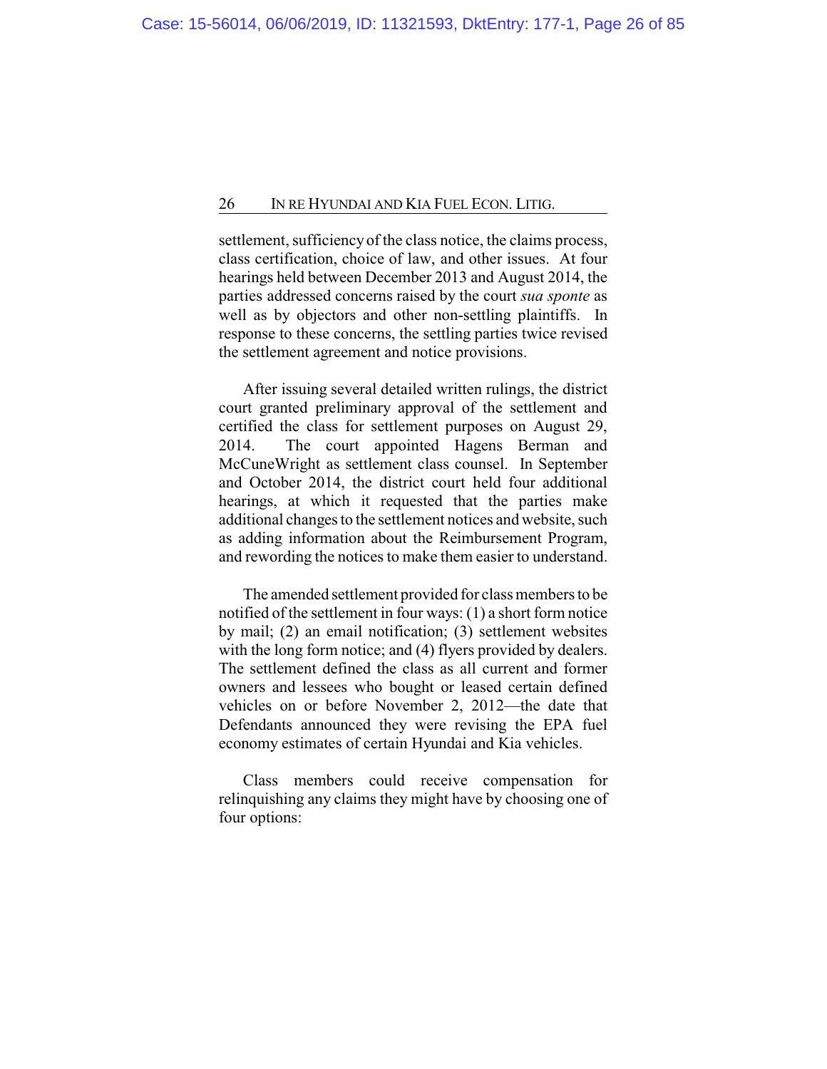settlement, sufficiency of the class notice, the claims process, class certification, choice of law, and other issues. At four hearings held between December 2013 and August 2014, the parties addressed concerns raised by the court *sua sponte* as well as by objectors and other non-settling plaintiffs. In response to these concerns, the settling parties twice revised the settlement agreement and notice provisions.

After issuing several detailed written rulings, the district court granted preliminary approval of the settlement and certified the class for settlement purposes on August 29, 2014. The court appointed Hagens Berman and McCuneWright as settlement class counsel. In September and October 2014, the district court held four additional hearings, at which it requested that the parties make additional changes to the settlement notices and website, such as adding information about the Reimbursement Program, and rewording the notices to make them easier to understand.

The amended settlement provided for class members to be notified of the settlement in four ways: (1) a short form notice by mail; (2) an email notification; (3) settlement websites with the long form notice; and (4) flyers provided by dealers. The settlement defined the class as all current and former owners and lessees who bought or leased certain defined vehicles on or before November 2, 2012—the date that Defendants announced they were revising the EPA fuel economy estimates of certain Hyundai and Kia vehicles.

Class members could receive compensation for relinquishing any claims they might have by choosing one of four options: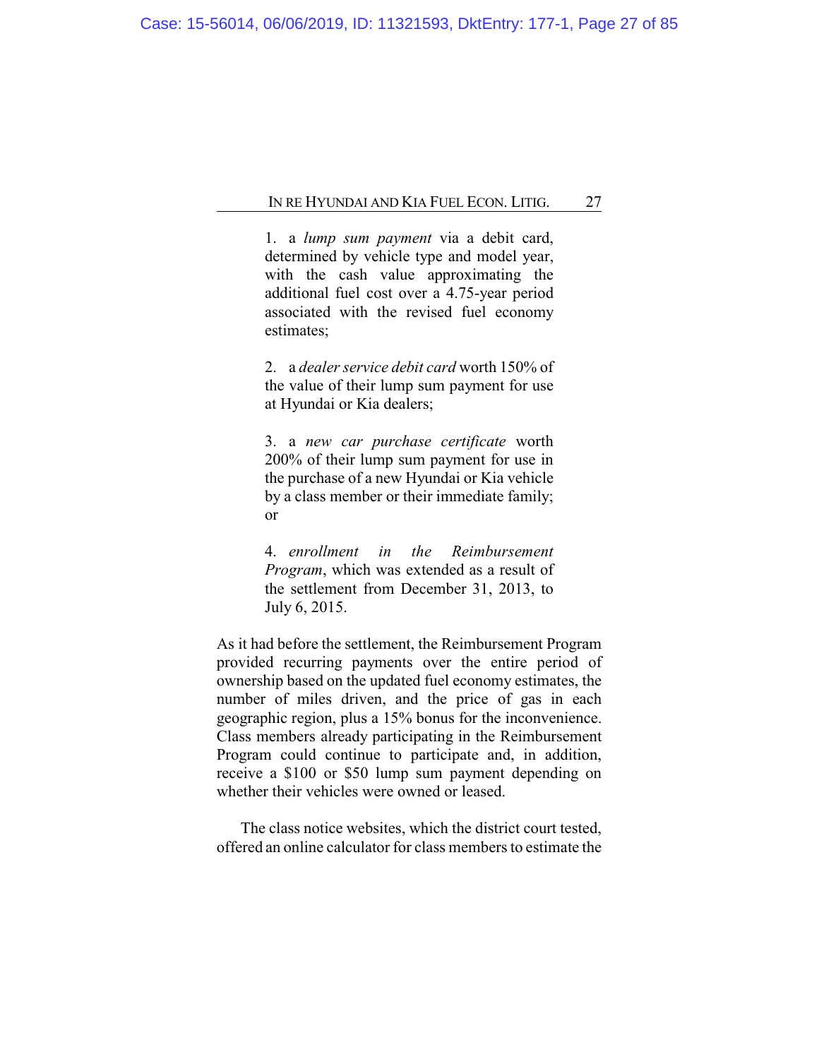1. a *lump sum payment* via a debit card, determined by vehicle type and model year, with the cash value approximating the additional fuel cost over a 4.75-year period associated with the revised fuel economy estimates;

2. a *dealer service debit card* worth 150% of the value of their lump sum payment for use at Hyundai or Kia dealers;

3. a *new car purchase certificate* worth 200% of their lump sum payment for use in the purchase of a new Hyundai or Kia vehicle by a class member or their immediate family; or

4. *enrollment in the Reimbursement Program*, which was extended as a result of the settlement from December 31, 2013, to July 6, 2015.

As it had before the settlement, the Reimbursement Program provided recurring payments over the entire period of ownership based on the updated fuel economy estimates, the number of miles driven, and the price of gas in each geographic region, plus a 15% bonus for the inconvenience. Class members already participating in the Reimbursement Program could continue to participate and, in addition, receive a $100 or $50 lump sum payment depending on whether their vehicles were owned or leased.

The class notice websites, which the district court tested, offered an online calculator for class members to estimate the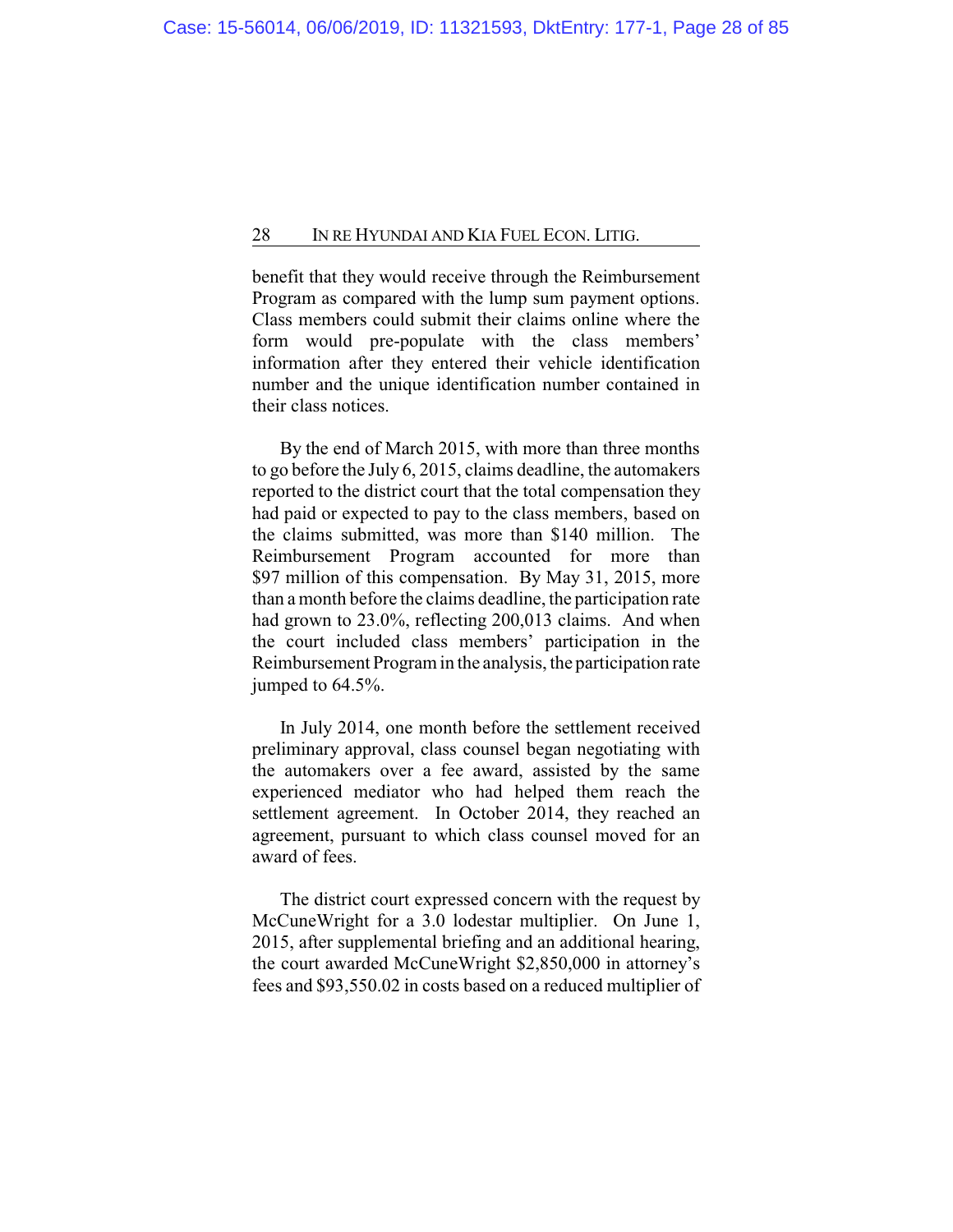benefit that they would receive through the Reimbursement Program as compared with the lump sum payment options. Class members could submit their claims online where the form would pre-populate with the class members' information after they entered their vehicle identification number and the unique identification number contained in their class notices.

By the end of March 2015, with more than three months to go before the July 6, 2015, claims deadline, the automakers reported to the district court that the total compensation they had paid or expected to pay to the class members, based on the claims submitted, was more than $140 million. The Reimbursement Program accounted for more than $97 million of this compensation. By May 31, 2015, more than a month before the claims deadline, the participation rate had grown to 23.0%, reflecting 200,013 claims. And when the court included class members' participation in the Reimbursement Program in the analysis, the participation rate jumped to 64.5%.

In July 2014, one month before the settlement received preliminary approval, class counsel began negotiating with the automakers over a fee award, assisted by the same experienced mediator who had helped them reach the settlement agreement. In October 2014, they reached an agreement, pursuant to which class counsel moved for an award of fees.

The district court expressed concern with the request by McCuneWright for a 3.0 lodestar multiplier. On June 1, 2015, after supplemental briefing and an additional hearing, the court awarded McCuneWright $2,850,000 in attorney's fees and $93,550.02 in costs based on a reduced multiplier of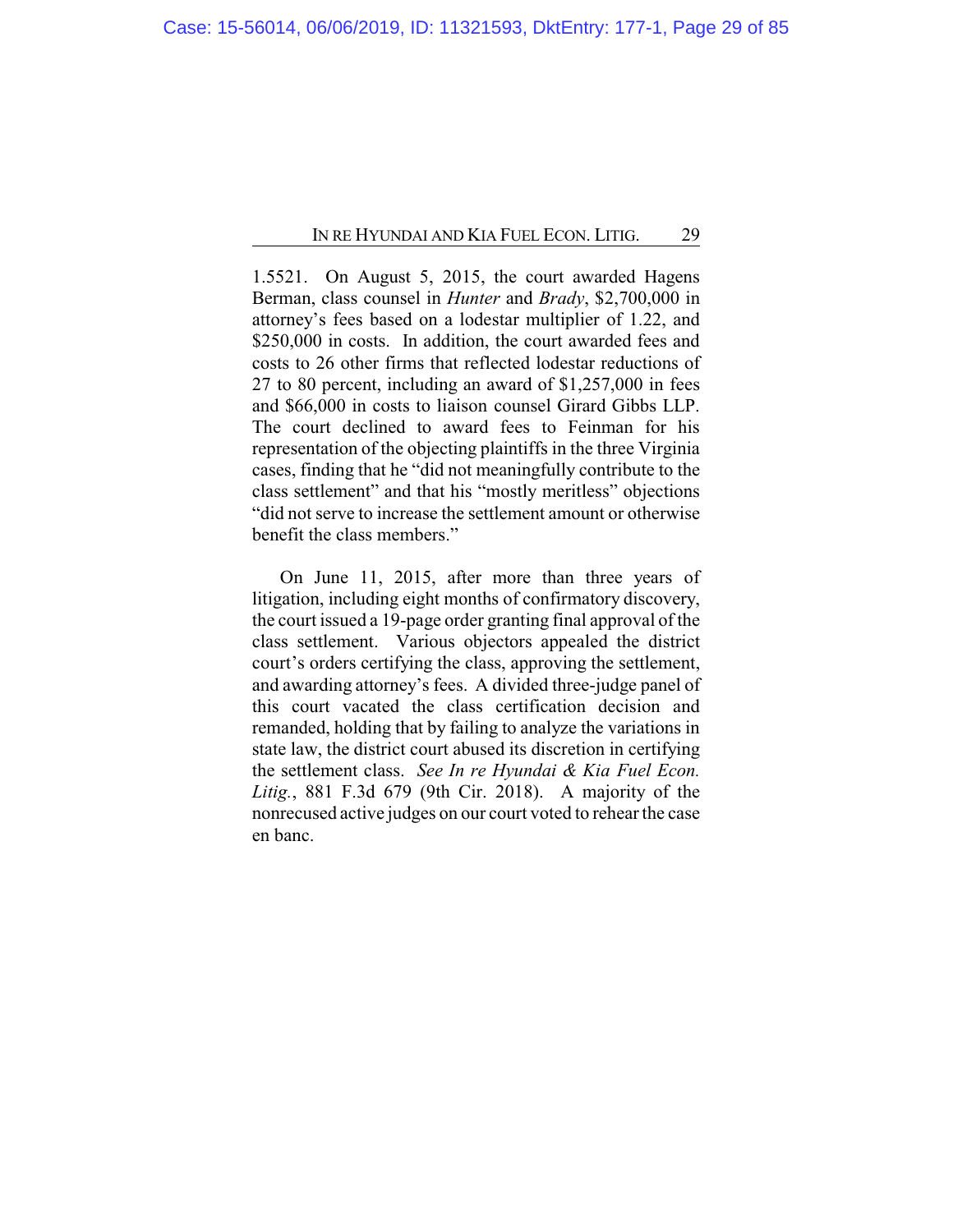1.5521. On August 5, 2015, the court awarded Hagens Berman, class counsel in *Hunter* and *Brady*, $2,700,000 in attorney's fees based on a lodestar multiplier of 1.22, and $250,000 in costs. In addition, the court awarded fees and costs to 26 other firms that reflected lodestar reductions of 27 to 80 percent, including an award of $1,257,000 in fees and $66,000 in costs to liaison counsel Girard Gibbs LLP. The court declined to award fees to Feinman for his representation of the objecting plaintiffs in the three Virginia cases, finding that he "did not meaningfully contribute to the class settlement" and that his "mostly meritless" objections "did not serve to increase the settlement amount or otherwise benefit the class members."

On June 11, 2015, after more than three years of litigation, including eight months of confirmatory discovery, the court issued a 19-page order granting final approval of the class settlement. Various objectors appealed the district court's orders certifying the class, approving the settlement, and awarding attorney's fees. A divided three-judge panel of this court vacated the class certification decision and remanded, holding that by failing to analyze the variations in state law, the district court abused its discretion in certifying the settlement class. *See In re Hyundai & Kia Fuel Econ. Litig.*, 881 F.3d 679 (9th Cir. 2018). A majority of the nonrecused active judges on our court voted to rehear the case en banc.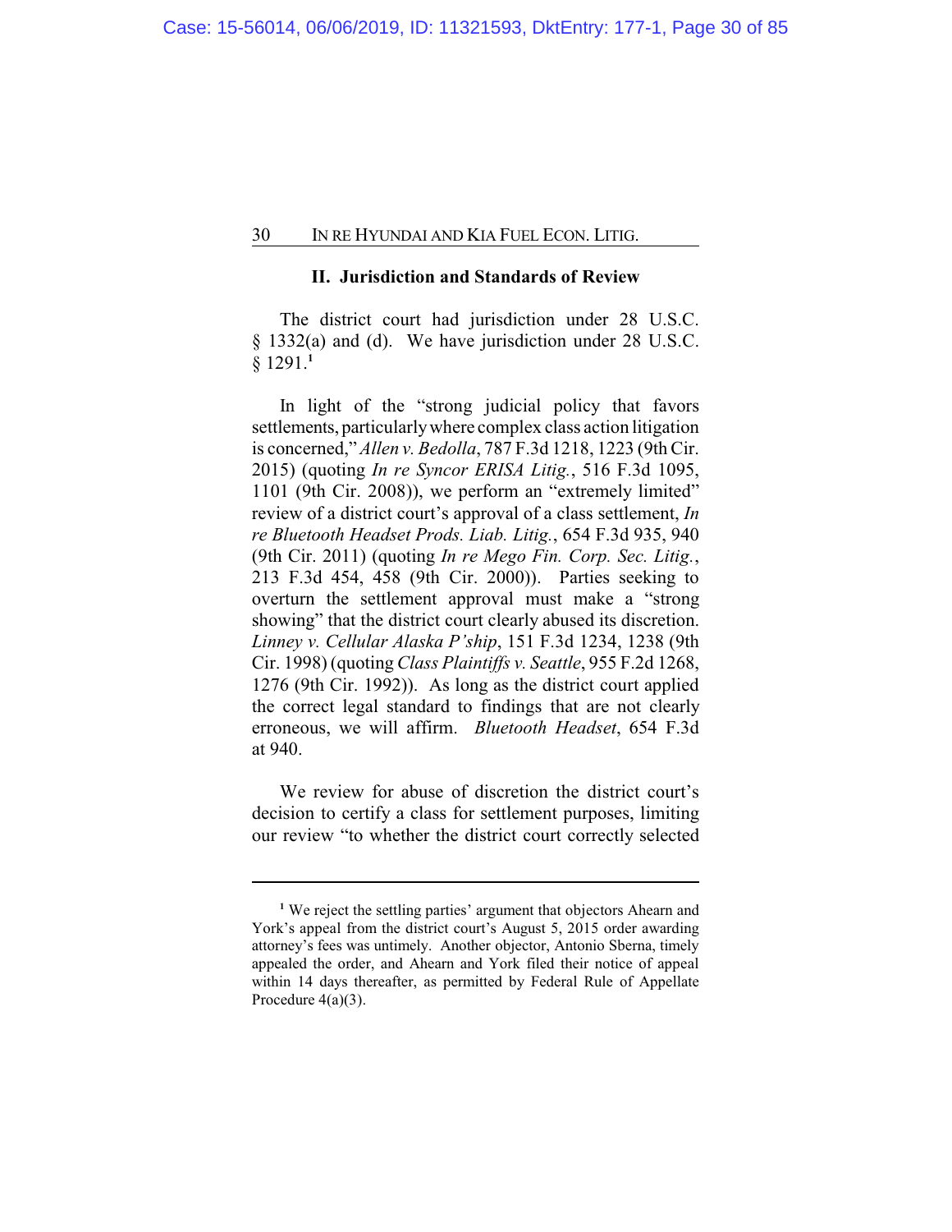## II. Jurisdiction and Standards of Review

The district court had jurisdiction under 28 U.S.C. § 1332(a) and (d). We have jurisdiction under 28 U.S.C. § 1291.[1]

In light of the "strong judicial policy that favors settlements, particularly where complex class action litigation is concerned," *Allen v. Bedolla*, 787 F.3d 1218, 1223 (9th Cir. 2015) (quoting *In re Syncor ERISA Litig.*, 516 F.3d 1095, 1101 (9th Cir. 2008)), we perform an "extremely limited" review of a district court's approval of a class settlement, *In re Bluetooth Headset Prods. Liab. Litig.*, 654 F.3d 935, 940 (9th Cir. 2011) (quoting *In re Mego Fin. Corp. Sec. Litig.*, 213 F.3d 454, 458 (9th Cir. 2000)). Parties seeking to overturn the settlement approval must make a "strong showing" that the district court clearly abused its discretion. *Linney v. Cellular Alaska P'ship*, 151 F.3d 1234, 1238 (9th Cir. 1998) (quoting *Class Plaintiffs v. Seattle*, 955 F.2d 1268, 1276 (9th Cir. 1992)). As long as the district court applied the correct legal standard to findings that are not clearly erroneous, we will affirm. *Bluetooth Headset*, 654 F.3d at 940.

We review for abuse of discretion the district court's decision to certify a class for settlement purposes, limiting our review "to whether the district court correctly selected

---

[1] We reject the settling parties' argument that objectors Ahearn and York's appeal from the district court's August 5, 2015 order awarding attorney's fees was untimely. Another objector, Antonio Sberna, timely appealed the order, and Ahearn and York filed their notice of appeal within 14 days thereafter, as permitted by Federal Rule of Appellate Procedure 4(a)(3).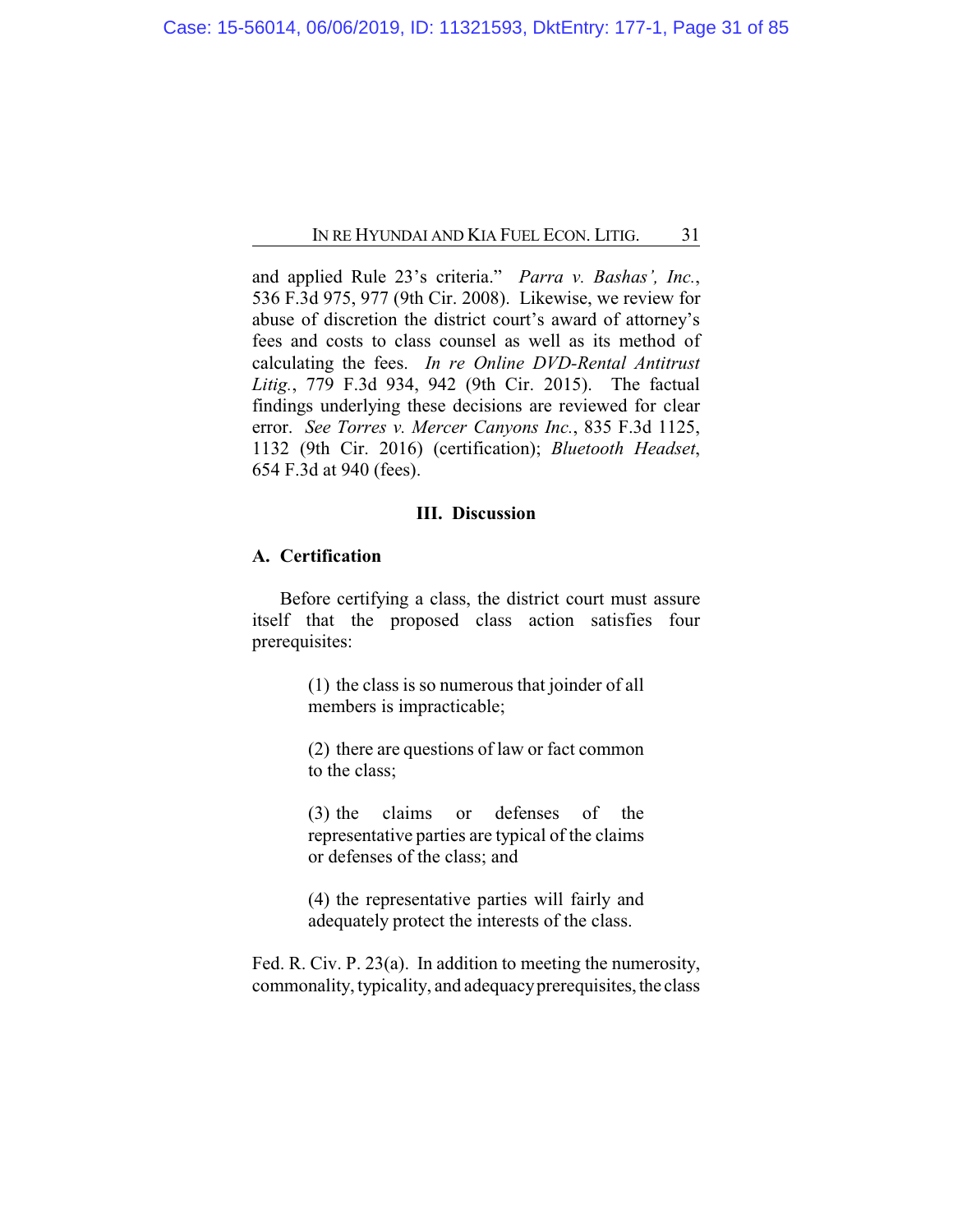and applied Rule 23's criteria." *Parra v. Bashas', Inc.*, 536 F.3d 975, 977 (9th Cir. 2008). Likewise, we review for abuse of discretion the district court's award of attorney's fees and costs to class counsel as well as its method of calculating the fees. *In re Online DVD-Rental Antitrust Litig.*, 779 F.3d 934, 942 (9th Cir. 2015). The factual findings underlying these decisions are reviewed for clear error. *See Torres v. Mercer Canyons Inc.*, 835 F.3d 1125, 1132 (9th Cir. 2016) (certification); *Bluetooth Headset*, 654 F.3d at 940 (fees).

## III. Discussion

### A. Certification

Before certifying a class, the district court must assure itself that the proposed class action satisfies four prerequisites:

> (1) the class is so numerous that joinder of all members is impracticable;
>
> (2) there are questions of law or fact common to the class;
>
> (3) the claims or defenses of the representative parties are typical of the claims or defenses of the class; and
>
> (4) the representative parties will fairly and adequately protect the interests of the class.

Fed. R. Civ. P. 23(a). In addition to meeting the numerosity, commonality, typicality, and adequacy prerequisites, the class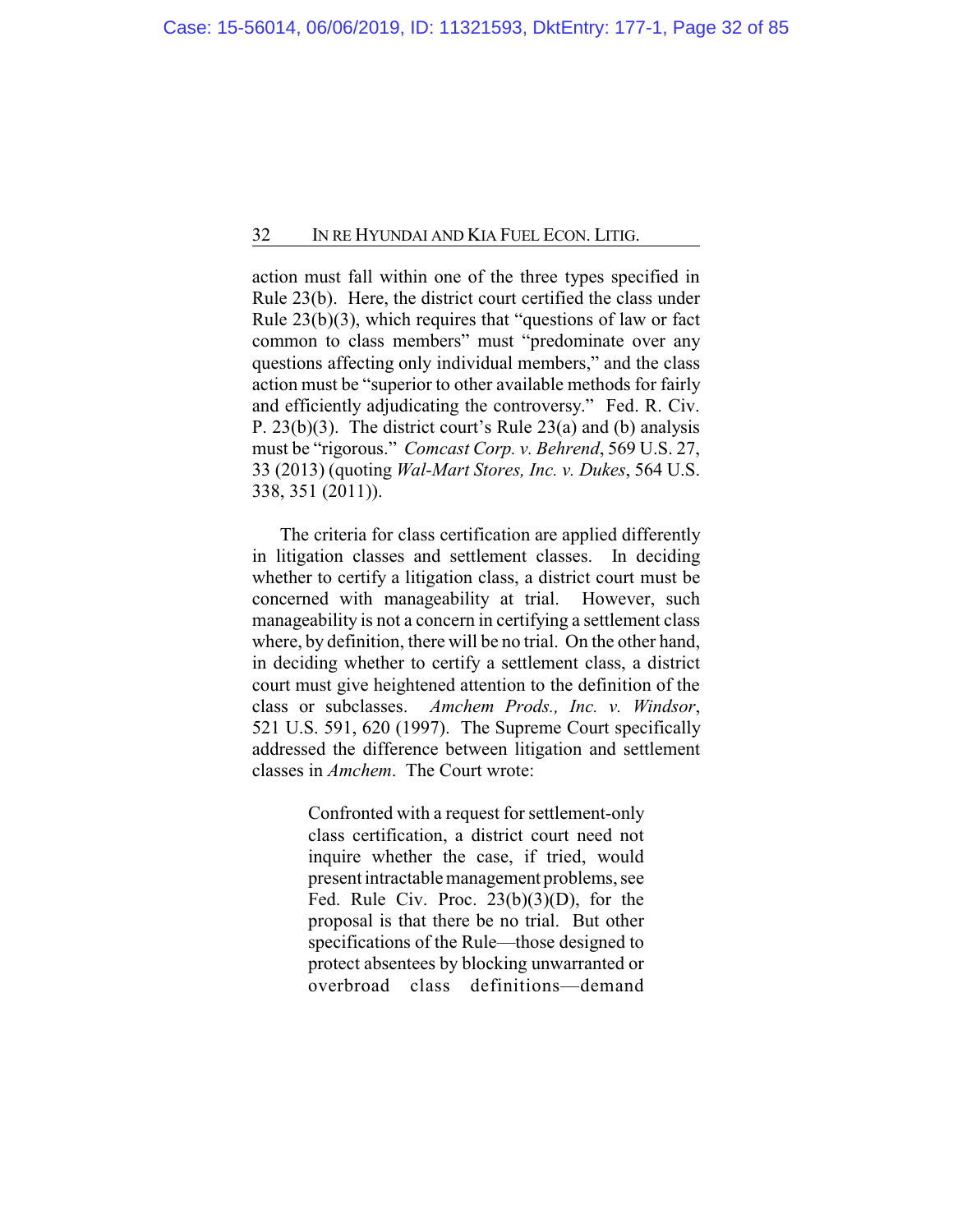action must fall within one of the three types specified in Rule 23(b). Here, the district court certified the class under Rule 23(b)(3), which requires that "questions of law or fact common to class members" must "predominate over any questions affecting only individual members," and the class action must be "superior to other available methods for fairly and efficiently adjudicating the controversy." Fed. R. Civ. P. 23(b)(3). The district court's Rule 23(a) and (b) analysis must be "rigorous." *Comcast Corp. v. Behrend*, 569 U.S. 27, 33 (2013) (quoting *Wal-Mart Stores, Inc. v. Dukes*, 564 U.S. 338, 351 (2011)).

The criteria for class certification are applied differently in litigation classes and settlement classes. In deciding whether to certify a litigation class, a district court must be concerned with manageability at trial. However, such manageability is not a concern in certifying a settlement class where, by definition, there will be no trial. On the other hand, in deciding whether to certify a settlement class, a district court must give heightened attention to the definition of the class or subclasses. *Amchem Prods., Inc. v. Windsor*, 521 U.S. 591, 620 (1997). The Supreme Court specifically addressed the difference between litigation and settlement classes in *Amchem*. The Court wrote:

> Confronted with a request for settlement-only class certification, a district court need not inquire whether the case, if tried, would present intractable management problems, see Fed. Rule Civ. Proc. 23(b)(3)(D), for the proposal is that there be no trial. But other specifications of the Rule—those designed to protect absentees by blocking unwarranted or overbroad class definitions—demand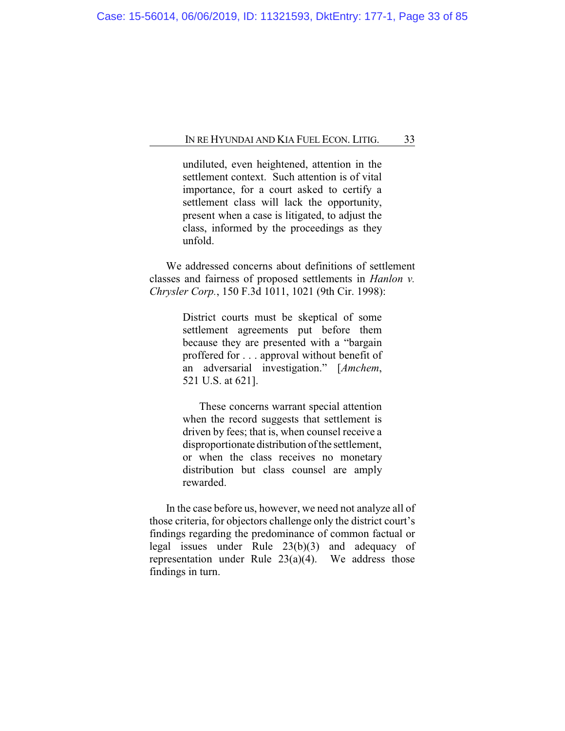> undiluted, even heightened, attention in the settlement context. Such attention is of vital importance, for a court asked to certify a settlement class will lack the opportunity, present when a case is litigated, to adjust the class, informed by the proceedings as they unfold.

We addressed concerns about definitions of settlement classes and fairness of proposed settlements in *Hanlon v. Chrysler Corp.*, 150 F.3d 1011, 1021 (9th Cir. 1998):

> District courts must be skeptical of some settlement agreements put before them because they are presented with a "bargain proffered for . . . approval without benefit of an adversarial investigation." [*Amchem*, 521 U.S. at 621].
>
> These concerns warrant special attention when the record suggests that settlement is driven by fees; that is, when counsel receive a disproportionate distribution of the settlement, or when the class receives no monetary distribution but class counsel are amply rewarded.

In the case before us, however, we need not analyze all of those criteria, for objectors challenge only the district court's findings regarding the predominance of common factual or legal issues under Rule 23(b)(3) and adequacy of representation under Rule 23(a)(4). We address those findings in turn.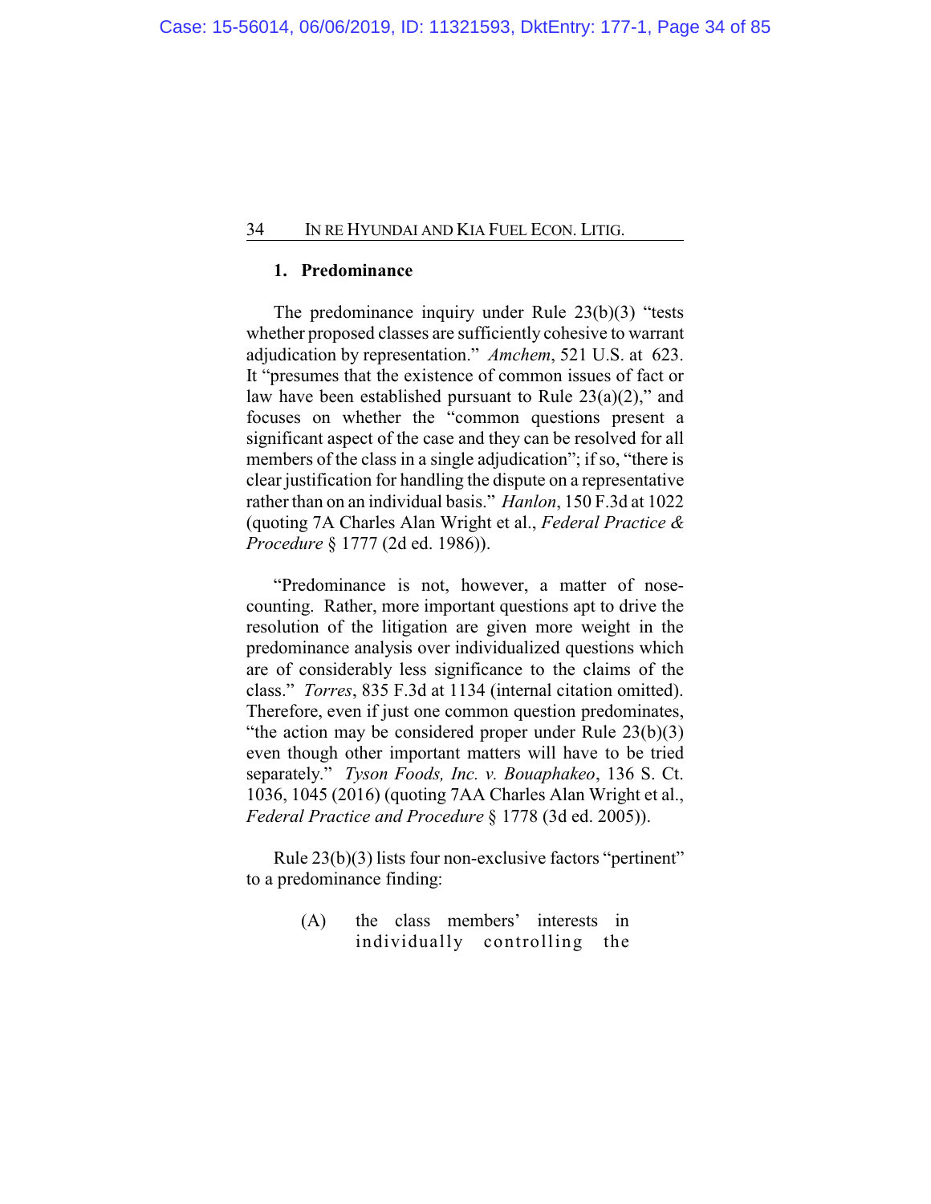### 1. Predominance

The predominance inquiry under Rule 23(b)(3) "tests whether proposed classes are sufficiently cohesive to warrant adjudication by representation." *Amchem*, 521 U.S. at 623. It "presumes that the existence of common issues of fact or law have been established pursuant to Rule 23(a)(2)," and focuses on whether the "common questions present a significant aspect of the case and they can be resolved for all members of the class in a single adjudication"; if so, "there is clear justification for handling the dispute on a representative rather than on an individual basis." *Hanlon*, 150 F.3d at 1022 (quoting 7A Charles Alan Wright et al., *Federal Practice & Procedure* § 1777 (2d ed. 1986)).

"Predominance is not, however, a matter of nose-counting. Rather, more important questions apt to drive the resolution of the litigation are given more weight in the predominance analysis over individualized questions which are of considerably less significance to the claims of the class." *Torres*, 835 F.3d at 1134 (internal citation omitted). Therefore, even if just one common question predominates, "the action may be considered proper under Rule 23(b)(3) even though other important matters will have to be tried separately." *Tyson Foods, Inc. v. Bouaphakeo*, 136 S. Ct. 1036, 1045 (2016) (quoting 7AA Charles Alan Wright et al., *Federal Practice and Procedure* § 1778 (3d ed. 2005)).

Rule 23(b)(3) lists four non-exclusive factors "pertinent" to a predominance finding:

> (A) the class members' interests in individually controlling the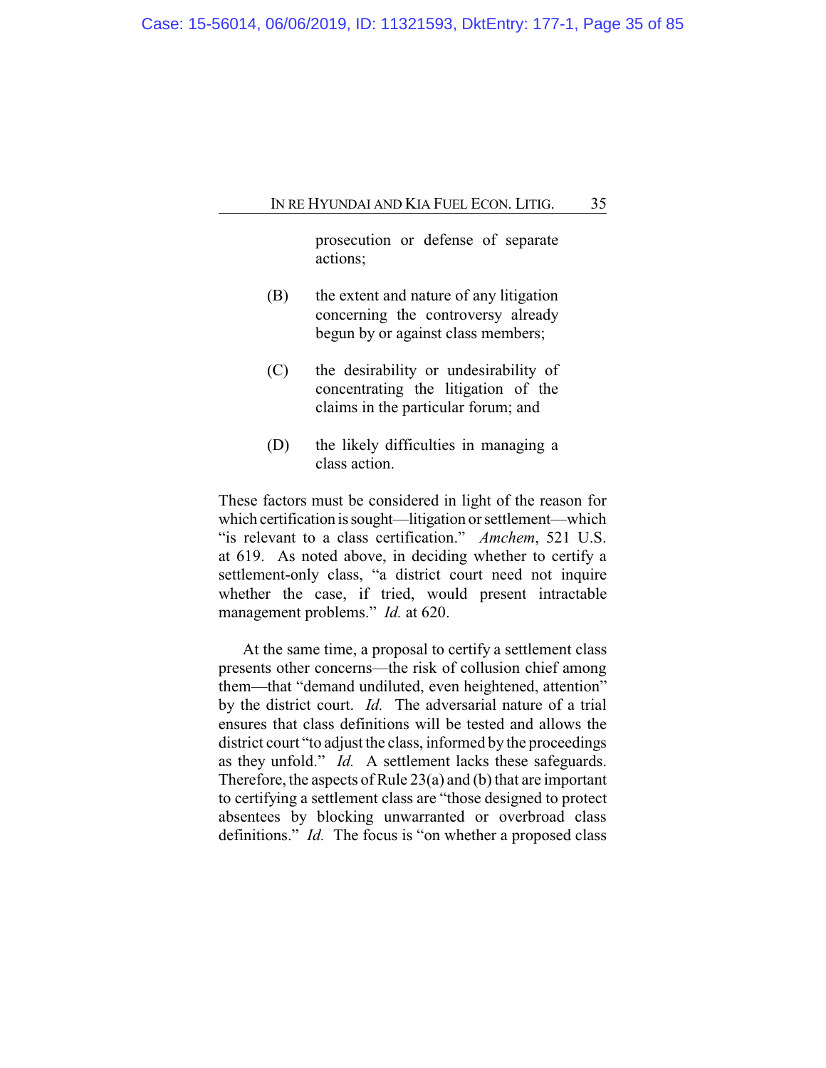prosecution or defense of separate actions;

(B) the extent and nature of any litigation concerning the controversy already begun by or against class members;

(C) the desirability or undesirability of concentrating the litigation of the claims in the particular forum; and

(D) the likely difficulties in managing a class action.

These factors must be considered in light of the reason for which certification is sought—litigation or settlement—which "is relevant to a class certification." *Amchem*, 521 U.S. at 619. As noted above, in deciding whether to certify a settlement-only class, "a district court need not inquire whether the case, if tried, would present intractable management problems." *Id.* at 620.

At the same time, a proposal to certify a settlement class presents other concerns—the risk of collusion chief among them—that "demand undiluted, even heightened, attention" by the district court. *Id.* The adversarial nature of a trial ensures that class definitions will be tested and allows the district court "to adjust the class, informed by the proceedings as they unfold." *Id.* A settlement lacks these safeguards. Therefore, the aspects of Rule 23(a) and (b) that are important to certifying a settlement class are "those designed to protect absentees by blocking unwarranted or overbroad class definitions." *Id.* The focus is "on whether a proposed class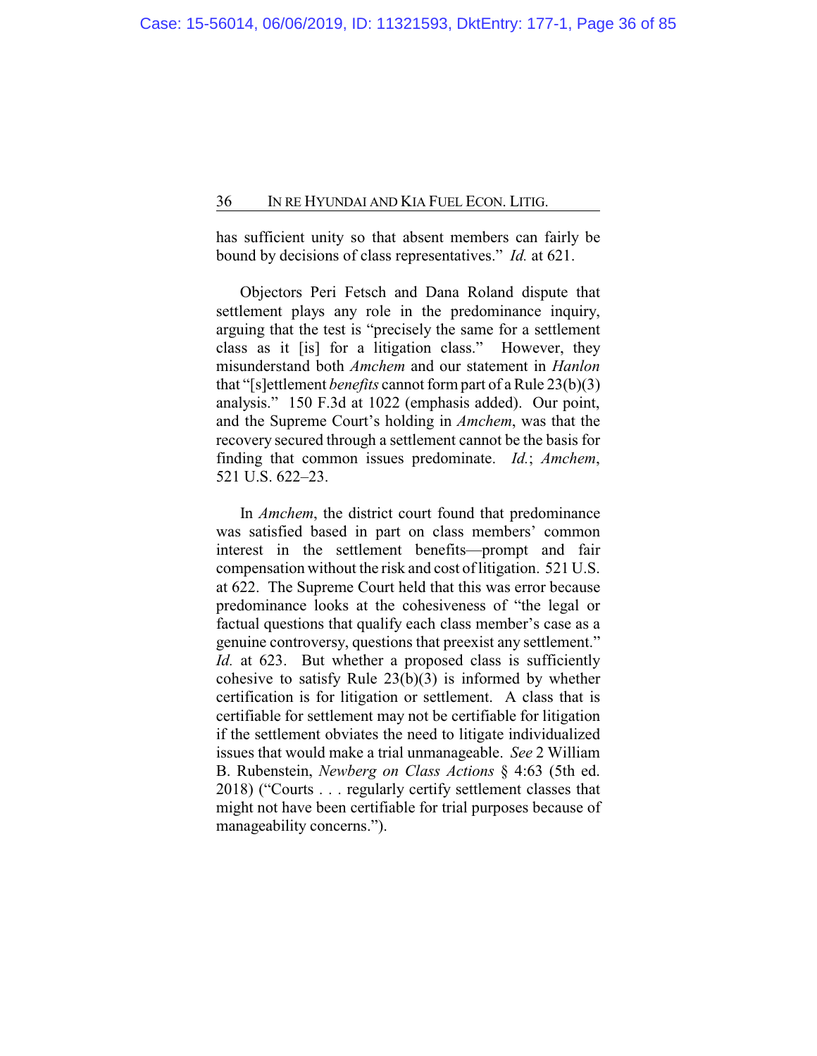has sufficient unity so that absent members can fairly be bound by decisions of class representatives." *Id.* at 621.

Objectors Peri Fetsch and Dana Roland dispute that settlement plays any role in the predominance inquiry, arguing that the test is "precisely the same for a settlement class as it [is] for a litigation class." However, they misunderstand both *Amchem* and our statement in *Hanlon* that "[s]ettlement *benefits* cannot form part of a Rule 23(b)(3) analysis." 150 F.3d at 1022 (emphasis added). Our point, and the Supreme Court's holding in *Amchem*, was that the recovery secured through a settlement cannot be the basis for finding that common issues predominate. *Id.*; *Amchem*, 521 U.S. 622–23.

In *Amchem*, the district court found that predominance was satisfied based in part on class members' common interest in the settlement benefits—prompt and fair compensation without the risk and cost of litigation. 521 U.S. at 622. The Supreme Court held that this was error because predominance looks at the cohesiveness of "the legal or factual questions that qualify each class member's case as a genuine controversy, questions that preexist any settlement." *Id.* at 623. But whether a proposed class is sufficiently cohesive to satisfy Rule 23(b)(3) is informed by whether certification is for litigation or settlement. A class that is certifiable for settlement may not be certifiable for litigation if the settlement obviates the need to litigate individualized issues that would make a trial unmanageable. *See* 2 William B. Rubenstein, *Newberg on Class Actions* § 4:63 (5th ed. 2018) ("Courts . . . regularly certify settlement classes that might not have been certifiable for trial purposes because of manageability concerns.").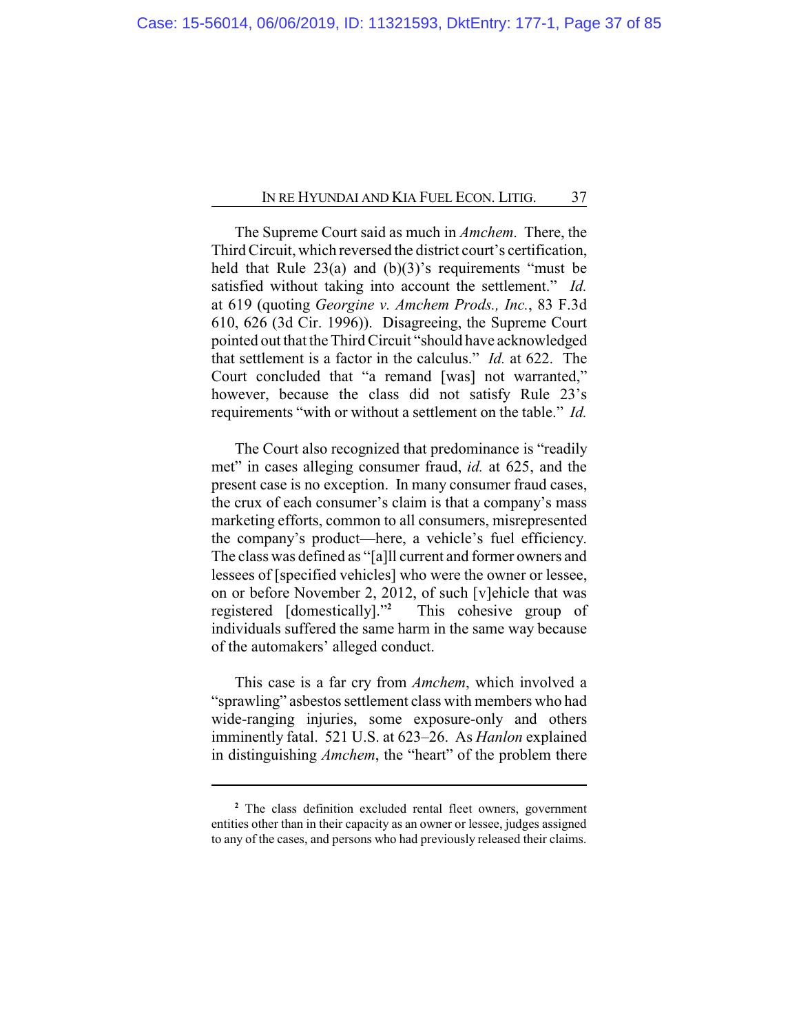The Supreme Court said as much in *Amchem*. There, the Third Circuit, which reversed the district court's certification, held that Rule 23(a) and (b)(3)'s requirements "must be satisfied without taking into account the settlement." *Id.* at 619 (quoting *Georgine v. Amchem Prods., Inc.*, 83 F.3d 610, 626 (3d Cir. 1996)). Disagreeing, the Supreme Court pointed out that the Third Circuit "should have acknowledged that settlement is a factor in the calculus." *Id.* at 622. The Court concluded that "a remand [was] not warranted," however, because the class did not satisfy Rule 23's requirements "with or without a settlement on the table." *Id.*

The Court also recognized that predominance is "readily met" in cases alleging consumer fraud, *id.* at 625, and the present case is no exception. In many consumer fraud cases, the crux of each consumer's claim is that a company's mass marketing efforts, common to all consumers, misrepresented the company's product—here, a vehicle's fuel efficiency. The class was defined as "[a]ll current and former owners and lessees of [specified vehicles] who were the owner or lessee, on or before November 2, 2012, of such [v]ehicle that was registered [domestically]."[2] This cohesive group of individuals suffered the same harm in the same way because of the automakers' alleged conduct.

This case is a far cry from *Amchem*, which involved a "sprawling" asbestos settlement class with members who had wide-ranging injuries, some exposure-only and others imminently fatal. 521 U.S. at 623–26. As *Hanlon* explained in distinguishing *Amchem*, the "heart" of the problem there

---

[2] The class definition excluded rental fleet owners, government entities other than in their capacity as an owner or lessee, judges assigned to any of the cases, and persons who had previously released their claims.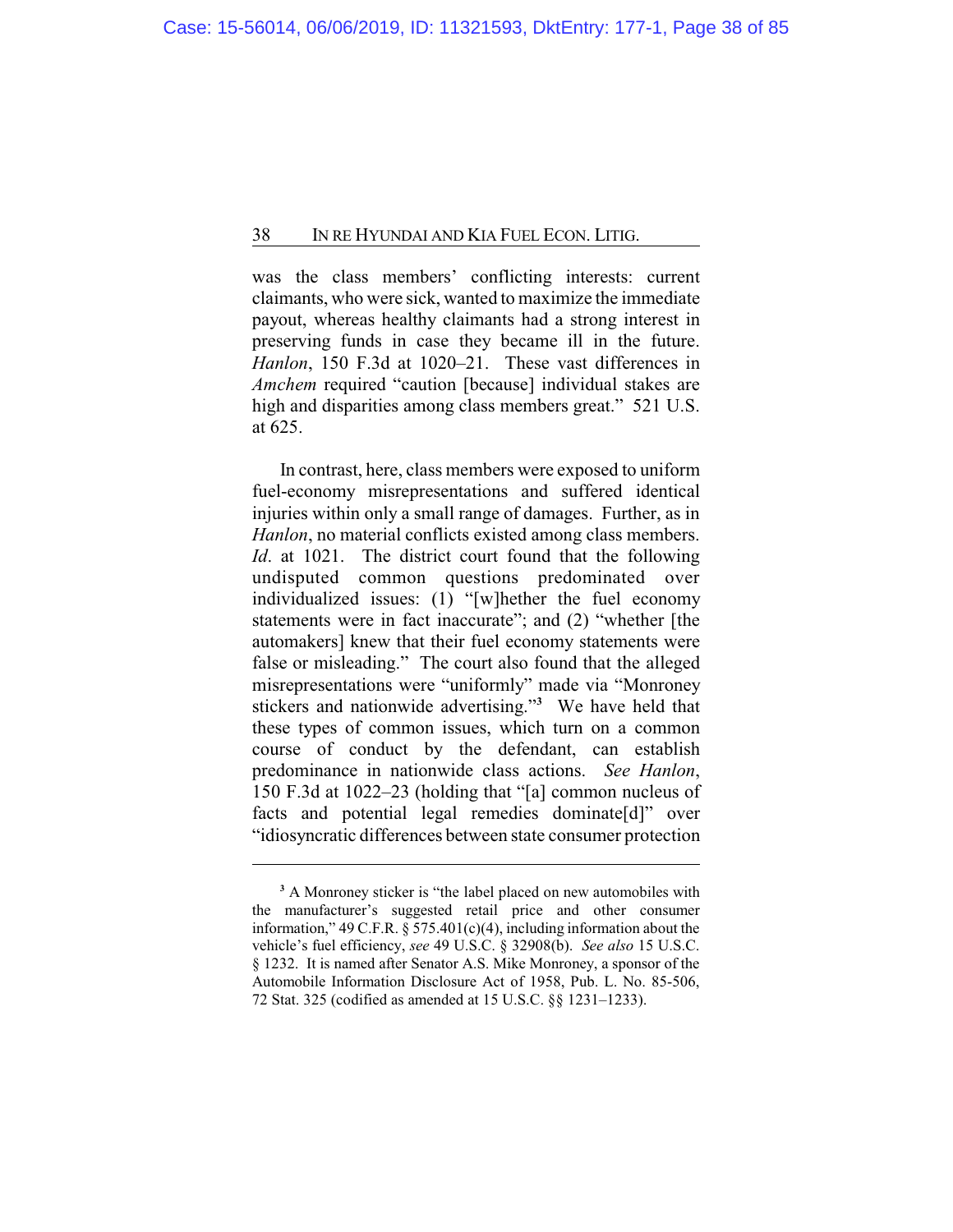was the class members' conflicting interests: current claimants, who were sick, wanted to maximize the immediate payout, whereas healthy claimants had a strong interest in preserving funds in case they became ill in the future. *Hanlon*, 150 F.3d at 1020–21. These vast differences in *Amchem* required "caution [because] individual stakes are high and disparities among class members great." 521 U.S. at 625.

In contrast, here, class members were exposed to uniform fuel-economy misrepresentations and suffered identical injuries within only a small range of damages. Further, as in *Hanlon*, no material conflicts existed among class members. *Id*. at 1021. The district court found that the following undisputed common questions predominated over individualized issues: (1) "[w]hether the fuel economy statements were in fact inaccurate"; and (2) "whether [the automakers] knew that their fuel economy statements were false or misleading." The court also found that the alleged misrepresentations were "uniformly" made via "Monroney stickers and nationwide advertising."[3] We have held that these types of common issues, which turn on a common course of conduct by the defendant, can establish predominance in nationwide class actions. *See Hanlon*, 150 F.3d at 1022–23 (holding that "[a] common nucleus of facts and potential legal remedies dominate[d]" over "idiosyncratic differences between state consumer protection

---

[3] A Monroney sticker is "the label placed on new automobiles with the manufacturer's suggested retail price and other consumer information," 49 C.F.R. § 575.401(c)(4), including information about the vehicle's fuel efficiency, *see* 49 U.S.C. § 32908(b). *See also* 15 U.S.C. § 1232. It is named after Senator A.S. Mike Monroney, a sponsor of the Automobile Information Disclosure Act of 1958, Pub. L. No. 85-506, 72 Stat. 325 (codified as amended at 15 U.S.C. §§ 1231–1233).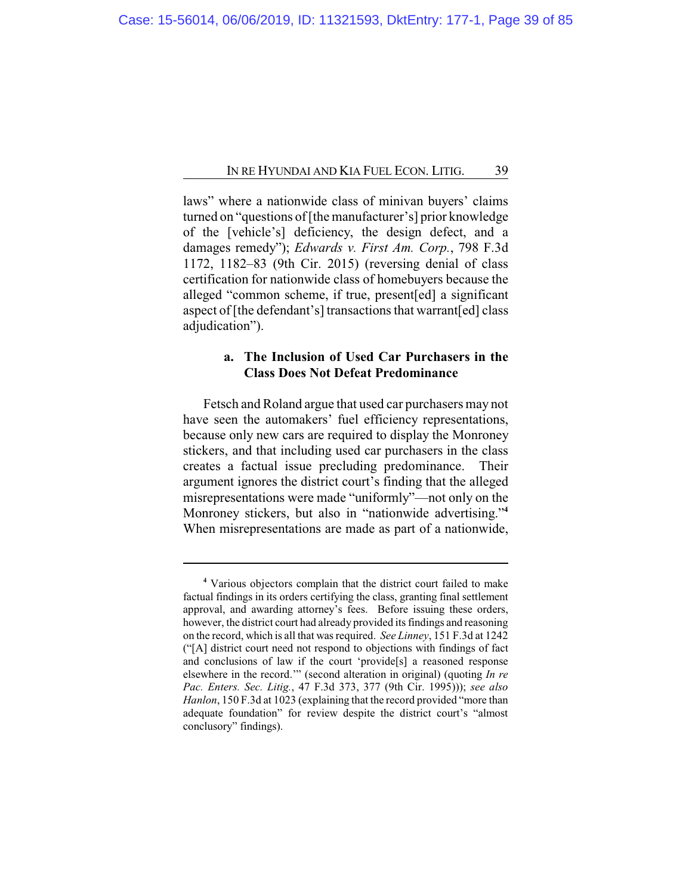laws" where a nationwide class of minivan buyers' claims turned on "questions of [the manufacturer's] prior knowledge of the [vehicle's] deficiency, the design defect, and a damages remedy"); *Edwards v. First Am. Corp.*, 798 F.3d 1172, 1182–83 (9th Cir. 2015) (reversing denial of class certification for nationwide class of homebuyers because the alleged "common scheme, if true, present[ed] a significant aspect of [the defendant's] transactions that warrant[ed] class adjudication").

#### a. The Inclusion of Used Car Purchasers in the Class Does Not Defeat Predominance

Fetsch and Roland argue that used car purchasers may not have seen the automakers' fuel efficiency representations, because only new cars are required to display the Monroney stickers, and that including used car purchasers in the class creates a factual issue precluding predominance. Their argument ignores the district court's finding that the alleged misrepresentations were made "uniformly"—not only on the Monroney stickers, but also in "nationwide advertising."[4] When misrepresentations are made as part of a nationwide,

---

[4] Various objectors complain that the district court failed to make factual findings in its orders certifying the class, granting final settlement approval, and awarding attorney's fees. Before issuing these orders, however, the district court had already provided its findings and reasoning on the record, which is all that was required. *See Linney*, 151 F.3d at 1242 ("[A] district court need not respond to objections with findings of fact and conclusions of law if the court 'provide[s] a reasoned response elsewhere in the record.'" (second alteration in original) (quoting *In re Pac. Enters. Sec. Litig.*, 47 F.3d 373, 377 (9th Cir. 1995))); *see also Hanlon*, 150 F.3d at 1023 (explaining that the record provided "more than adequate foundation" for review despite the district court's "almost conclusory" findings).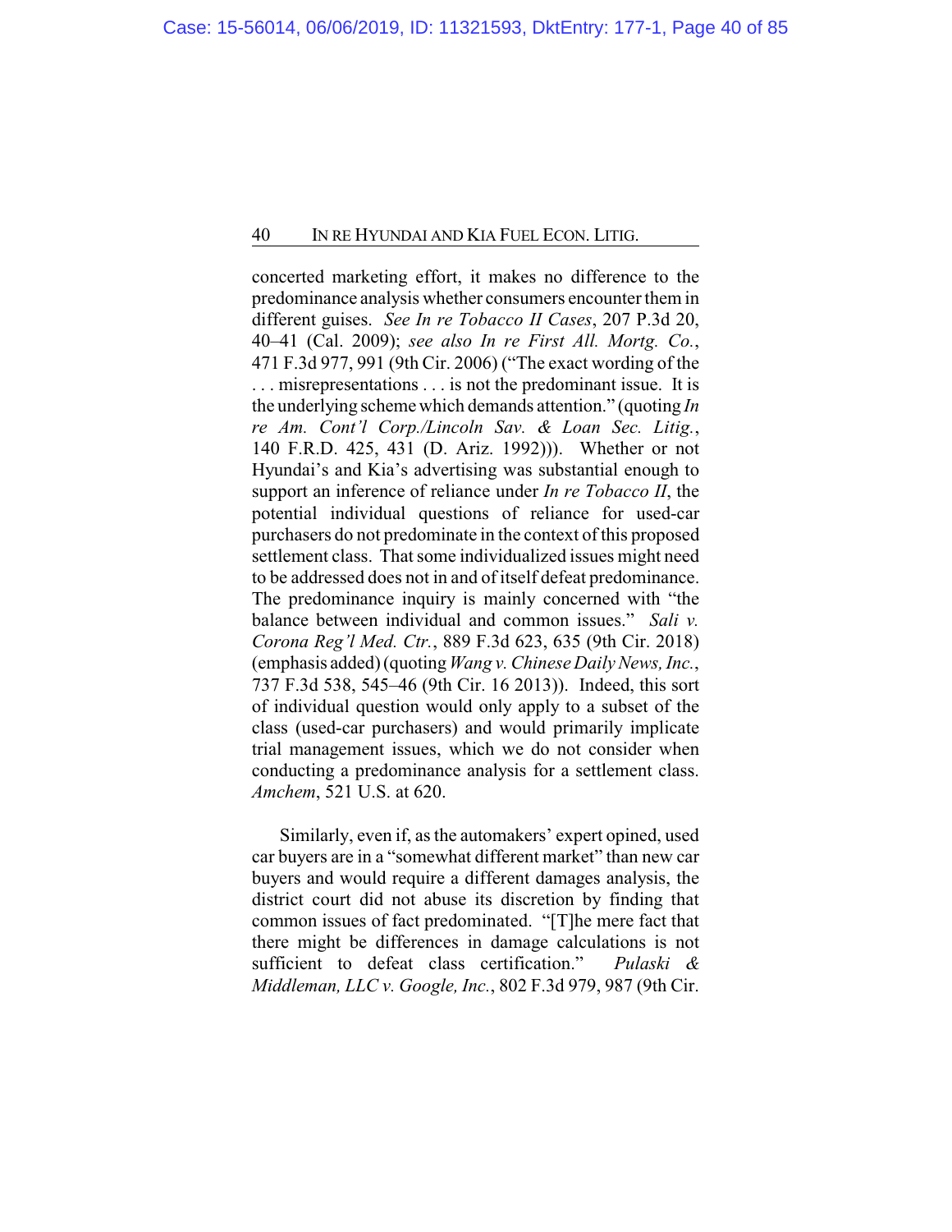concerted marketing effort, it makes no difference to the predominance analysis whether consumers encounter them in different guises. *See In re Tobacco II Cases*, 207 P.3d 20, 40–41 (Cal. 2009); *see also In re First All. Mortg. Co.*, 471 F.3d 977, 991 (9th Cir. 2006) ("The exact wording of the . . . misrepresentations . . . is not the predominant issue. It is the underlying scheme which demands attention." (quoting *In re Am. Cont'l Corp./Lincoln Sav. & Loan Sec. Litig.*, 140 F.R.D. 425, 431 (D. Ariz. 1992))). Whether or not Hyundai's and Kia's advertising was substantial enough to support an inference of reliance under *In re Tobacco II*, the potential individual questions of reliance for used-car purchasers do not predominate in the context of this proposed settlement class. That some individualized issues might need to be addressed does not in and of itself defeat predominance. The predominance inquiry is mainly concerned with "the balance between individual and common issues." *Sali v. Corona Reg'l Med. Ctr.*, 889 F.3d 623, 635 (9th Cir. 2018) (emphasis added) (quoting *Wang v. Chinese Daily News, Inc.*, 737 F.3d 538, 545–46 (9th Cir. 16 2013)). Indeed, this sort of individual question would only apply to a subset of the class (used-car purchasers) and would primarily implicate trial management issues, which we do not consider when conducting a predominance analysis for a settlement class. *Amchem*, 521 U.S. at 620.

Similarly, even if, as the automakers' expert opined, used car buyers are in a "somewhat different market" than new car buyers and would require a different damages analysis, the district court did not abuse its discretion by finding that common issues of fact predominated. "[T]he mere fact that there might be differences in damage calculations is not sufficient to defeat class certification." *Pulaski & Middleman, LLC v. Google, Inc.*, 802 F.3d 979, 987 (9th Cir.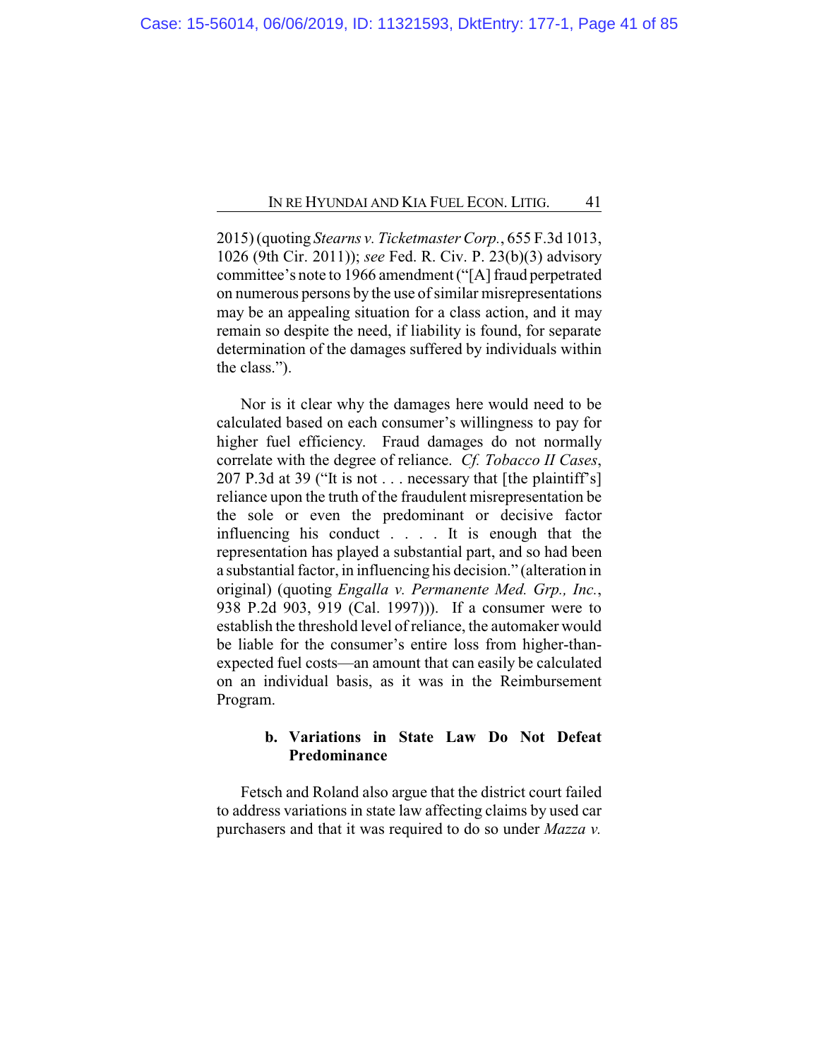2015) (quoting *Stearns v. Ticketmaster Corp.*, 655 F.3d 1013, 1026 (9th Cir. 2011)); *see* Fed. R. Civ. P. 23(b)(3) advisory committee's note to 1966 amendment ("[A] fraud perpetrated on numerous persons by the use of similar misrepresentations may be an appealing situation for a class action, and it may remain so despite the need, if liability is found, for separate determination of the damages suffered by individuals within the class.").

Nor is it clear why the damages here would need to be calculated based on each consumer's willingness to pay for higher fuel efficiency. Fraud damages do not normally correlate with the degree of reliance. *Cf. Tobacco II Cases*, 207 P.3d at 39 ("It is not . . . necessary that [the plaintiff's] reliance upon the truth of the fraudulent misrepresentation be the sole or even the predominant or decisive factor influencing his conduct . . . . It is enough that the representation has played a substantial part, and so had been a substantial factor, in influencing his decision." (alteration in original) (quoting *Engalla v. Permanente Med. Grp., Inc.*, 938 P.2d 903, 919 (Cal. 1997))). If a consumer were to establish the threshold level of reliance, the automaker would be liable for the consumer's entire loss from higher-than-expected fuel costs—an amount that can easily be calculated on an individual basis, as it was in the Reimbursement Program.

**b. Variations in State Law Do Not Defeat Predominance**

Fetsch and Roland also argue that the district court failed to address variations in state law affecting claims by used car purchasers and that it was required to do so under *Mazza v.*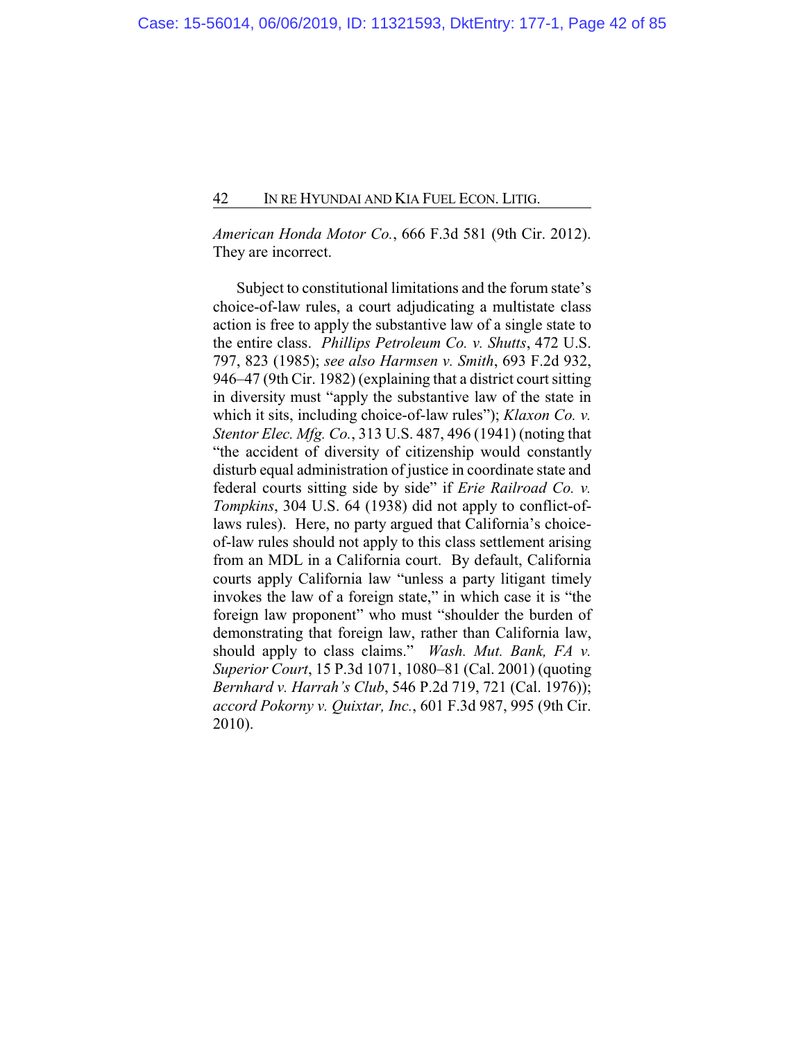*American Honda Motor Co.*, 666 F.3d 581 (9th Cir. 2012). They are incorrect.

Subject to constitutional limitations and the forum state's choice-of-law rules, a court adjudicating a multistate class action is free to apply the substantive law of a single state to the entire class. *Phillips Petroleum Co. v. Shutts*, 472 U.S. 797, 823 (1985); *see also Harmsen v. Smith*, 693 F.2d 932, 946–47 (9th Cir. 1982) (explaining that a district court sitting in diversity must "apply the substantive law of the state in which it sits, including choice-of-law rules"); *Klaxon Co. v. Stentor Elec. Mfg. Co.*, 313 U.S. 487, 496 (1941) (noting that "the accident of diversity of citizenship would constantly disturb equal administration of justice in coordinate state and federal courts sitting side by side" if *Erie Railroad Co. v. Tompkins*, 304 U.S. 64 (1938) did not apply to conflict-of-laws rules). Here, no party argued that California's choice-of-law rules should not apply to this class settlement arising from an MDL in a California court. By default, California courts apply California law "unless a party litigant timely invokes the law of a foreign state," in which case it is "the foreign law proponent" who must "shoulder the burden of demonstrating that foreign law, rather than California law, should apply to class claims." *Wash. Mut. Bank, FA v. Superior Court*, 15 P.3d 1071, 1080–81 (Cal. 2001) (quoting *Bernhard v. Harrah's Club*, 546 P.2d 719, 721 (Cal. 1976)); *accord Pokorny v. Quixtar, Inc.*, 601 F.3d 987, 995 (9th Cir. 2010).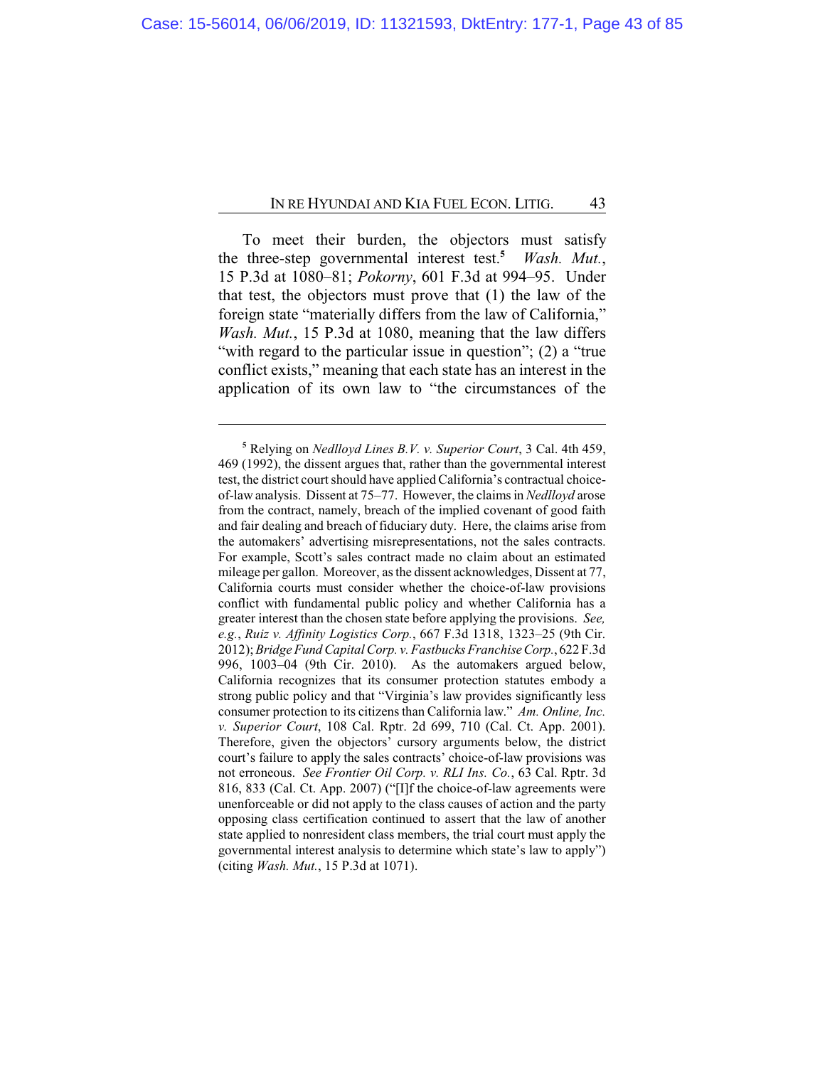To meet their burden, the objectors must satisfy the three-step governmental interest test.[5] *Wash. Mut.*, 15 P.3d at 1080–81; *Pokorny*, 601 F.3d at 994–95. Under that test, the objectors must prove that (1) the law of the foreign state "materially differs from the law of California," *Wash. Mut.*, 15 P.3d at 1080, meaning that the law differs "with regard to the particular issue in question"; (2) a "true conflict exists," meaning that each state has an interest in the application of its own law to "the circumstances of the

---

[5] Relying on *Nedlloyd Lines B.V. v. Superior Court*, 3 Cal. 4th 459, 469 (1992), the dissent argues that, rather than the governmental interest test, the district court should have applied California's contractual choice-of-law analysis. Dissent at 75–77. However, the claims in *Nedlloyd* arose from the contract, namely, breach of the implied covenant of good faith and fair dealing and breach of fiduciary duty. Here, the claims arise from the automakers' advertising misrepresentations, not the sales contracts. For example, Scott's sales contract made no claim about an estimated mileage per gallon. Moreover, as the dissent acknowledges, Dissent at 77, California courts must consider whether the choice-of-law provisions conflict with fundamental public policy and whether California has a greater interest than the chosen state before applying the provisions. *See, e.g.*, *Ruiz v. Affinity Logistics Corp.*, 667 F.3d 1318, 1323–25 (9th Cir. 2012); *Bridge Fund Capital Corp. v. Fastbucks Franchise Corp.*, 622 F.3d 996, 1003–04 (9th Cir. 2010). As the automakers argued below, California recognizes that its consumer protection statutes embody a strong public policy and that "Virginia's law provides significantly less consumer protection to its citizens than California law." *Am. Online, Inc. v. Superior Court*, 108 Cal. Rptr. 2d 699, 710 (Cal. Ct. App. 2001). Therefore, given the objectors' cursory arguments below, the district court's failure to apply the sales contracts' choice-of-law provisions was not erroneous. *See Frontier Oil Corp. v. RLI Ins. Co.*, 63 Cal. Rptr. 3d 816, 833 (Cal. Ct. App. 2007) ("[I]f the choice-of-law agreements were unenforceable or did not apply to the class causes of action and the party opposing class certification continued to assert that the law of another state applied to nonresident class members, the trial court must apply the governmental interest analysis to determine which state's law to apply") (citing *Wash. Mut.*, 15 P.3d at 1071).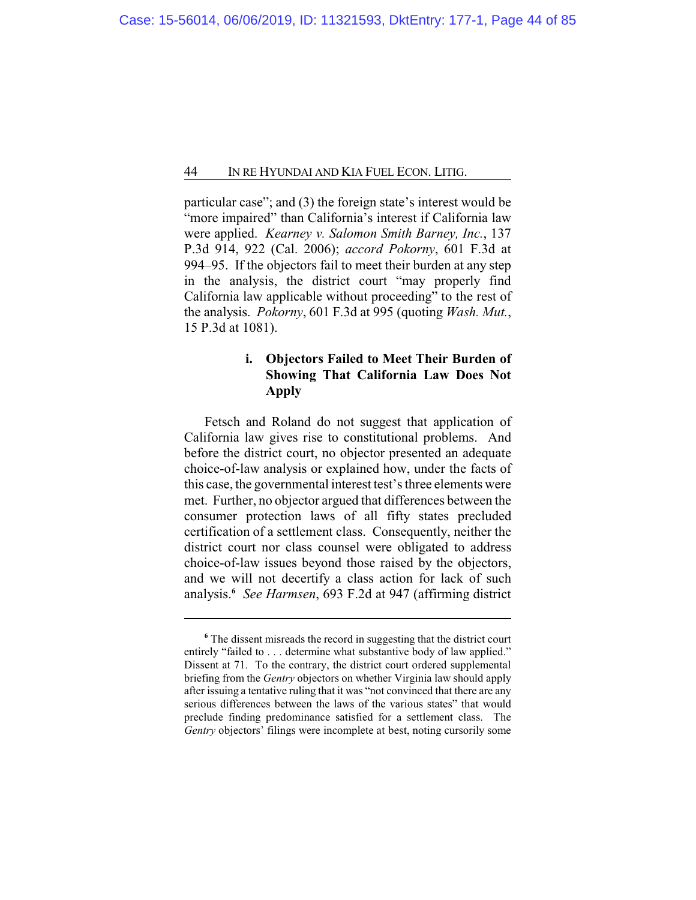particular case"; and (3) the foreign state's interest would be "more impaired" than California's interest if California law were applied. *Kearney v. Salomon Smith Barney, Inc.*, 137 P.3d 914, 922 (Cal. 2006); *accord Pokorny*, 601 F.3d at 994–95. If the objectors fail to meet their burden at any step in the analysis, the district court "may properly find California law applicable without proceeding" to the rest of the analysis. *Pokorny*, 601 F.3d at 995 (quoting *Wash. Mut.*, 15 P.3d at 1081).

#### i. Objectors Failed to Meet Their Burden of Showing That California Law Does Not Apply

Fetsch and Roland do not suggest that application of California law gives rise to constitutional problems. And before the district court, no objector presented an adequate choice-of-law analysis or explained how, under the facts of this case, the governmental interest test's three elements were met. Further, no objector argued that differences between the consumer protection laws of all fifty states precluded certification of a settlement class. Consequently, neither the district court nor class counsel were obligated to address choice-of-law issues beyond those raised by the objectors, and we will not decertify a class action for lack of such analysis.[6] *See Harmsen*, 693 F.2d at 947 (affirming district

---

[6] The dissent misreads the record in suggesting that the district court entirely "failed to . . . determine what substantive body of law applied." Dissent at 71. To the contrary, the district court ordered supplemental briefing from the *Gentry* objectors on whether Virginia law should apply after issuing a tentative ruling that it was "not convinced that there are any serious differences between the laws of the various states" that would preclude finding predominance satisfied for a settlement class. The *Gentry* objectors' filings were incomplete at best, noting cursorily some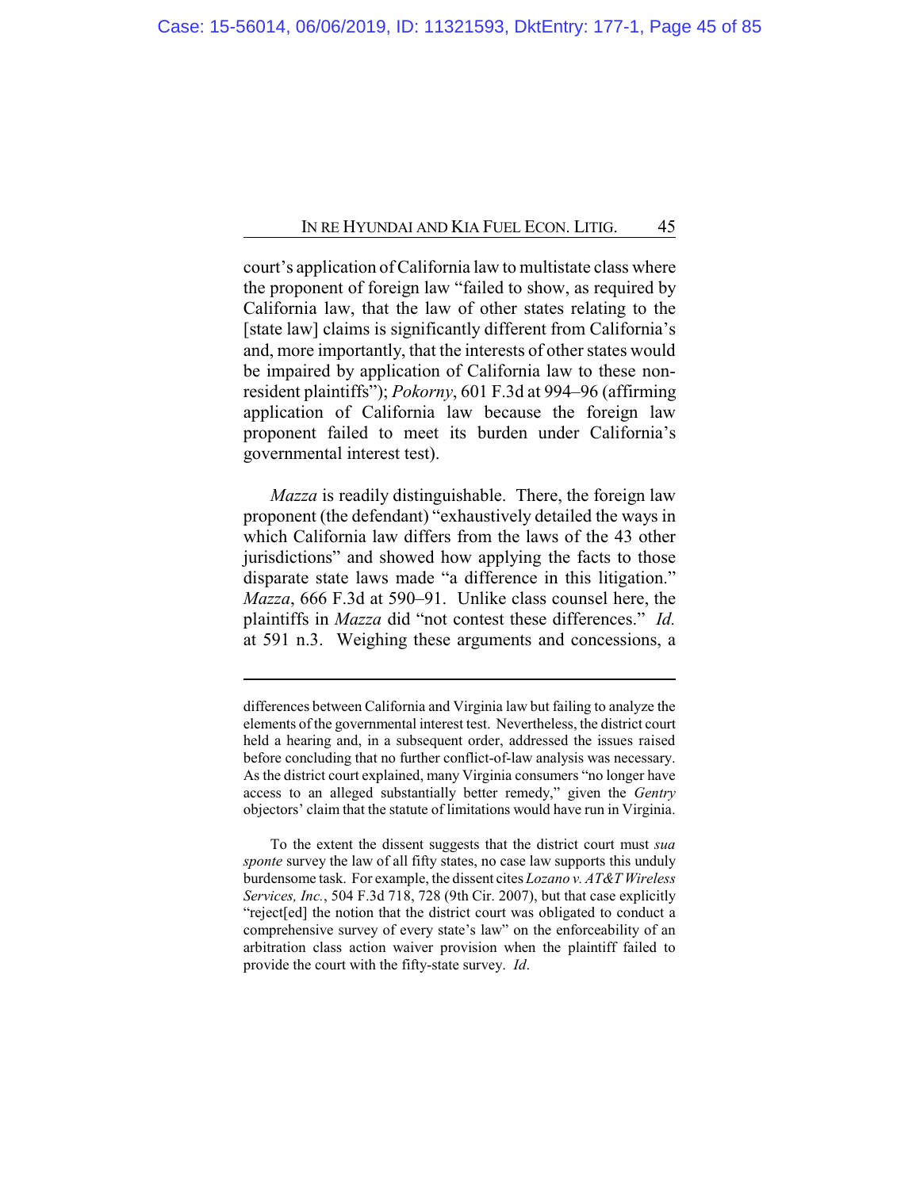court's application of California law to multistate class where the proponent of foreign law "failed to show, as required by California law, that the law of other states relating to the [state law] claims is significantly different from California's and, more importantly, that the interests of other states would be impaired by application of California law to these non-resident plaintiffs"); *Pokorny*, 601 F.3d at 994–96 (affirming application of California law because the foreign law proponent failed to meet its burden under California's governmental interest test).

*Mazza* is readily distinguishable. There, the foreign law proponent (the defendant) "exhaustively detailed the ways in which California law differs from the laws of the 43 other jurisdictions" and showed how applying the facts to those disparate state laws made "a difference in this litigation." *Mazza*, 666 F.3d at 590–91. Unlike class counsel here, the plaintiffs in *Mazza* did "not contest these differences." *Id.* at 591 n.3. Weighing these arguments and concessions, a

---

differences between California and Virginia law but failing to analyze the elements of the governmental interest test. Nevertheless, the district court held a hearing and, in a subsequent order, addressed the issues raised before concluding that no further conflict-of-law analysis was necessary. As the district court explained, many Virginia consumers "no longer have access to an alleged substantially better remedy," given the *Gentry* objectors' claim that the statute of limitations would have run in Virginia.

To the extent the dissent suggests that the district court must *sua sponte* survey the law of all fifty states, no case law supports this unduly burdensome task. For example, the dissent cites *Lozano v. AT&T Wireless Services, Inc.*, 504 F.3d 718, 728 (9th Cir. 2007), but that case explicitly "reject[ed] the notion that the district court was obligated to conduct a comprehensive survey of every state's law" on the enforceability of an arbitration class action waiver provision when the plaintiff failed to provide the court with the fifty-state survey. *Id*.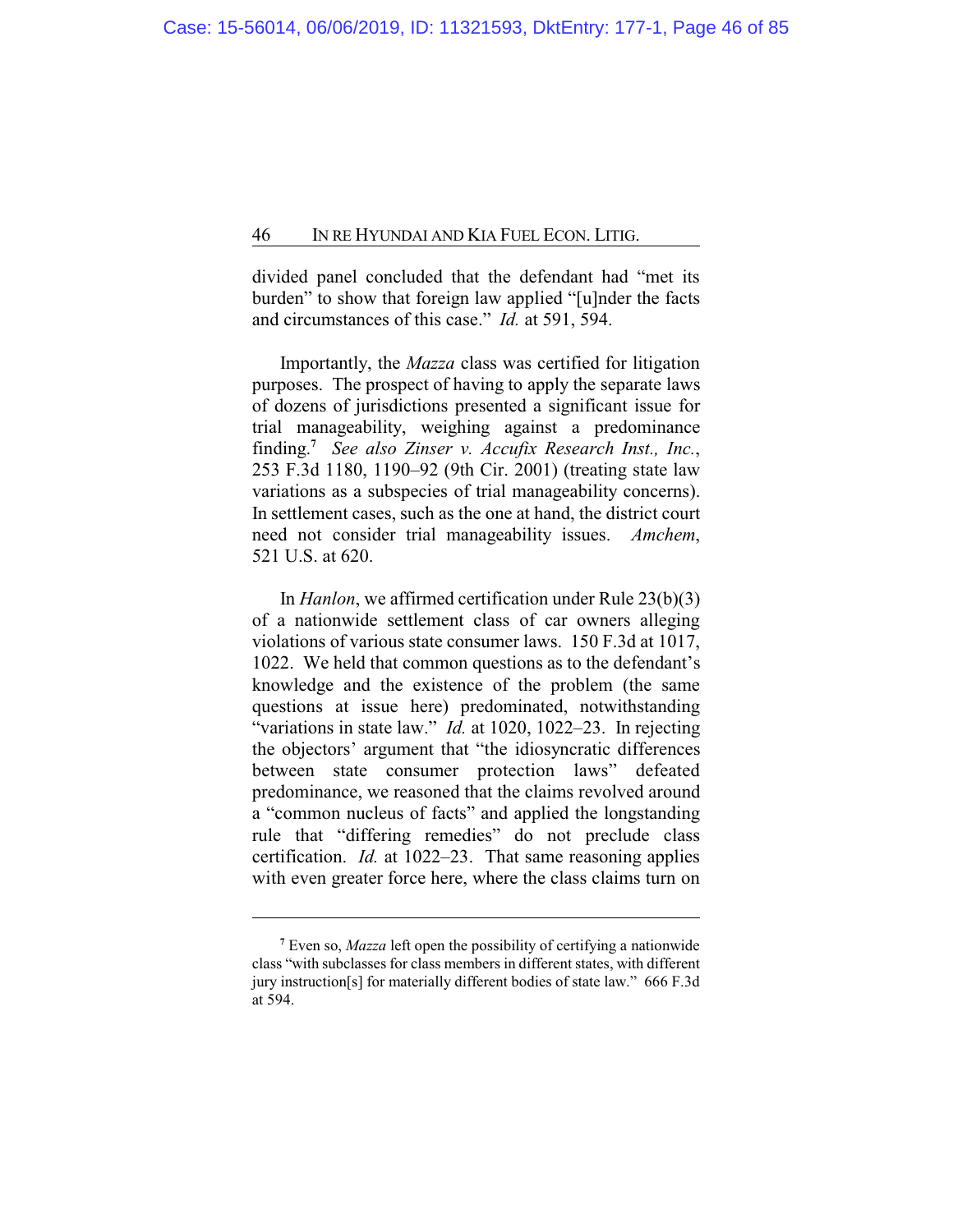divided panel concluded that the defendant had "met its burden" to show that foreign law applied "[u]nder the facts and circumstances of this case." *Id.* at 591, 594.

Importantly, the *Mazza* class was certified for litigation purposes. The prospect of having to apply the separate laws of dozens of jurisdictions presented a significant issue for trial manageability, weighing against a predominance finding.[7] *See also Zinser v. Accufix Research Inst., Inc.*, 253 F.3d 1180, 1190–92 (9th Cir. 2001) (treating state law variations as a subspecies of trial manageability concerns). In settlement cases, such as the one at hand, the district court need not consider trial manageability issues. *Amchem*, 521 U.S. at 620.

In *Hanlon*, we affirmed certification under Rule 23(b)(3) of a nationwide settlement class of car owners alleging violations of various state consumer laws. 150 F.3d at 1017, 1022. We held that common questions as to the defendant's knowledge and the existence of the problem (the same questions at issue here) predominated, notwithstanding "variations in state law." *Id.* at 1020, 1022–23. In rejecting the objectors' argument that "the idiosyncratic differences between state consumer protection laws" defeated predominance, we reasoned that the claims revolved around a "common nucleus of facts" and applied the longstanding rule that "differing remedies" do not preclude class certification. *Id.* at 1022–23. That same reasoning applies with even greater force here, where the class claims turn on

---

[7] Even so, *Mazza* left open the possibility of certifying a nationwide class "with subclasses for class members in different states, with different jury instruction[s] for materially different bodies of state law." 666 F.3d at 594.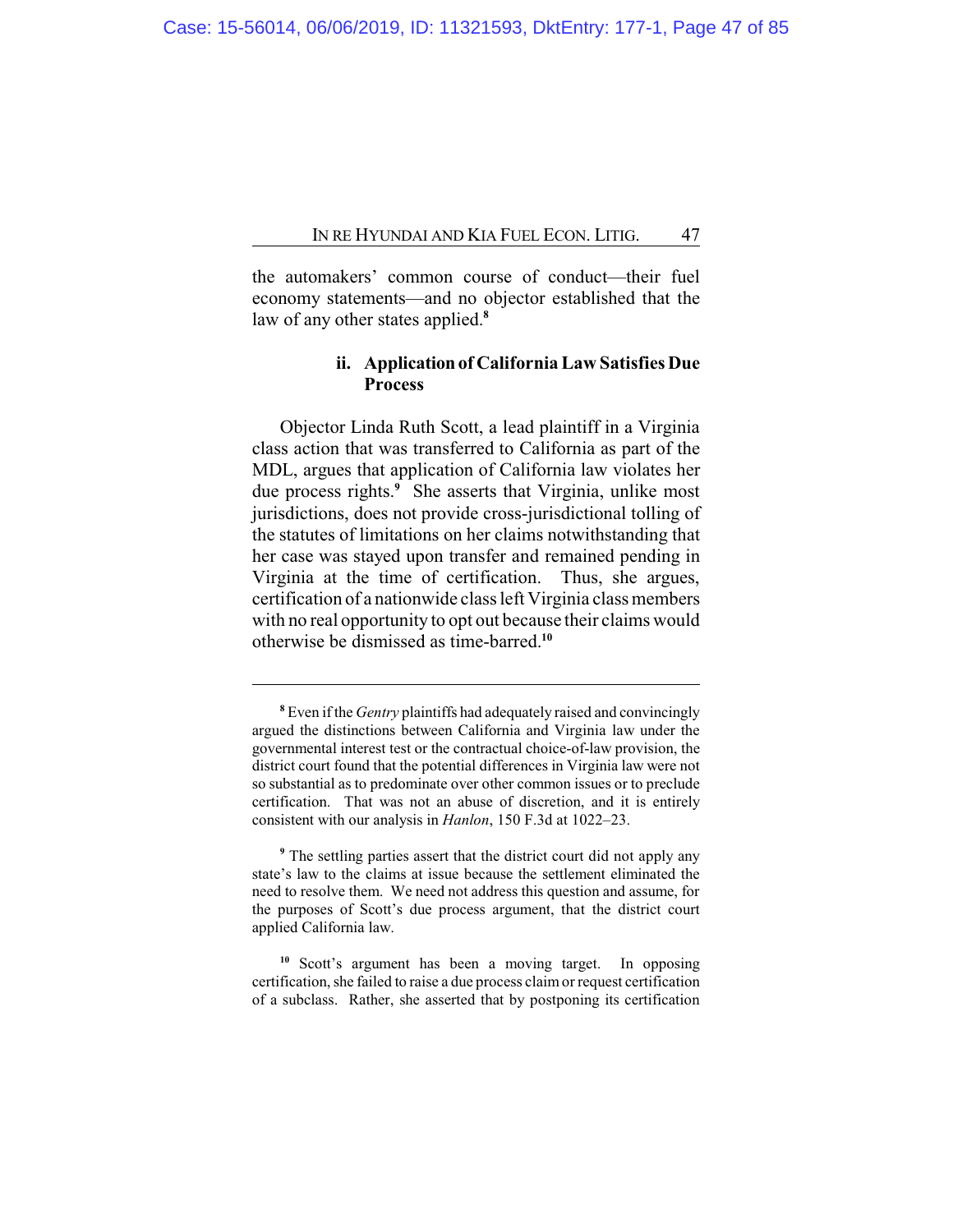the automakers' common course of conduct—their fuel economy statements—and no objector established that the law of any other states applied.[8]

#### ii. Application of California Law Satisfies Due Process

Objector Linda Ruth Scott, a lead plaintiff in a Virginia class action that was transferred to California as part of the MDL, argues that application of California law violates her due process rights.[9] She asserts that Virginia, unlike most jurisdictions, does not provide cross-jurisdictional tolling of the statutes of limitations on her claims notwithstanding that her case was stayed upon transfer and remained pending in Virginia at the time of certification. Thus, she argues, certification of a nationwide class left Virginia class members with no real opportunity to opt out because their claims would otherwise be dismissed as time-barred.[10]

---

[8] Even if the *Gentry* plaintiffs had adequately raised and convincingly argued the distinctions between California and Virginia law under the governmental interest test or the contractual choice-of-law provision, the district court found that the potential differences in Virginia law were not so substantial as to predominate over other common issues or to preclude certification. That was not an abuse of discretion, and it is entirely consistent with our analysis in *Hanlon*, 150 F.3d at 1022–23.

[9] The settling parties assert that the district court did not apply any state's law to the claims at issue because the settlement eliminated the need to resolve them. We need not address this question and assume, for the purposes of Scott's due process argument, that the district court applied California law.

[10] Scott's argument has been a moving target. In opposing certification, she failed to raise a due process claim or request certification of a subclass. Rather, she asserted that by postponing its certification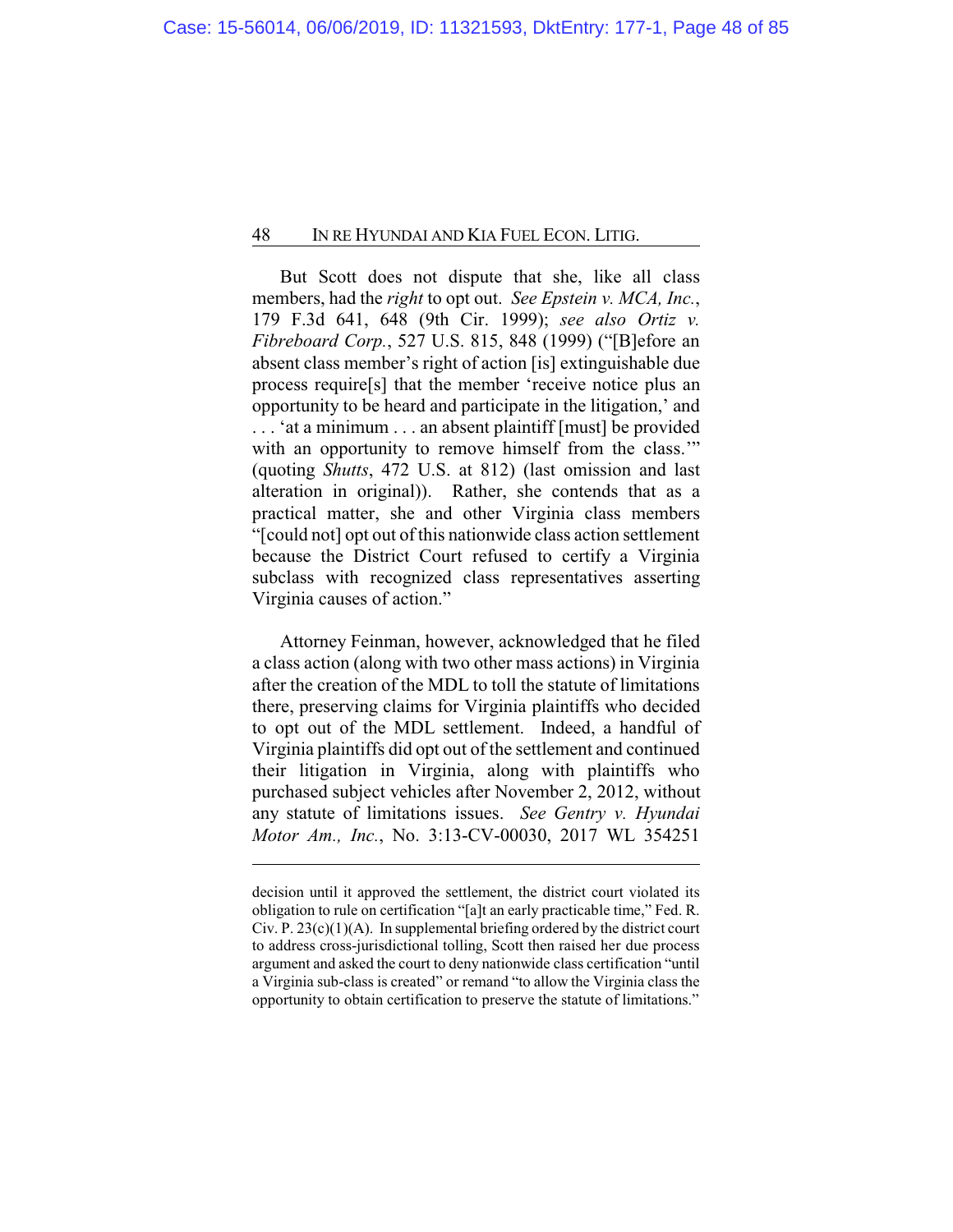But Scott does not dispute that she, like all class members, had the *right* to opt out. *See Epstein v. MCA, Inc.*, 179 F.3d 641, 648 (9th Cir. 1999); *see also Ortiz v. Fibreboard Corp.*, 527 U.S. 815, 848 (1999) ("[B]efore an absent class member's right of action [is] extinguishable due process require[s] that the member 'receive notice plus an opportunity to be heard and participate in the litigation,' and . . . 'at a minimum . . . an absent plaintiff [must] be provided with an opportunity to remove himself from the class.'" (quoting *Shutts*, 472 U.S. at 812) (last omission and last alteration in original)). Rather, she contends that as a practical matter, she and other Virginia class members "[could not] opt out of this nationwide class action settlement because the District Court refused to certify a Virginia subclass with recognized class representatives asserting Virginia causes of action."

Attorney Feinman, however, acknowledged that he filed a class action (along with two other mass actions) in Virginia after the creation of the MDL to toll the statute of limitations there, preserving claims for Virginia plaintiffs who decided to opt out of the MDL settlement. Indeed, a handful of Virginia plaintiffs did opt out of the settlement and continued their litigation in Virginia, along with plaintiffs who purchased subject vehicles after November 2, 2012, without any statute of limitations issues. *See Gentry v. Hyundai Motor Am., Inc.*, No. 3:13-CV-00030, 2017 WL 354251

---

decision until it approved the settlement, the district court violated its obligation to rule on certification "[a]t an early practicable time," Fed. R. Civ. P. 23(c)(1)(A). In supplemental briefing ordered by the district court to address cross-jurisdictional tolling, Scott then raised her due process argument and asked the court to deny nationwide class certification "until a Virginia sub-class is created" or remand "to allow the Virginia class the opportunity to obtain certification to preserve the statute of limitations."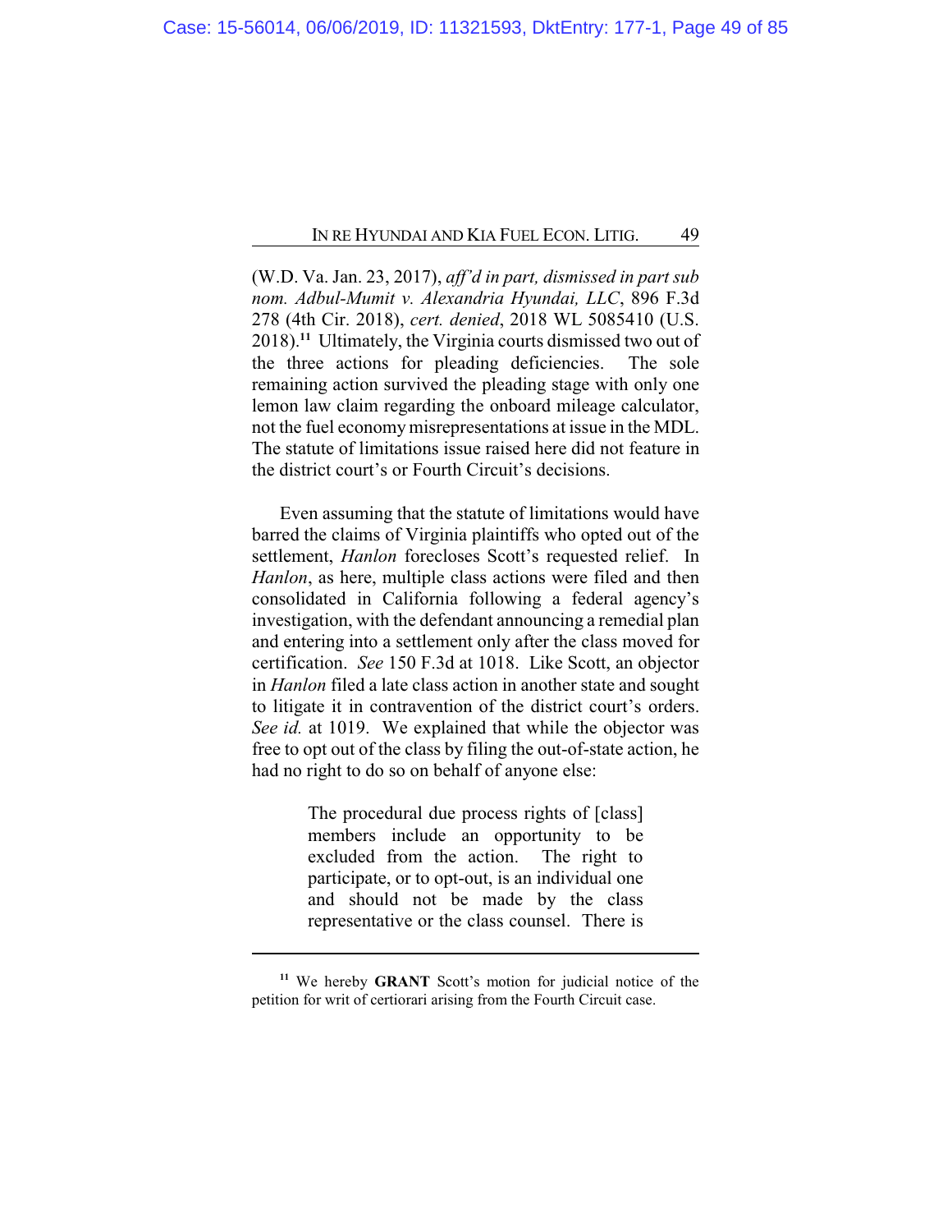(W.D. Va. Jan. 23, 2017), *aff'd in part, dismissed in part sub nom. Adbul-Mumit v. Alexandria Hyundai, LLC*, 896 F.3d 278 (4th Cir. 2018), *cert. denied*, 2018 WL 5085410 (U.S. 2018).[11] Ultimately, the Virginia courts dismissed two out of the three actions for pleading deficiencies. The sole remaining action survived the pleading stage with only one lemon law claim regarding the onboard mileage calculator, not the fuel economy misrepresentations at issue in the MDL. The statute of limitations issue raised here did not feature in the district court's or Fourth Circuit's decisions.

Even assuming that the statute of limitations would have barred the claims of Virginia plaintiffs who opted out of the settlement, *Hanlon* forecloses Scott's requested relief. In *Hanlon*, as here, multiple class actions were filed and then consolidated in California following a federal agency's investigation, with the defendant announcing a remedial plan and entering into a settlement only after the class moved for certification. *See* 150 F.3d at 1018. Like Scott, an objector in *Hanlon* filed a late class action in another state and sought to litigate it in contravention of the district court's orders. *See id.* at 1019. We explained that while the objector was free to opt out of the class by filing the out-of-state action, he had no right to do so on behalf of anyone else:

> The procedural due process rights of [class] members include an opportunity to be excluded from the action. The right to participate, or to opt-out, is an individual one and should not be made by the class representative or the class counsel. There is

---

[11] We hereby **GRANT** Scott's motion for judicial notice of the petition for writ of certiorari arising from the Fourth Circuit case.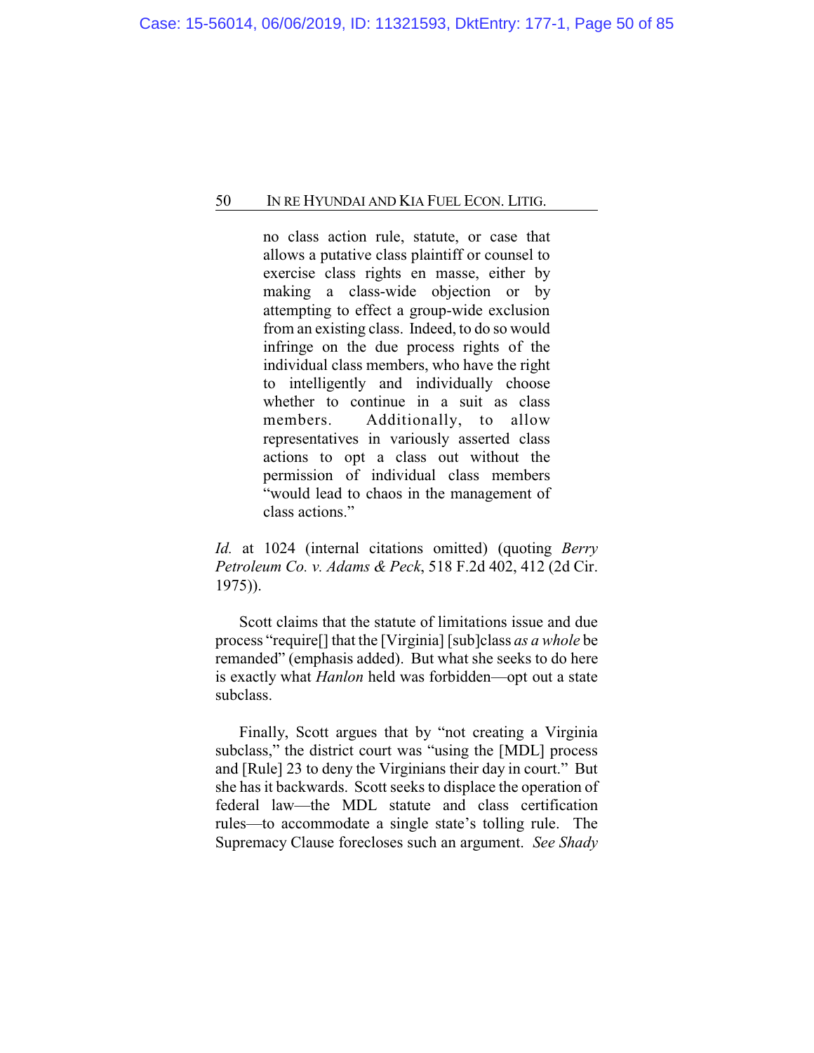> no class action rule, statute, or case that allows a putative class plaintiff or counsel to exercise class rights en masse, either by making a class-wide objection or by attempting to effect a group-wide exclusion from an existing class. Indeed, to do so would infringe on the due process rights of the individual class members, who have the right to intelligently and individually choose whether to continue in a suit as class members. Additionally, to allow representatives in variously asserted class actions to opt a class out without the permission of individual class members "would lead to chaos in the management of class actions."

*Id.* at 1024 (internal citations omitted) (quoting *Berry Petroleum Co. v. Adams & Peck*, 518 F.2d 402, 412 (2d Cir. 1975)).

Scott claims that the statute of limitations issue and due process "require[] that the [Virginia] [sub]class *as a whole* be remanded" (emphasis added). But what she seeks to do here is exactly what *Hanlon* held was forbidden—opt out a state subclass.

Finally, Scott argues that by "not creating a Virginia subclass," the district court was "using the [MDL] process and [Rule] 23 to deny the Virginians their day in court." But she has it backwards. Scott seeks to displace the operation of federal law—the MDL statute and class certification rules—to accommodate a single state's tolling rule. The Supremacy Clause forecloses such an argument. *See Shady*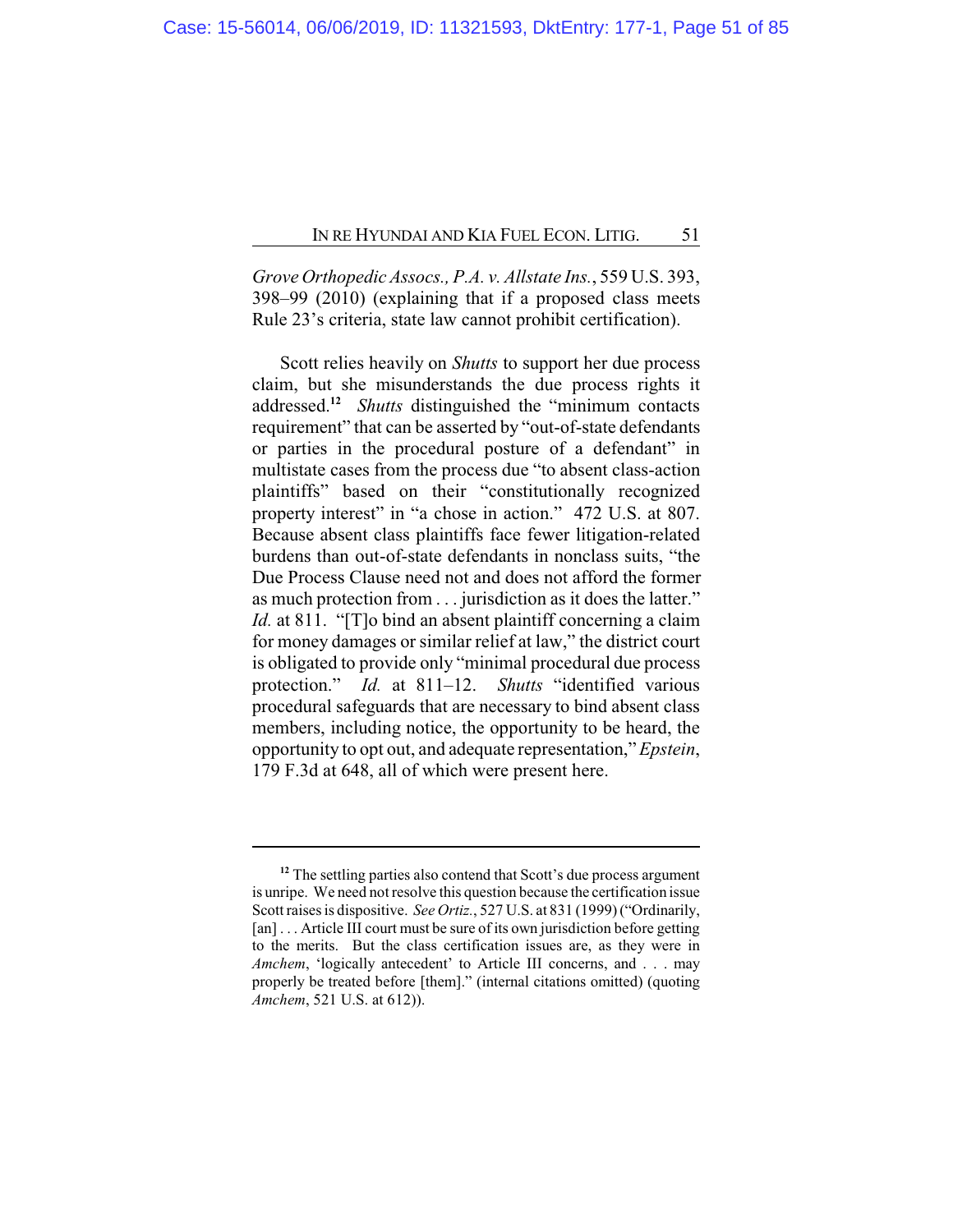*Grove Orthopedic Assocs., P.A. v. Allstate Ins.*, 559 U.S. 393, 398–99 (2010) (explaining that if a proposed class meets Rule 23's criteria, state law cannot prohibit certification).

Scott relies heavily on *Shutts* to support her due process claim, but she misunderstands the due process rights it addressed.[12] *Shutts* distinguished the "minimum contacts requirement" that can be asserted by "out-of-state defendants or parties in the procedural posture of a defendant" in multistate cases from the process due "to absent class-action plaintiffs" based on their "constitutionally recognized property interest" in "a chose in action." 472 U.S. at 807. Because absent class plaintiffs face fewer litigation-related burdens than out-of-state defendants in nonclass suits, "the Due Process Clause need not and does not afford the former as much protection from . . . jurisdiction as it does the latter." *Id.* at 811. "[T]o bind an absent plaintiff concerning a claim for money damages or similar relief at law," the district court is obligated to provide only "minimal procedural due process protection." *Id.* at 811–12. *Shutts* "identified various procedural safeguards that are necessary to bind absent class members, including notice, the opportunity to be heard, the opportunity to opt out, and adequate representation," *Epstein*, 179 F.3d at 648, all of which were present here.

---

[12] The settling parties also contend that Scott's due process argument is unripe. We need not resolve this question because the certification issue Scott raises is dispositive. *See Ortiz.*, 527 U.S. at 831 (1999) ("Ordinarily, [an] . . . Article III court must be sure of its own jurisdiction before getting to the merits. But the class certification issues are, as they were in *Amchem*, 'logically antecedent' to Article III concerns, and . . . may properly be treated before [them]." (internal citations omitted) (quoting *Amchem*, 521 U.S. at 612)).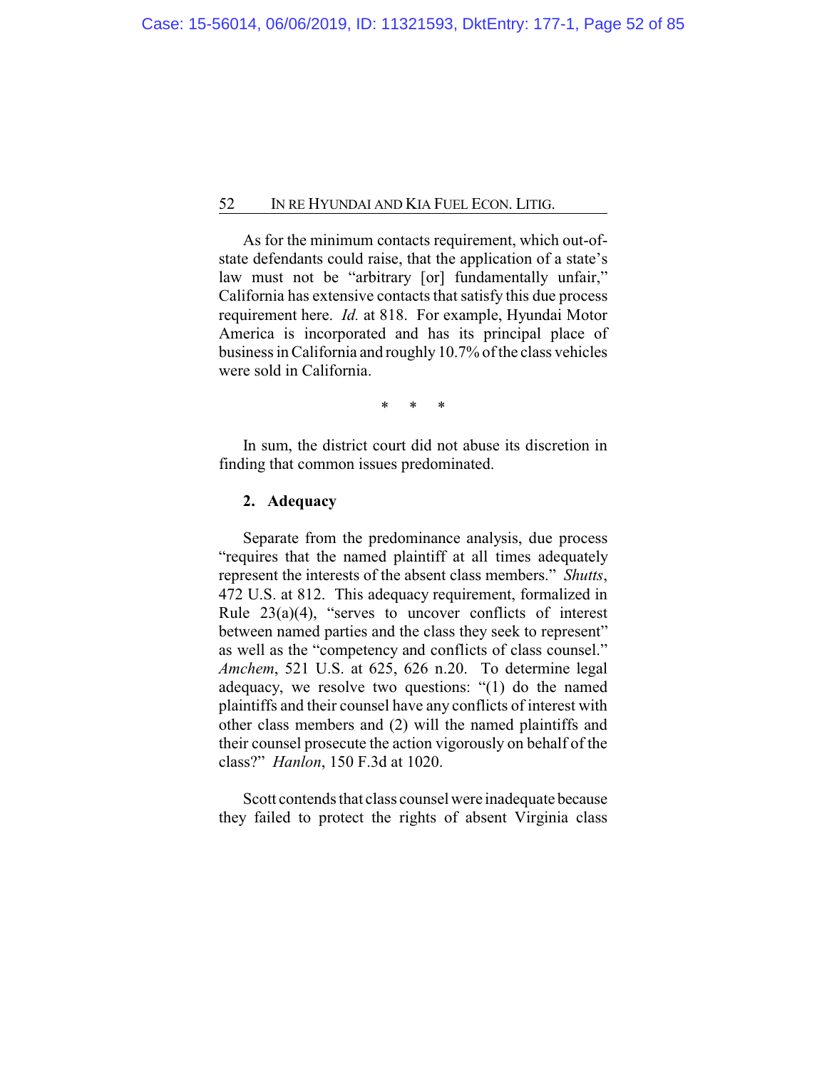As for the minimum contacts requirement, which out-of-state defendants could raise, that the application of a state's law must not be "arbitrary [or] fundamentally unfair," California has extensive contacts that satisfy this due process requirement here. *Id.* at 818. For example, Hyundai Motor America is incorporated and has its principal place of business in California and roughly 10.7% of the class vehicles were sold in California.

\* \* \*

In sum, the district court did not abuse its discretion in finding that common issues predominated.

**2. Adequacy**

Separate from the predominance analysis, due process "requires that the named plaintiff at all times adequately represent the interests of the absent class members." *Shutts*, 472 U.S. at 812. This adequacy requirement, formalized in Rule 23(a)(4), "serves to uncover conflicts of interest between named parties and the class they seek to represent" as well as the "competency and conflicts of class counsel." *Amchem*, 521 U.S. at 625, 626 n.20. To determine legal adequacy, we resolve two questions: "(1) do the named plaintiffs and their counsel have any conflicts of interest with other class members and (2) will the named plaintiffs and their counsel prosecute the action vigorously on behalf of the class?" *Hanlon*, 150 F.3d at 1020.

Scott contends that class counsel were inadequate because they failed to protect the rights of absent Virginia class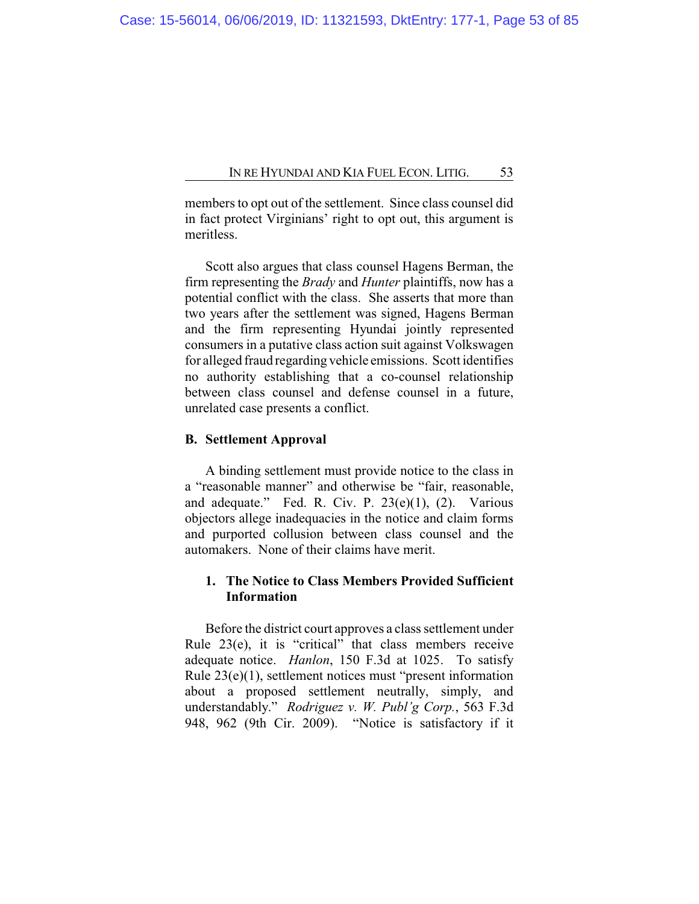members to opt out of the settlement. Since class counsel did in fact protect Virginians' right to opt out, this argument is meritless.

Scott also argues that class counsel Hagens Berman, the firm representing the *Brady* and *Hunter* plaintiffs, now has a potential conflict with the class. She asserts that more than two years after the settlement was signed, Hagens Berman and the firm representing Hyundai jointly represented consumers in a putative class action suit against Volkswagen for alleged fraud regarding vehicle emissions. Scott identifies no authority establishing that a co-counsel relationship between class counsel and defense counsel in a future, unrelated case presents a conflict.

### B. Settlement Approval

A binding settlement must provide notice to the class in a "reasonable manner" and otherwise be "fair, reasonable, and adequate." Fed. R. Civ. P. 23(e)(1), (2). Various objectors allege inadequacies in the notice and claim forms and purported collusion between class counsel and the automakers. None of their claims have merit.

#### 1. The Notice to Class Members Provided Sufficient Information

Before the district court approves a class settlement under Rule 23(e), it is "critical" that class members receive adequate notice. *Hanlon*, 150 F.3d at 1025. To satisfy Rule 23(e)(1), settlement notices must "present information about a proposed settlement neutrally, simply, and understandably." *Rodriguez v. W. Publ'g Corp.*, 563 F.3d 948, 962 (9th Cir. 2009). "Notice is satisfactory if it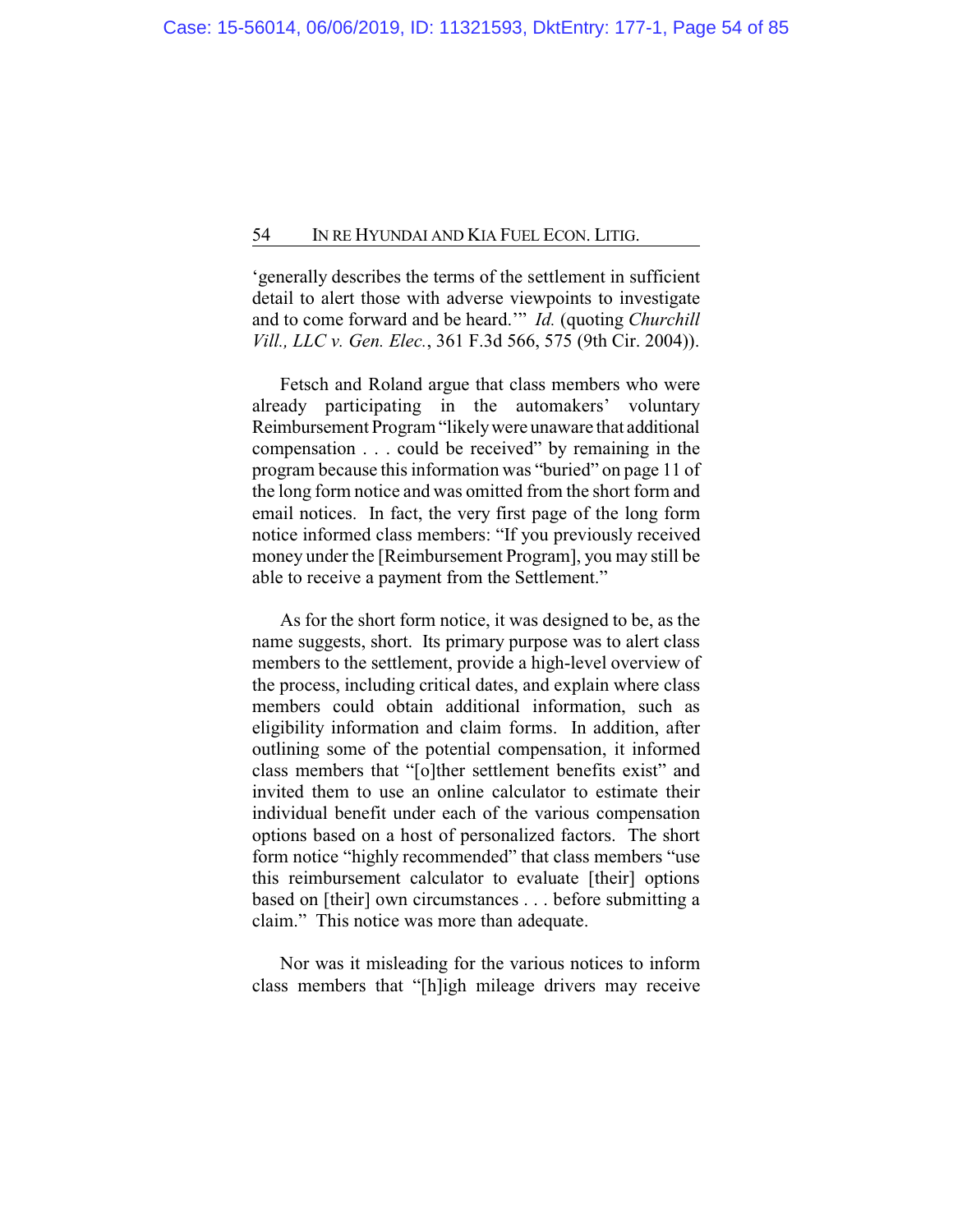'generally describes the terms of the settlement in sufficient detail to alert those with adverse viewpoints to investigate and to come forward and be heard.'" *Id.* (quoting *Churchill Vill., LLC v. Gen. Elec.*, 361 F.3d 566, 575 (9th Cir. 2004)).

Fetsch and Roland argue that class members who were already participating in the automakers' voluntary Reimbursement Program "likely were unaware that additional compensation . . . could be received" by remaining in the program because this information was "buried" on page 11 of the long form notice and was omitted from the short form and email notices. In fact, the very first page of the long form notice informed class members: "If you previously received money under the [Reimbursement Program], you may still be able to receive a payment from the Settlement."

As for the short form notice, it was designed to be, as the name suggests, short. Its primary purpose was to alert class members to the settlement, provide a high-level overview of the process, including critical dates, and explain where class members could obtain additional information, such as eligibility information and claim forms. In addition, after outlining some of the potential compensation, it informed class members that "[o]ther settlement benefits exist" and invited them to use an online calculator to estimate their individual benefit under each of the various compensation options based on a host of personalized factors. The short form notice "highly recommended" that class members "use this reimbursement calculator to evaluate [their] options based on [their] own circumstances . . . before submitting a claim." This notice was more than adequate.

Nor was it misleading for the various notices to inform class members that "[h]igh mileage drivers may receive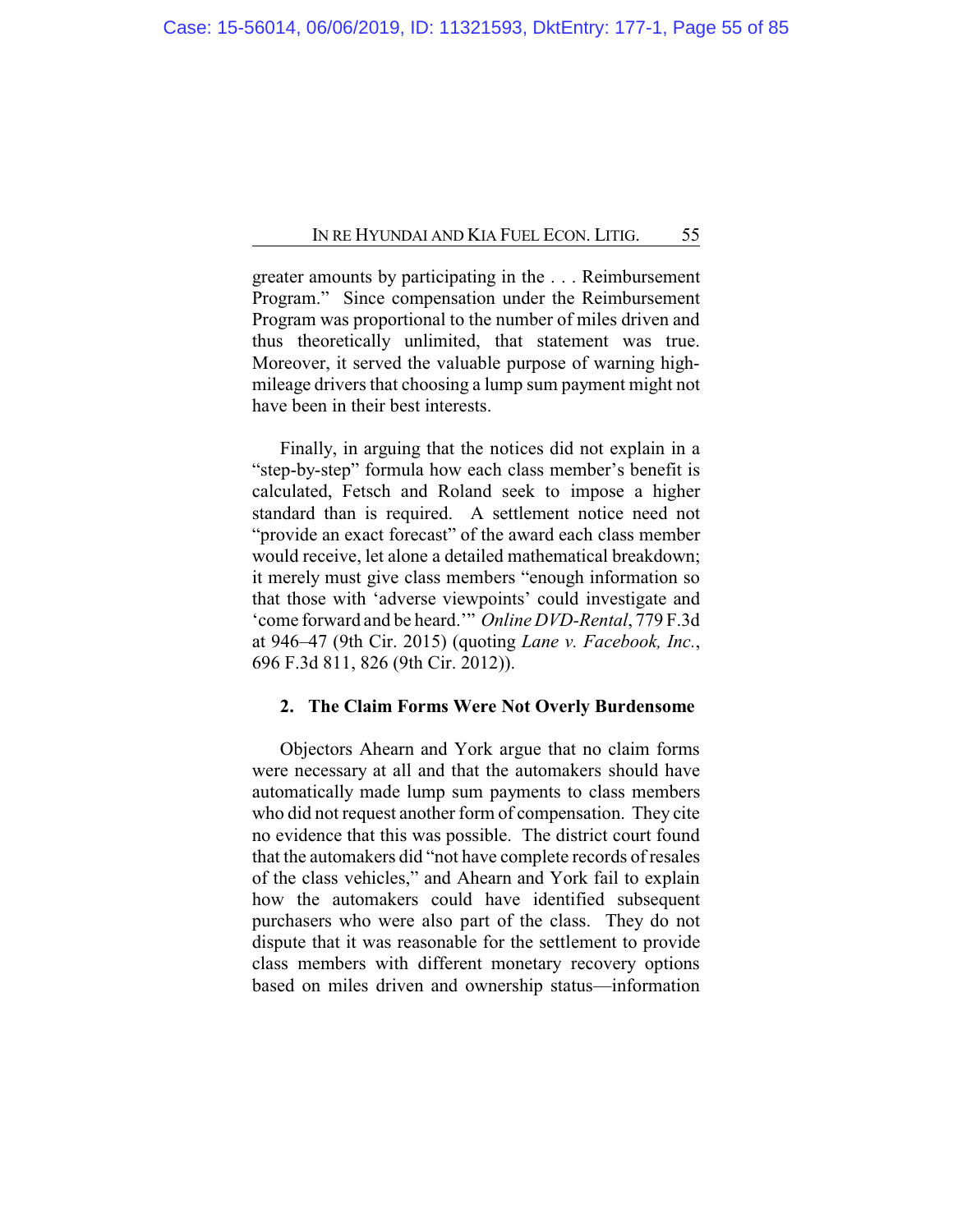greater amounts by participating in the . . . Reimbursement Program." Since compensation under the Reimbursement Program was proportional to the number of miles driven and thus theoretically unlimited, that statement was true. Moreover, it served the valuable purpose of warning high-mileage drivers that choosing a lump sum payment might not have been in their best interests.

Finally, in arguing that the notices did not explain in a "step-by-step" formula how each class member's benefit is calculated, Fetsch and Roland seek to impose a higher standard than is required. A settlement notice need not "provide an exact forecast" of the award each class member would receive, let alone a detailed mathematical breakdown; it merely must give class members "enough information so that those with 'adverse viewpoints' could investigate and 'come forward and be heard.'" *Online DVD-Rental*, 779 F.3d at 946–47 (9th Cir. 2015) (quoting *Lane v. Facebook, Inc.*, 696 F.3d 811, 826 (9th Cir. 2012)).

### 2. The Claim Forms Were Not Overly Burdensome

Objectors Ahearn and York argue that no claim forms were necessary at all and that the automakers should have automatically made lump sum payments to class members who did not request another form of compensation. They cite no evidence that this was possible. The district court found that the automakers did "not have complete records of resales of the class vehicles," and Ahearn and York fail to explain how the automakers could have identified subsequent purchasers who were also part of the class. They do not dispute that it was reasonable for the settlement to provide class members with different monetary recovery options based on miles driven and ownership status—information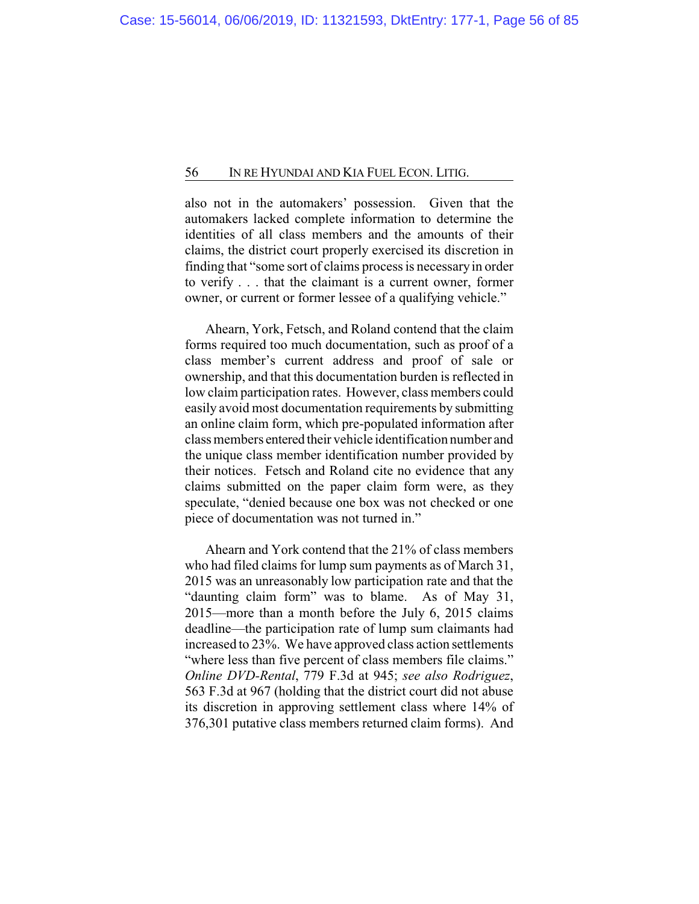also not in the automakers' possession. Given that the automakers lacked complete information to determine the identities of all class members and the amounts of their claims, the district court properly exercised its discretion in finding that "some sort of claims process is necessary in order to verify . . . that the claimant is a current owner, former owner, or current or former lessee of a qualifying vehicle."

Ahearn, York, Fetsch, and Roland contend that the claim forms required too much documentation, such as proof of a class member's current address and proof of sale or ownership, and that this documentation burden is reflected in low claim participation rates. However, class members could easily avoid most documentation requirements by submitting an online claim form, which pre-populated information after class members entered their vehicle identification number and the unique class member identification number provided by their notices. Fetsch and Roland cite no evidence that any claims submitted on the paper claim form were, as they speculate, "denied because one box was not checked or one piece of documentation was not turned in."

Ahearn and York contend that the 21% of class members who had filed claims for lump sum payments as of March 31, 2015 was an unreasonably low participation rate and that the "daunting claim form" was to blame. As of May 31, 2015—more than a month before the July 6, 2015 claims deadline—the participation rate of lump sum claimants had increased to 23%. We have approved class action settlements "where less than five percent of class members file claims." *Online DVD-Rental*, 779 F.3d at 945; *see also Rodriguez*, 563 F.3d at 967 (holding that the district court did not abuse its discretion in approving settlement class where 14% of 376,301 putative class members returned claim forms). And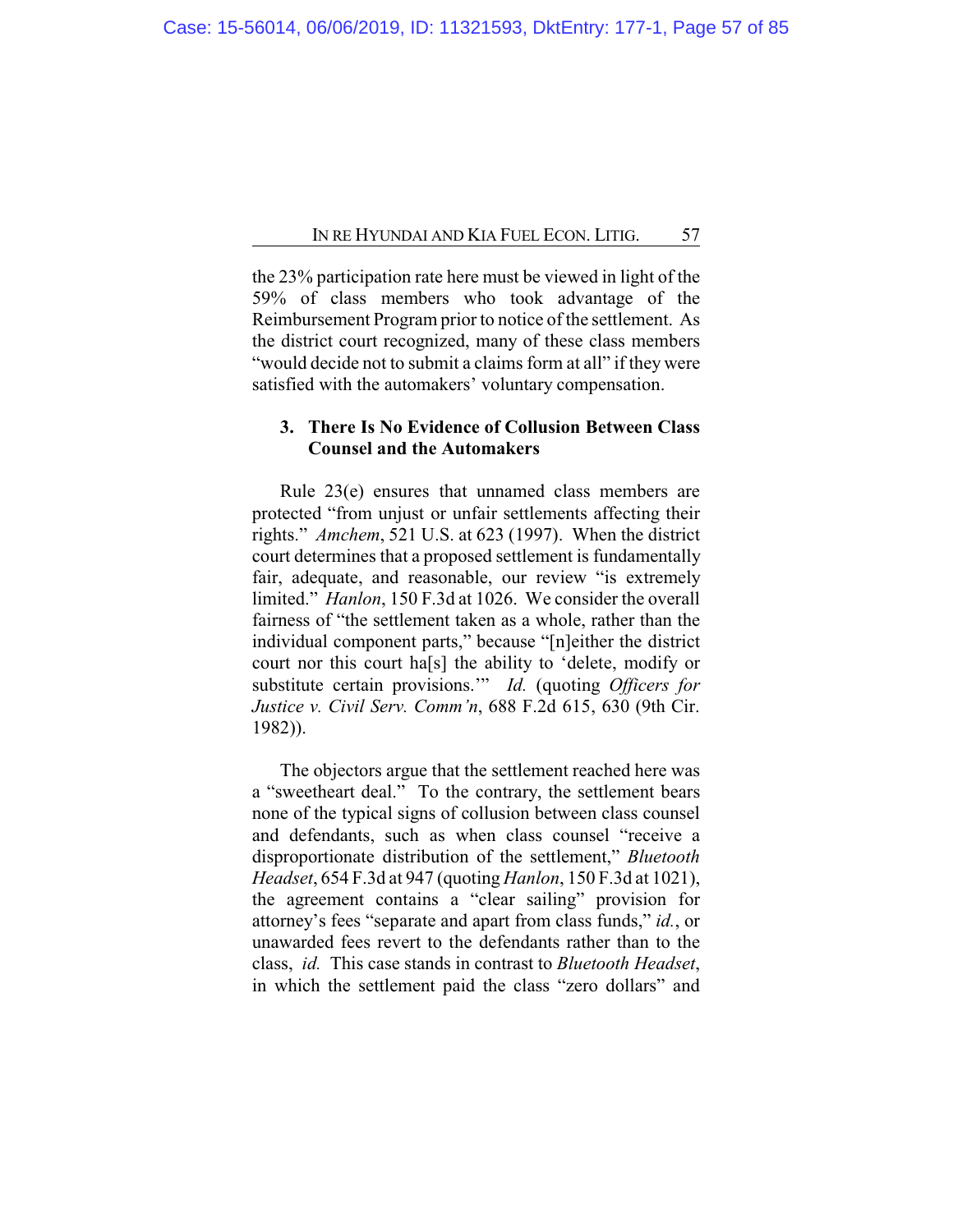the 23% participation rate here must be viewed in light of the 59% of class members who took advantage of the Reimbursement Program prior to notice of the settlement. As the district court recognized, many of these class members "would decide not to submit a claims form at all" if they were satisfied with the automakers' voluntary compensation.

### 3. There Is No Evidence of Collusion Between Class Counsel and the Automakers

Rule 23(e) ensures that unnamed class members are protected "from unjust or unfair settlements affecting their rights." *Amchem*, 521 U.S. at 623 (1997). When the district court determines that a proposed settlement is fundamentally fair, adequate, and reasonable, our review "is extremely limited." *Hanlon*, 150 F.3d at 1026. We consider the overall fairness of "the settlement taken as a whole, rather than the individual component parts," because "[n]either the district court nor this court ha[s] the ability to 'delete, modify or substitute certain provisions.'" *Id.* (quoting *Officers for Justice v. Civil Serv. Comm'n*, 688 F.2d 615, 630 (9th Cir. 1982)).

The objectors argue that the settlement reached here was a "sweetheart deal." To the contrary, the settlement bears none of the typical signs of collusion between class counsel and defendants, such as when class counsel "receive a disproportionate distribution of the settlement," *Bluetooth Headset*, 654 F.3d at 947 (quoting *Hanlon*, 150 F.3d at 1021), the agreement contains a "clear sailing" provision for attorney's fees "separate and apart from class funds," *id.*, or unawarded fees revert to the defendants rather than to the class, *id.* This case stands in contrast to *Bluetooth Headset*, in which the settlement paid the class "zero dollars" and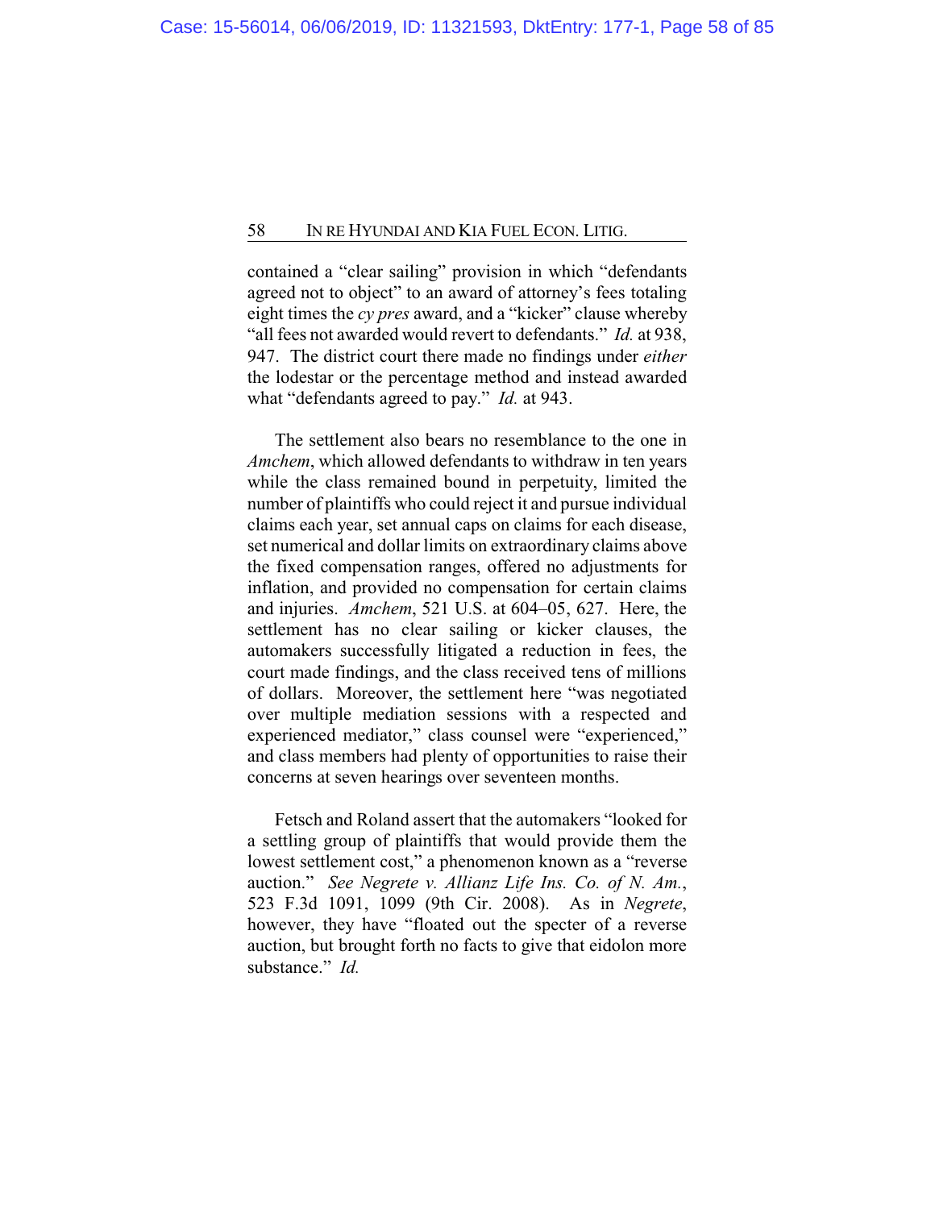contained a "clear sailing" provision in which "defendants agreed not to object" to an award of attorney's fees totaling eight times the *cy pres* award, and a "kicker" clause whereby "all fees not awarded would revert to defendants." *Id.* at 938, 947. The district court there made no findings under *either* the lodestar or the percentage method and instead awarded what "defendants agreed to pay." *Id.* at 943.

The settlement also bears no resemblance to the one in *Amchem*, which allowed defendants to withdraw in ten years while the class remained bound in perpetuity, limited the number of plaintiffs who could reject it and pursue individual claims each year, set annual caps on claims for each disease, set numerical and dollar limits on extraordinary claims above the fixed compensation ranges, offered no adjustments for inflation, and provided no compensation for certain claims and injuries. *Amchem*, 521 U.S. at 604–05, 627. Here, the settlement has no clear sailing or kicker clauses, the automakers successfully litigated a reduction in fees, the court made findings, and the class received tens of millions of dollars. Moreover, the settlement here "was negotiated over multiple mediation sessions with a respected and experienced mediator," class counsel were "experienced," and class members had plenty of opportunities to raise their concerns at seven hearings over seventeen months.

Fetsch and Roland assert that the automakers "looked for a settling group of plaintiffs that would provide them the lowest settlement cost," a phenomenon known as a "reverse auction." *See Negrete v. Allianz Life Ins. Co. of N. Am.*, 523 F.3d 1091, 1099 (9th Cir. 2008). As in *Negrete*, however, they have "floated out the specter of a reverse auction, but brought forth no facts to give that eidolon more substance." *Id.*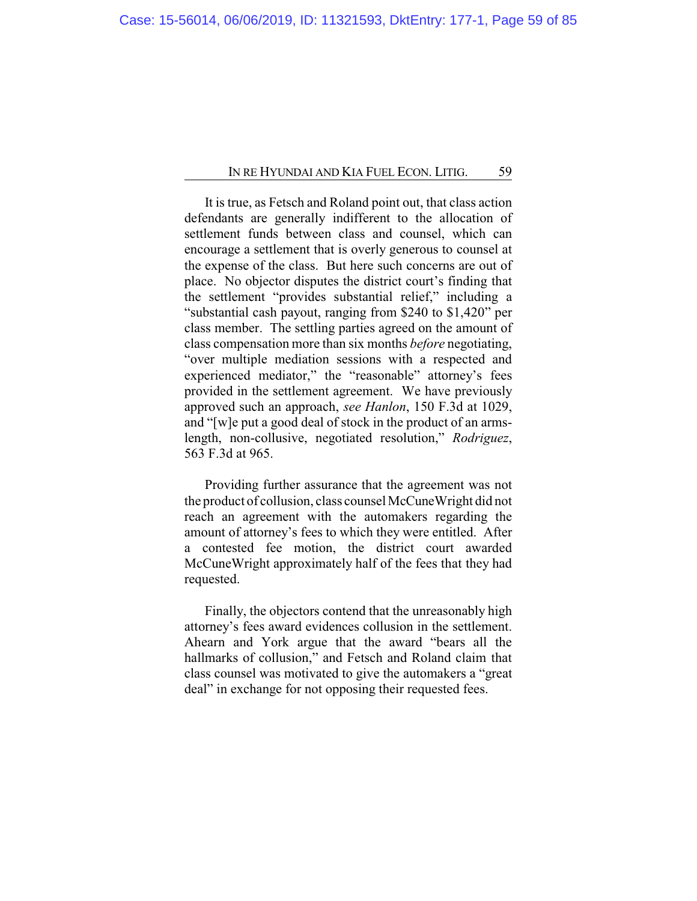It is true, as Fetsch and Roland point out, that class action defendants are generally indifferent to the allocation of settlement funds between class and counsel, which can encourage a settlement that is overly generous to counsel at the expense of the class. But here such concerns are out of place. No objector disputes the district court's finding that the settlement "provides substantial relief," including a "substantial cash payout, ranging from $240 to $1,420" per class member. The settling parties agreed on the amount of class compensation more than six months *before* negotiating, "over multiple mediation sessions with a respected and experienced mediator," the "reasonable" attorney's fees provided in the settlement agreement. We have previously approved such an approach, *see Hanlon*, 150 F.3d at 1029, and "[w]e put a good deal of stock in the product of an arms-length, non-collusive, negotiated resolution," *Rodriguez*, 563 F.3d at 965.

Providing further assurance that the agreement was not the product of collusion, class counsel McCuneWright did not reach an agreement with the automakers regarding the amount of attorney's fees to which they were entitled. After a contested fee motion, the district court awarded McCuneWright approximately half of the fees that they had requested.

Finally, the objectors contend that the unreasonably high attorney's fees award evidences collusion in the settlement. Ahearn and York argue that the award "bears all the hallmarks of collusion," and Fetsch and Roland claim that class counsel was motivated to give the automakers a "great deal" in exchange for not opposing their requested fees.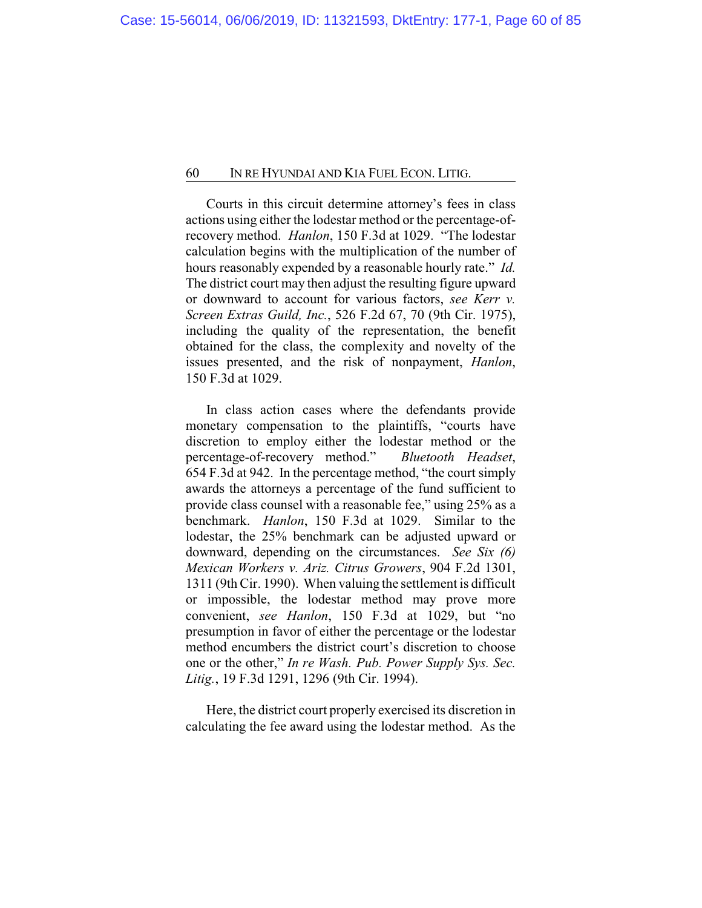Courts in this circuit determine attorney's fees in class actions using either the lodestar method or the percentage-of-recovery method. *Hanlon*, 150 F.3d at 1029. "The lodestar calculation begins with the multiplication of the number of hours reasonably expended by a reasonable hourly rate." *Id.* The district court may then adjust the resulting figure upward or downward to account for various factors, *see Kerr v. Screen Extras Guild, Inc.*, 526 F.2d 67, 70 (9th Cir. 1975), including the quality of the representation, the benefit obtained for the class, the complexity and novelty of the issues presented, and the risk of nonpayment, *Hanlon*, 150 F.3d at 1029.

In class action cases where the defendants provide monetary compensation to the plaintiffs, "courts have discretion to employ either the lodestar method or the percentage-of-recovery method." *Bluetooth Headset*, 654 F.3d at 942. In the percentage method, "the court simply awards the attorneys a percentage of the fund sufficient to provide class counsel with a reasonable fee," using 25% as a benchmark. *Hanlon*, 150 F.3d at 1029. Similar to the lodestar, the 25% benchmark can be adjusted upward or downward, depending on the circumstances. *See Six (6) Mexican Workers v. Ariz. Citrus Growers*, 904 F.2d 1301, 1311 (9th Cir. 1990). When valuing the settlement is difficult or impossible, the lodestar method may prove more convenient, *see Hanlon*, 150 F.3d at 1029, but "no presumption in favor of either the percentage or the lodestar method encumbers the district court's discretion to choose one or the other," *In re Wash. Pub. Power Supply Sys. Sec. Litig.*, 19 F.3d 1291, 1296 (9th Cir. 1994).

Here, the district court properly exercised its discretion in calculating the fee award using the lodestar method. As the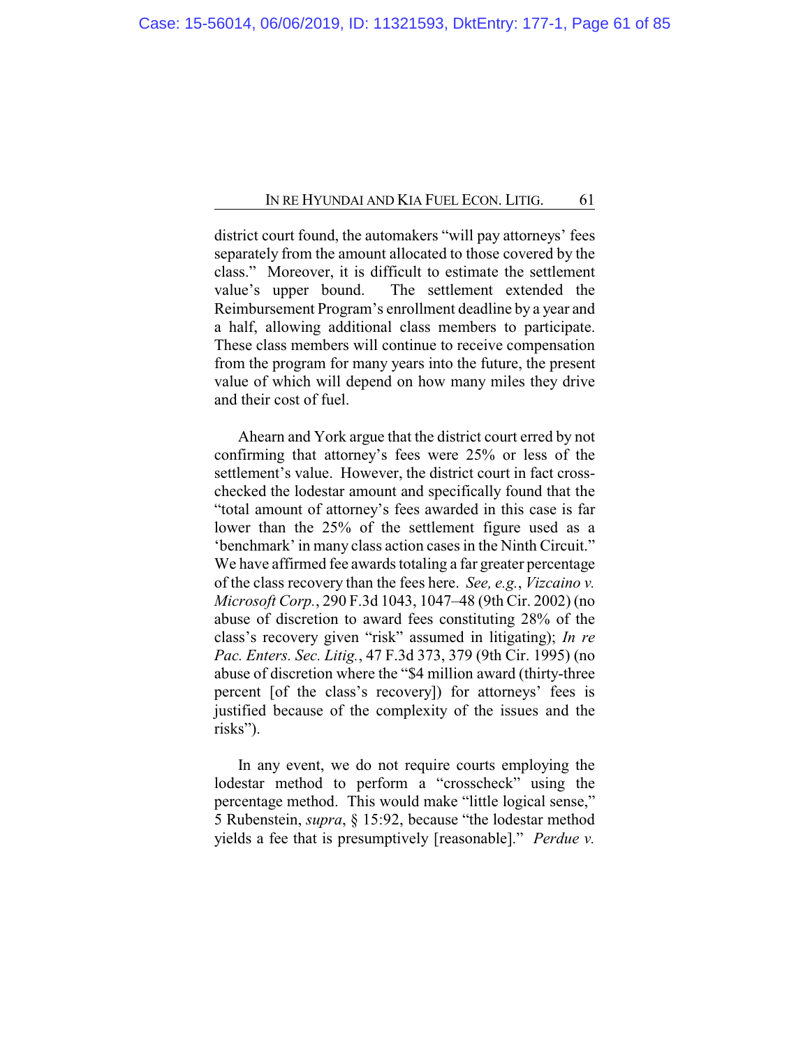district court found, the automakers "will pay attorneys' fees separately from the amount allocated to those covered by the class." Moreover, it is difficult to estimate the settlement value's upper bound. The settlement extended the Reimbursement Program's enrollment deadline by a year and a half, allowing additional class members to participate. These class members will continue to receive compensation from the program for many years into the future, the present value of which will depend on how many miles they drive and their cost of fuel.

Ahearn and York argue that the district court erred by not confirming that attorney's fees were 25% or less of the settlement's value. However, the district court in fact cross-checked the lodestar amount and specifically found that the "total amount of attorney's fees awarded in this case is far lower than the 25% of the settlement figure used as a 'benchmark' in many class action cases in the Ninth Circuit." We have affirmed fee awards totaling a far greater percentage of the class recovery than the fees here. *See, e.g.*, *Vizcaino v. Microsoft Corp.*, 290 F.3d 1043, 1047–48 (9th Cir. 2002) (no abuse of discretion to award fees constituting 28% of the class's recovery given "risk" assumed in litigating); *In re Pac. Enters. Sec. Litig.*, 47 F.3d 373, 379 (9th Cir. 1995) (no abuse of discretion where the "$4 million award (thirty-three percent [of the class's recovery]) for attorneys' fees is justified because of the complexity of the issues and the risks").

In any event, we do not require courts employing the lodestar method to perform a "crosscheck" using the percentage method. This would make "little logical sense," 5 Rubenstein, *supra*, § 15:92, because "the lodestar method yields a fee that is presumptively [reasonable]." *Perdue v.*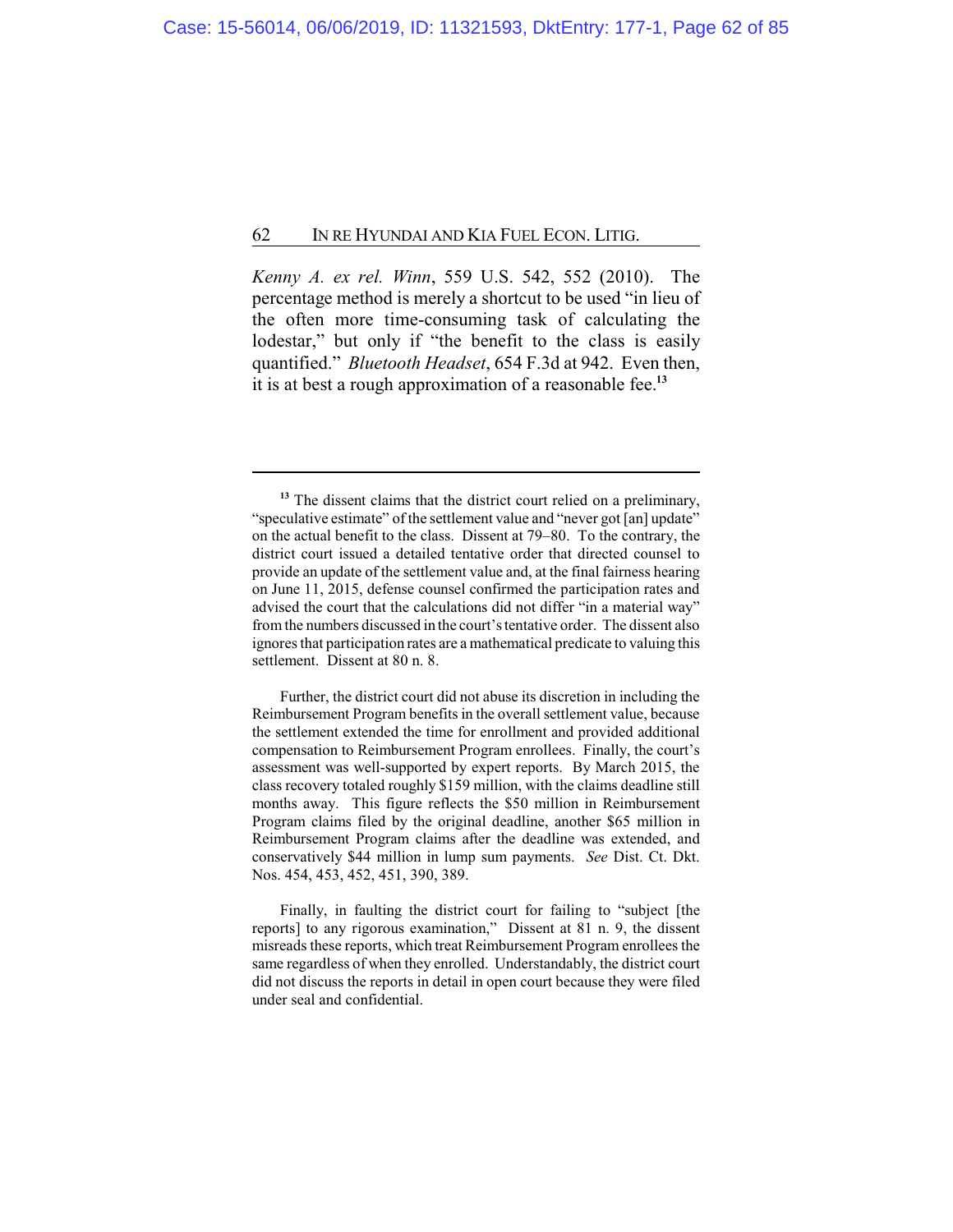*Kenny A. ex rel. Winn*, 559 U.S. 542, 552 (2010). The percentage method is merely a shortcut to be used "in lieu of the often more time-consuming task of calculating the lodestar," but only if "the benefit to the class is easily quantified." *Bluetooth Headset*, 654 F.3d at 942. Even then, it is at best a rough approximation of a reasonable fee.[13]

---

[13] The dissent claims that the district court relied on a preliminary, "speculative estimate" of the settlement value and "never got [an] update" on the actual benefit to the class. Dissent at 79–80. To the contrary, the district court issued a detailed tentative order that directed counsel to provide an update of the settlement value and, at the final fairness hearing on June 11, 2015, defense counsel confirmed the participation rates and advised the court that the calculations did not differ "in a material way" from the numbers discussed in the court's tentative order. The dissent also ignores that participation rates are a mathematical predicate to valuing this settlement. Dissent at 80 n. 8.

Further, the district court did not abuse its discretion in including the Reimbursement Program benefits in the overall settlement value, because the settlement extended the time for enrollment and provided additional compensation to Reimbursement Program enrollees. Finally, the court's assessment was well-supported by expert reports. By March 2015, the class recovery totaled roughly $159 million, with the claims deadline still months away. This figure reflects the $50 million in Reimbursement Program claims filed by the original deadline, another $65 million in Reimbursement Program claims after the deadline was extended, and conservatively $44 million in lump sum payments. *See* Dist. Ct. Dkt. Nos. 454, 453, 452, 451, 390, 389.

Finally, in faulting the district court for failing to "subject [the reports] to any rigorous examination," Dissent at 81 n. 9, the dissent misreads these reports, which treat Reimbursement Program enrollees the same regardless of when they enrolled. Understandably, the district court did not discuss the reports in detail in open court because they were filed under seal and confidential.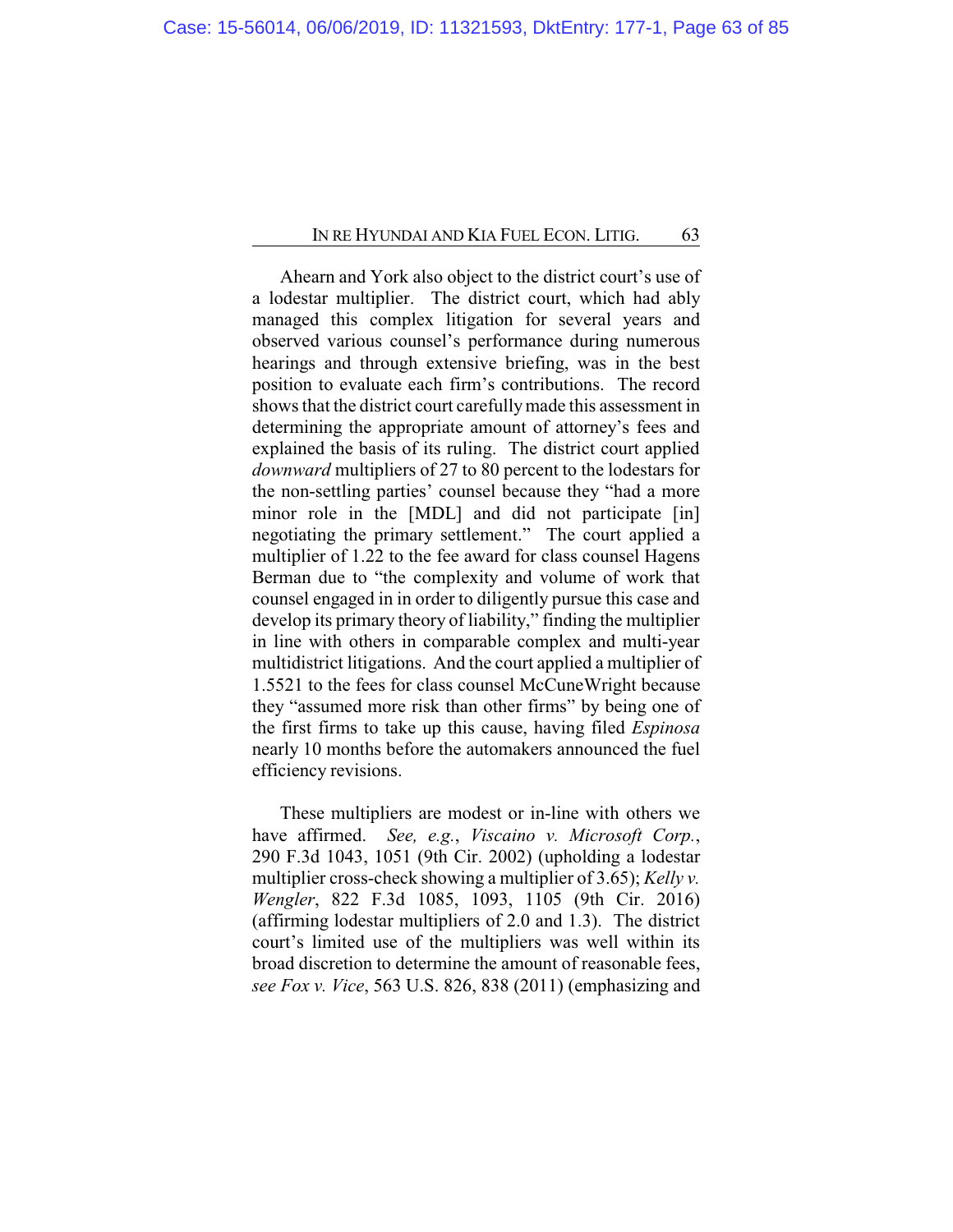Ahearn and York also object to the district court's use of a lodestar multiplier. The district court, which had ably managed this complex litigation for several years and observed various counsel's performance during numerous hearings and through extensive briefing, was in the best position to evaluate each firm's contributions. The record shows that the district court carefully made this assessment in determining the appropriate amount of attorney's fees and explained the basis of its ruling. The district court applied *downward* multipliers of 27 to 80 percent to the lodestars for the non-settling parties' counsel because they "had a more minor role in the [MDL] and did not participate [in] negotiating the primary settlement." The court applied a multiplier of 1.22 to the fee award for class counsel Hagens Berman due to "the complexity and volume of work that counsel engaged in in order to diligently pursue this case and develop its primary theory of liability," finding the multiplier in line with others in comparable complex and multi-year multidistrict litigations. And the court applied a multiplier of 1.5521 to the fees for class counsel McCuneWright because they "assumed more risk than other firms" by being one of the first firms to take up this cause, having filed *Espinosa* nearly 10 months before the automakers announced the fuel efficiency revisions.

These multipliers are modest or in-line with others we have affirmed. *See, e.g.*, *Viscaino v. Microsoft Corp.*, 290 F.3d 1043, 1051 (9th Cir. 2002) (upholding a lodestar multiplier cross-check showing a multiplier of 3.65); *Kelly v. Wengler*, 822 F.3d 1085, 1093, 1105 (9th Cir. 2016) (affirming lodestar multipliers of 2.0 and 1.3). The district court's limited use of the multipliers was well within its broad discretion to determine the amount of reasonable fees, *see Fox v. Vice*, 563 U.S. 826, 838 (2011) (emphasizing and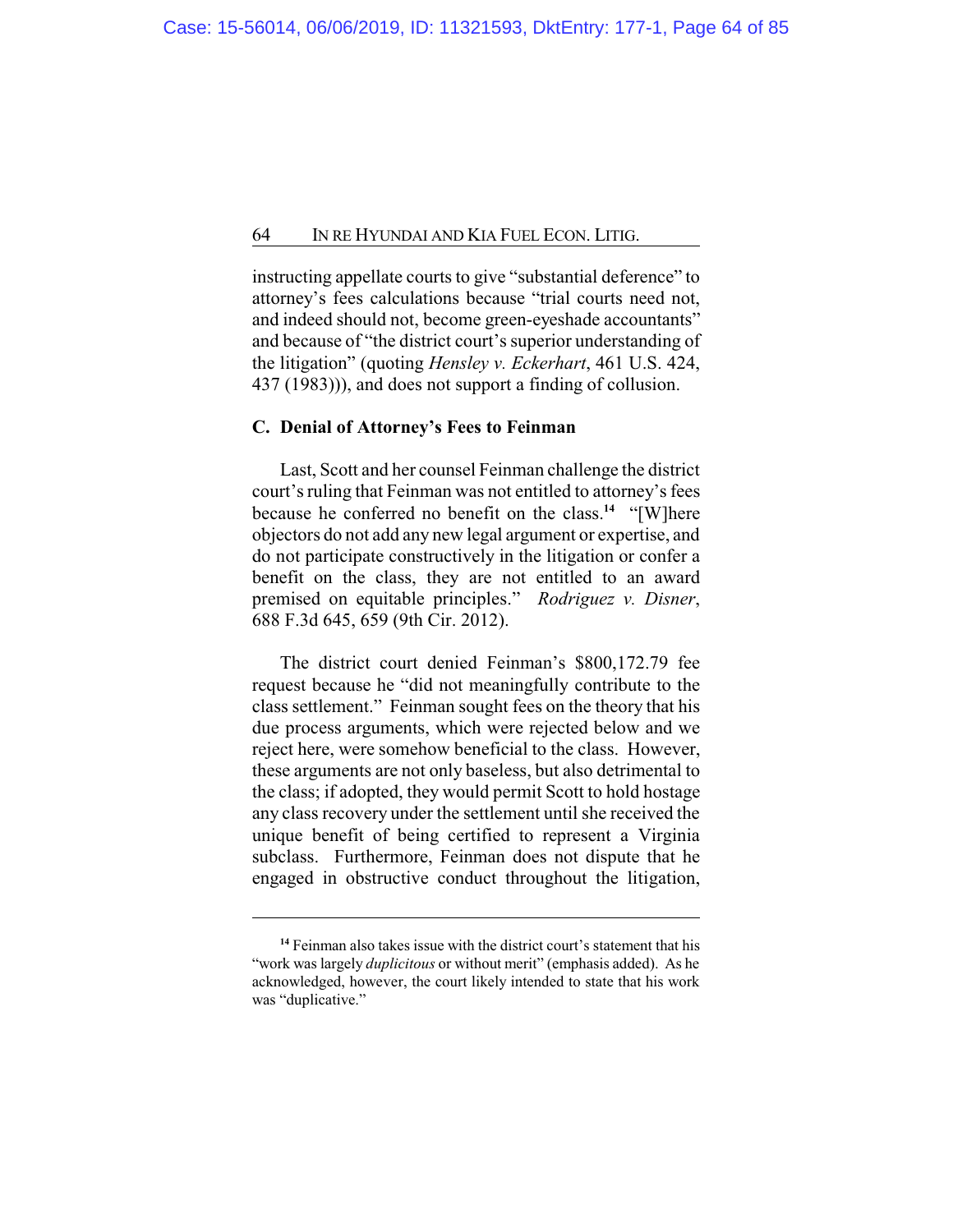instructing appellate courts to give "substantial deference" to attorney's fees calculations because "trial courts need not, and indeed should not, become green-eyeshade accountants" and because of "the district court's superior understanding of the litigation" (quoting *Hensley v. Eckerhart*, 461 U.S. 424, 437 (1983))), and does not support a finding of collusion.

**C. Denial of Attorney's Fees to Feinman**

Last, Scott and her counsel Feinman challenge the district court's ruling that Feinman was not entitled to attorney's fees because he conferred no benefit on the class.[14] "[W]here objectors do not add any new legal argument or expertise, and do not participate constructively in the litigation or confer a benefit on the class, they are not entitled to an award premised on equitable principles." *Rodriguez v. Disner*, 688 F.3d 645, 659 (9th Cir. 2012).

The district court denied Feinman's $800,172.79 fee request because he "did not meaningfully contribute to the class settlement." Feinman sought fees on the theory that his due process arguments, which were rejected below and we reject here, were somehow beneficial to the class. However, these arguments are not only baseless, but also detrimental to the class; if adopted, they would permit Scott to hold hostage any class recovery under the settlement until she received the unique benefit of being certified to represent a Virginia subclass. Furthermore, Feinman does not dispute that he engaged in obstructive conduct throughout the litigation,

---

[14] Feinman also takes issue with the district court's statement that his "work was largely *duplicitous* or without merit" (emphasis added). As he acknowledged, however, the court likely intended to state that his work was "duplicative."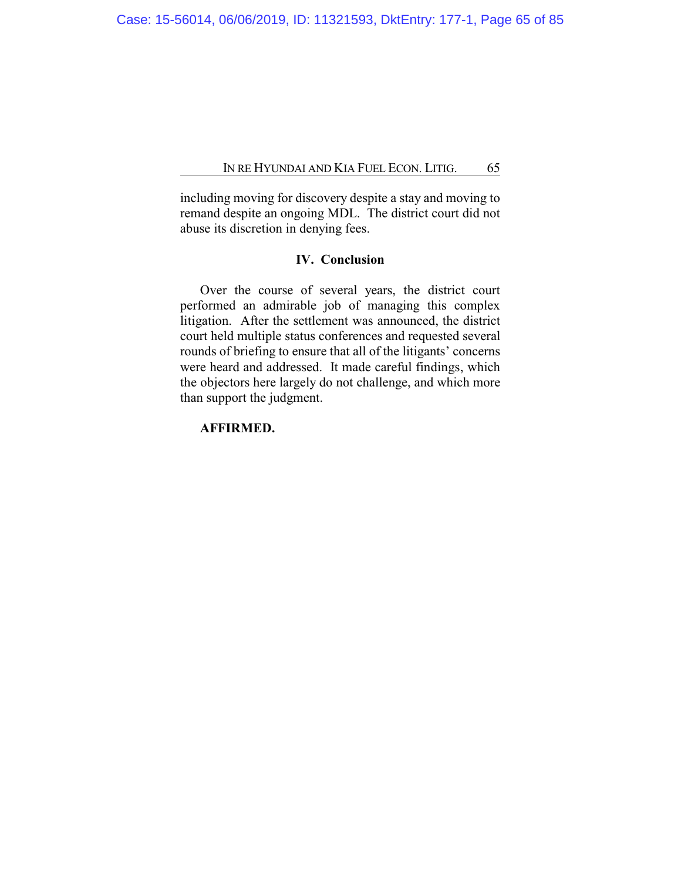including moving for discovery despite a stay and moving to remand despite an ongoing MDL. The district court did not abuse its discretion in denying fees.

## IV. Conclusion

Over the course of several years, the district court performed an admirable job of managing this complex litigation. After the settlement was announced, the district court held multiple status conferences and requested several rounds of briefing to ensure that all of the litigants' concerns were heard and addressed. It made careful findings, which the objectors here largely do not challenge, and which more than support the judgment.

**AFFIRMED.**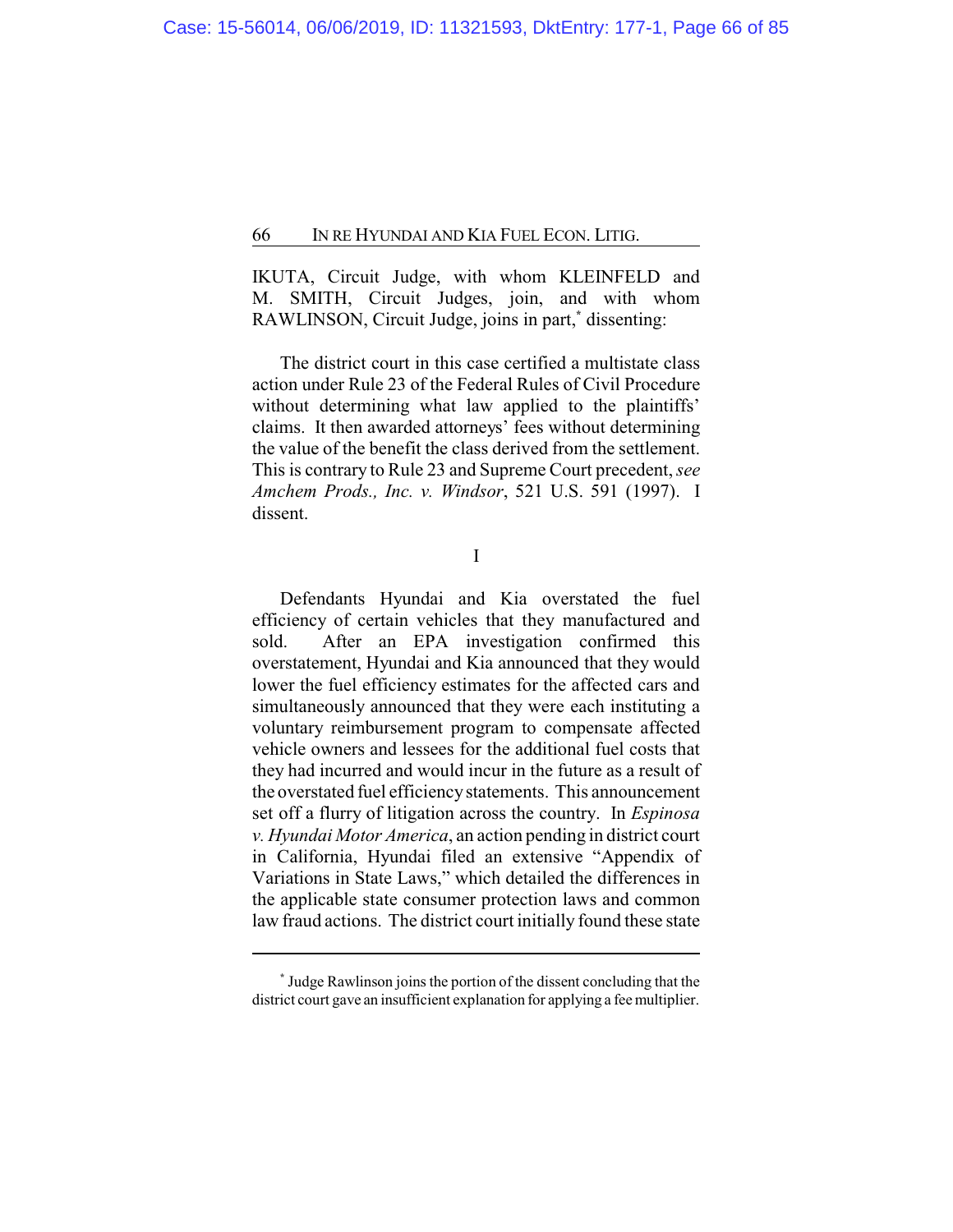IKUTA, Circuit Judge, with whom KLEINFELD and M. SMITH, Circuit Judges, join, and with whom RAWLINSON, Circuit Judge, joins in part,[*] dissenting:

The district court in this case certified a multistate class action under Rule 23 of the Federal Rules of Civil Procedure without determining what law applied to the plaintiffs' claims. It then awarded attorneys' fees without determining the value of the benefit the class derived from the settlement. This is contrary to Rule 23 and Supreme Court precedent, *see Amchem Prods., Inc. v. Windsor*, 521 U.S. 591 (1997). I dissent.

I

Defendants Hyundai and Kia overstated the fuel efficiency of certain vehicles that they manufactured and sold. After an EPA investigation confirmed this overstatement, Hyundai and Kia announced that they would lower the fuel efficiency estimates for the affected cars and simultaneously announced that they were each instituting a voluntary reimbursement program to compensate affected vehicle owners and lessees for the additional fuel costs that they had incurred and would incur in the future as a result of the overstated fuel efficiency statements. This announcement set off a flurry of litigation across the country. In *Espinosa v. Hyundai Motor America*, an action pending in district court in California, Hyundai filed an extensive "Appendix of Variations in State Laws," which detailed the differences in the applicable state consumer protection laws and common law fraud actions. The district court initially found these state

---

[*] Judge Rawlinson joins the portion of the dissent concluding that the district court gave an insufficient explanation for applying a fee multiplier.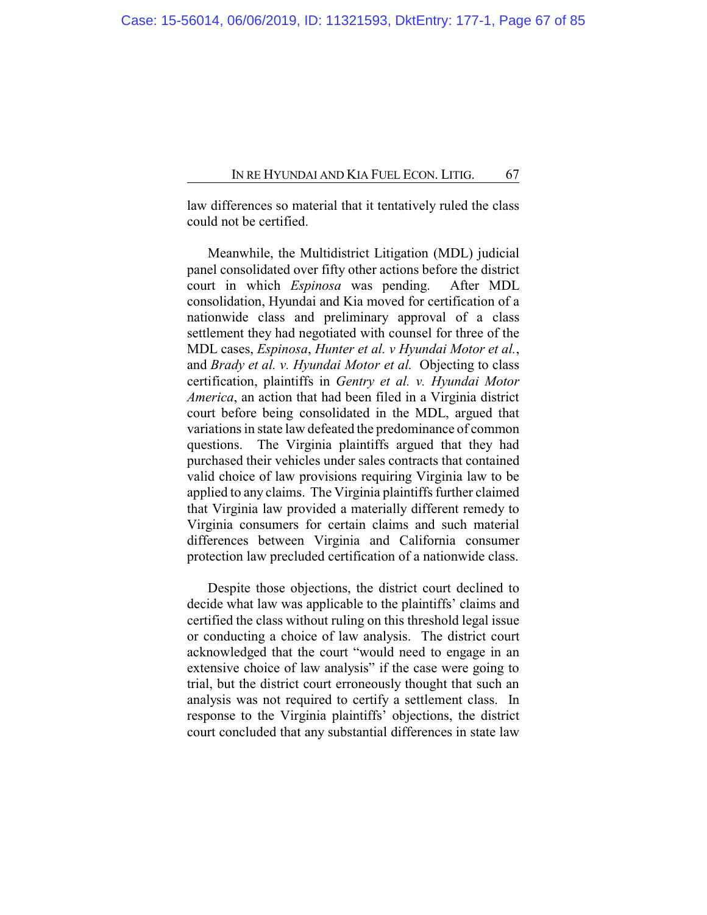law differences so material that it tentatively ruled the class could not be certified.

Meanwhile, the Multidistrict Litigation (MDL) judicial panel consolidated over fifty other actions before the district court in which *Espinosa* was pending. After MDL consolidation, Hyundai and Kia moved for certification of a nationwide class and preliminary approval of a class settlement they had negotiated with counsel for three of the MDL cases, *Espinosa*, *Hunter et al. v Hyundai Motor et al.*, and *Brady et al. v. Hyundai Motor et al.* Objecting to class certification, plaintiffs in *Gentry et al. v. Hyundai Motor America*, an action that had been filed in a Virginia district court before being consolidated in the MDL, argued that variations in state law defeated the predominance of common questions. The Virginia plaintiffs argued that they had purchased their vehicles under sales contracts that contained valid choice of law provisions requiring Virginia law to be applied to any claims. The Virginia plaintiffs further claimed that Virginia law provided a materially different remedy to Virginia consumers for certain claims and such material differences between Virginia and California consumer protection law precluded certification of a nationwide class.

Despite those objections, the district court declined to decide what law was applicable to the plaintiffs' claims and certified the class without ruling on this threshold legal issue or conducting a choice of law analysis. The district court acknowledged that the court "would need to engage in an extensive choice of law analysis" if the case were going to trial, but the district court erroneously thought that such an analysis was not required to certify a settlement class. In response to the Virginia plaintiffs' objections, the district court concluded that any substantial differences in state law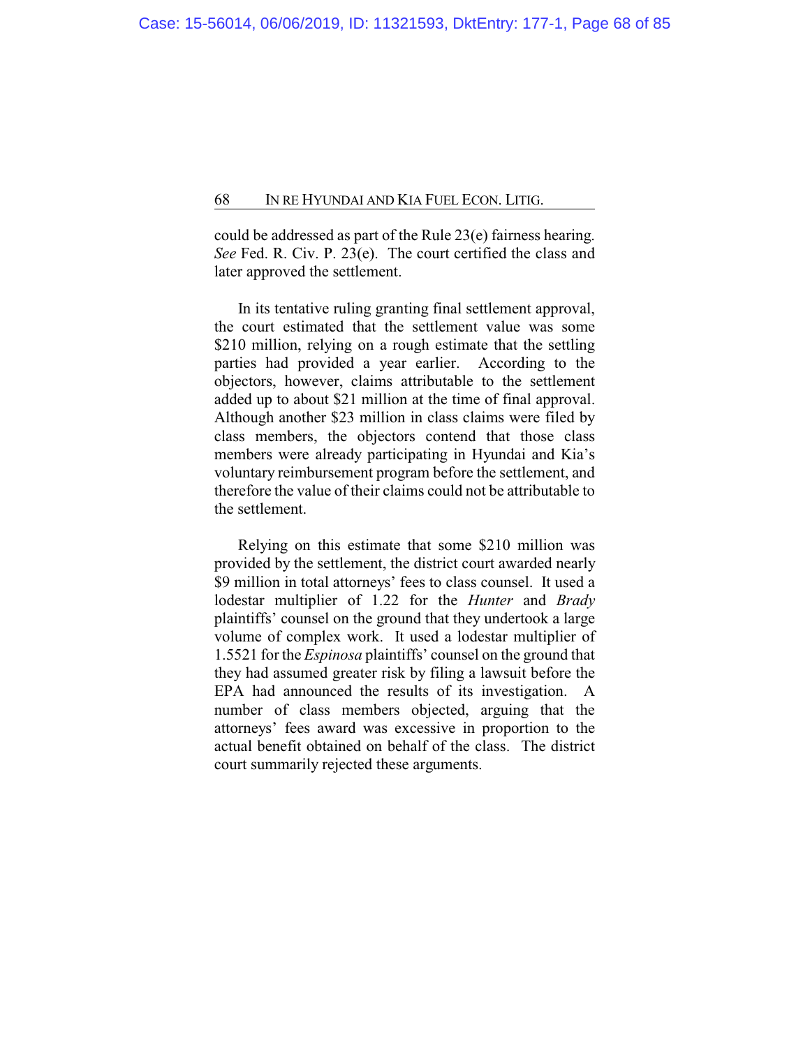could be addressed as part of the Rule 23(e) fairness hearing. *See* Fed. R. Civ. P. 23(e). The court certified the class and later approved the settlement.

In its tentative ruling granting final settlement approval, the court estimated that the settlement value was some $210 million, relying on a rough estimate that the settling parties had provided a year earlier. According to the objectors, however, claims attributable to the settlement added up to about $21 million at the time of final approval. Although another $23 million in class claims were filed by class members, the objectors contend that those class members were already participating in Hyundai and Kia's voluntary reimbursement program before the settlement, and therefore the value of their claims could not be attributable to the settlement.

Relying on this estimate that some $210 million was provided by the settlement, the district court awarded nearly $9 million in total attorneys' fees to class counsel. It used a lodestar multiplier of 1.22 for the *Hunter* and *Brady* plaintiffs' counsel on the ground that they undertook a large volume of complex work. It used a lodestar multiplier of 1.5521 for the *Espinosa* plaintiffs' counsel on the ground that they had assumed greater risk by filing a lawsuit before the EPA had announced the results of its investigation. A number of class members objected, arguing that the attorneys' fees award was excessive in proportion to the actual benefit obtained on behalf of the class. The district court summarily rejected these arguments.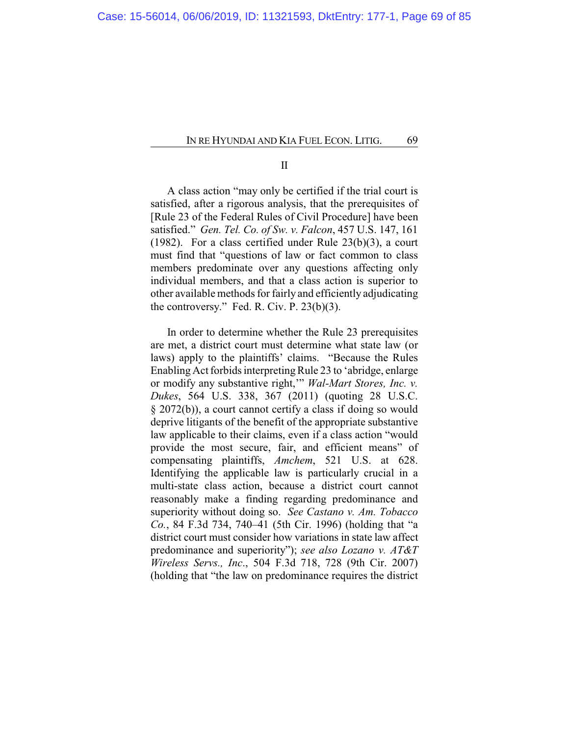II

A class action "may only be certified if the trial court is satisfied, after a rigorous analysis, that the prerequisites of [Rule 23 of the Federal Rules of Civil Procedure] have been satisfied." *Gen. Tel. Co. of Sw. v. Falcon*, 457 U.S. 147, 161 (1982). For a class certified under Rule 23(b)(3), a court must find that "questions of law or fact common to class members predominate over any questions affecting only individual members, and that a class action is superior to other available methods for fairly and efficiently adjudicating the controversy." Fed. R. Civ. P. 23(b)(3).

In order to determine whether the Rule 23 prerequisites are met, a district court must determine what state law (or laws) apply to the plaintiffs' claims. "Because the Rules Enabling Act forbids interpreting Rule 23 to 'abridge, enlarge or modify any substantive right,'" *Wal-Mart Stores, Inc. v. Dukes*, 564 U.S. 338, 367 (2011) (quoting 28 U.S.C. § 2072(b)), a court cannot certify a class if doing so would deprive litigants of the benefit of the appropriate substantive law applicable to their claims, even if a class action "would provide the most secure, fair, and efficient means" of compensating plaintiffs, *Amchem*, 521 U.S. at 628. Identifying the applicable law is particularly crucial in a multi-state class action, because a district court cannot reasonably make a finding regarding predominance and superiority without doing so. *See Castano v. Am. Tobacco Co.*, 84 F.3d 734, 740–41 (5th Cir. 1996) (holding that "a district court must consider how variations in state law affect predominance and superiority"); *see also Lozano v. AT&T Wireless Servs., Inc.*, 504 F.3d 718, 728 (9th Cir. 2007) (holding that "the law on predominance requires the district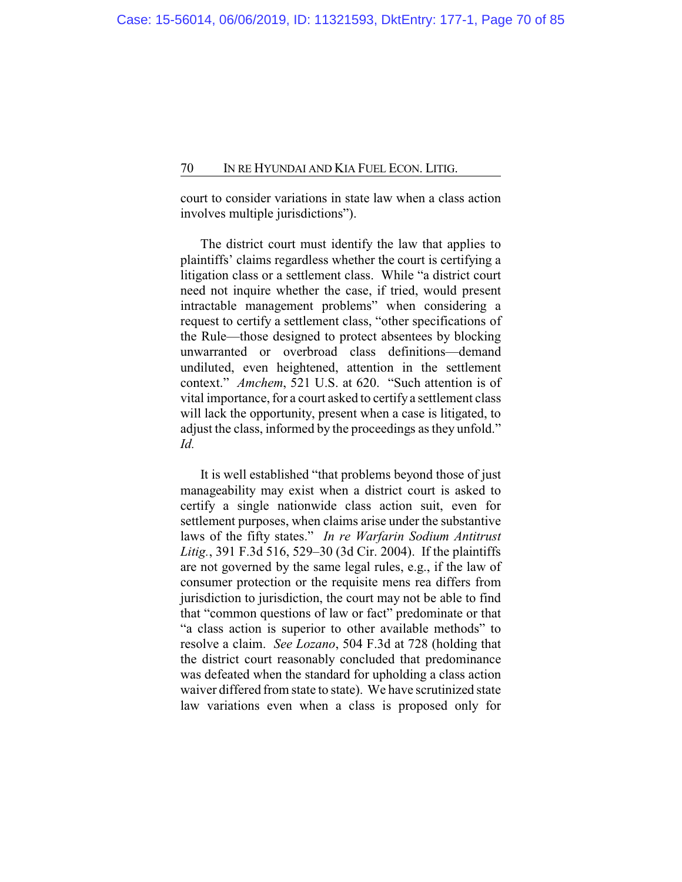court to consider variations in state law when a class action involves multiple jurisdictions").

The district court must identify the law that applies to plaintiffs' claims regardless whether the court is certifying a litigation class or a settlement class. While "a district court need not inquire whether the case, if tried, would present intractable management problems" when considering a request to certify a settlement class, "other specifications of the Rule—those designed to protect absentees by blocking unwarranted or overbroad class definitions—demand undiluted, even heightened, attention in the settlement context." *Amchem*, 521 U.S. at 620. "Such attention is of vital importance, for a court asked to certify a settlement class will lack the opportunity, present when a case is litigated, to adjust the class, informed by the proceedings as they unfold." *Id.*

It is well established "that problems beyond those of just manageability may exist when a district court is asked to certify a single nationwide class action suit, even for settlement purposes, when claims arise under the substantive laws of the fifty states." *In re Warfarin Sodium Antitrust Litig.*, 391 F.3d 516, 529–30 (3d Cir. 2004). If the plaintiffs are not governed by the same legal rules, e.g., if the law of consumer protection or the requisite mens rea differs from jurisdiction to jurisdiction, the court may not be able to find that "common questions of law or fact" predominate or that "a class action is superior to other available methods" to resolve a claim. *See Lozano*, 504 F.3d at 728 (holding that the district court reasonably concluded that predominance was defeated when the standard for upholding a class action waiver differed from state to state). We have scrutinized state law variations even when a class is proposed only for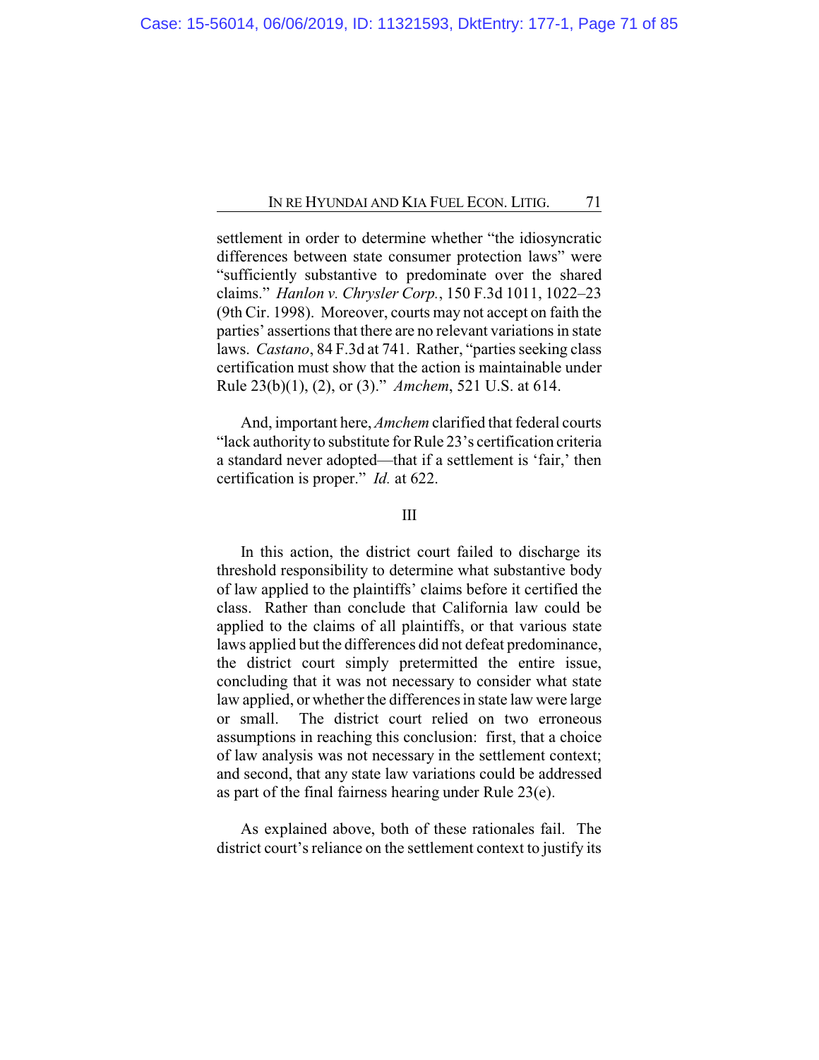settlement in order to determine whether "the idiosyncratic differences between state consumer protection laws" were "sufficiently substantive to predominate over the shared claims." *Hanlon v. Chrysler Corp.*, 150 F.3d 1011, 1022–23 (9th Cir. 1998). Moreover, courts may not accept on faith the parties' assertions that there are no relevant variations in state laws. *Castano*, 84 F.3d at 741. Rather, "parties seeking class certification must show that the action is maintainable under Rule 23(b)(1), (2), or (3)." *Amchem*, 521 U.S. at 614.

And, important here, *Amchem* clarified that federal courts "lack authority to substitute for Rule 23's certification criteria a standard never adopted—that if a settlement is 'fair,' then certification is proper." *Id.* at 622.

## III

In this action, the district court failed to discharge its threshold responsibility to determine what substantive body of law applied to the plaintiffs' claims before it certified the class. Rather than conclude that California law could be applied to the claims of all plaintiffs, or that various state laws applied but the differences did not defeat predominance, the district court simply pretermitted the entire issue, concluding that it was not necessary to consider what state law applied, or whether the differences in state law were large or small. The district court relied on two erroneous assumptions in reaching this conclusion: first, that a choice of law analysis was not necessary in the settlement context; and second, that any state law variations could be addressed as part of the final fairness hearing under Rule 23(e).

As explained above, both of these rationales fail. The district court's reliance on the settlement context to justify its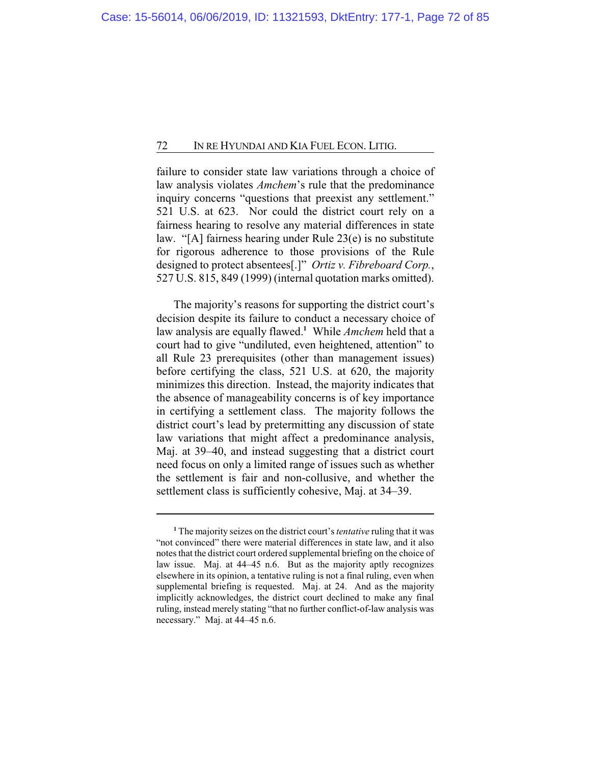failure to consider state law variations through a choice of law analysis violates *Amchem*'s rule that the predominance inquiry concerns "questions that preexist any settlement." 521 U.S. at 623. Nor could the district court rely on a fairness hearing to resolve any material differences in state law. "[A] fairness hearing under Rule 23(e) is no substitute for rigorous adherence to those provisions of the Rule designed to protect absentees[.]" *Ortiz v. Fibreboard Corp.*, 527 U.S. 815, 849 (1999) (internal quotation marks omitted).

The majority's reasons for supporting the district court's decision despite its failure to conduct a necessary choice of law analysis are equally flawed.[1] While *Amchem* held that a court had to give "undiluted, even heightened, attention" to all Rule 23 prerequisites (other than management issues) before certifying the class, 521 U.S. at 620, the majority minimizes this direction. Instead, the majority indicates that the absence of manageability concerns is of key importance in certifying a settlement class. The majority follows the district court's lead by pretermitting any discussion of state law variations that might affect a predominance analysis, Maj. at 39–40, and instead suggesting that a district court need focus on only a limited range of issues such as whether the settlement is fair and non-collusive, and whether the settlement class is sufficiently cohesive, Maj. at 34–39.

---

[1] The majority seizes on the district court's *tentative* ruling that it was "not convinced" there were material differences in state law, and it also notes that the district court ordered supplemental briefing on the choice of law issue. Maj. at 44–45 n.6. But as the majority aptly recognizes elsewhere in its opinion, a tentative ruling is not a final ruling, even when supplemental briefing is requested. Maj. at 24. And as the majority implicitly acknowledges, the district court declined to make any final ruling, instead merely stating "that no further conflict-of-law analysis was necessary." Maj. at 44–45 n.6.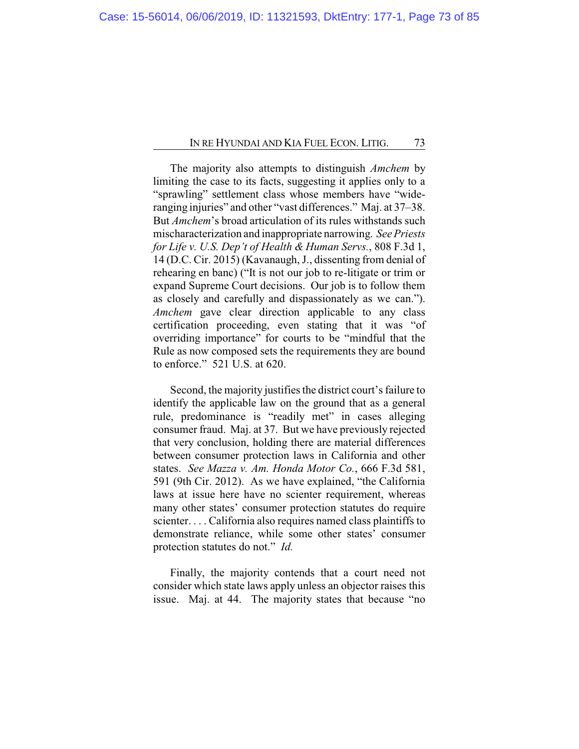The majority also attempts to distinguish *Amchem* by limiting the case to its facts, suggesting it applies only to a "sprawling" settlement class whose members have "wide-ranging injuries" and other "vast differences." Maj. at 37–38. But *Amchem*'s broad articulation of its rules withstands such mischaracterization and inappropriate narrowing. *See Priests for Life v. U.S. Dep't of Health & Human Servs.*, 808 F.3d 1, 14 (D.C. Cir. 2015) (Kavanaugh, J., dissenting from denial of rehearing en banc) ("It is not our job to re-litigate or trim or expand Supreme Court decisions. Our job is to follow them as closely and carefully and dispassionately as we can."). *Amchem* gave clear direction applicable to any class certification proceeding, even stating that it was "of overriding importance" for courts to be "mindful that the Rule as now composed sets the requirements they are bound to enforce." 521 U.S. at 620.

Second, the majority justifies the district court's failure to identify the applicable law on the ground that as a general rule, predominance is "readily met" in cases alleging consumer fraud. Maj. at 37. But we have previously rejected that very conclusion, holding there are material differences between consumer protection laws in California and other states. *See Mazza v. Am. Honda Motor Co.*, 666 F.3d 581, 591 (9th Cir. 2012). As we have explained, "the California laws at issue here have no scienter requirement, whereas many other states' consumer protection statutes do require scienter. . . . California also requires named class plaintiffs to demonstrate reliance, while some other states' consumer protection statutes do not." *Id.*

Finally, the majority contends that a court need not consider which state laws apply unless an objector raises this issue. Maj. at 44. The majority states that because "no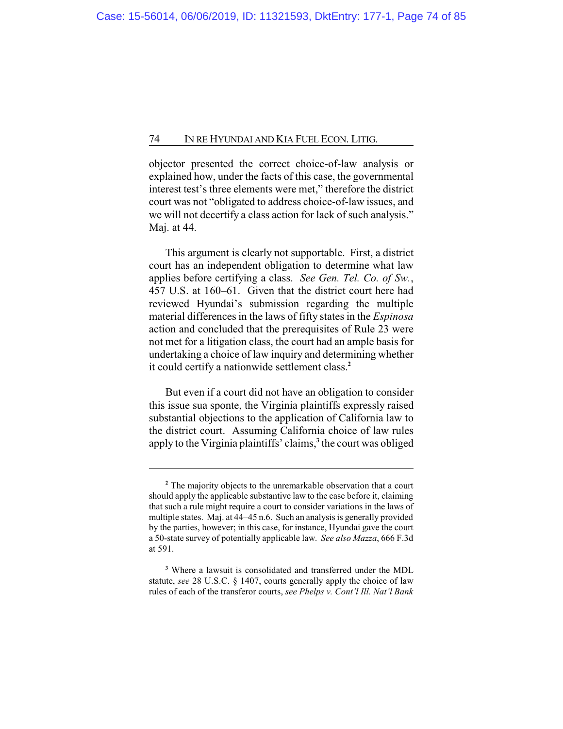objector presented the correct choice-of-law analysis or explained how, under the facts of this case, the governmental interest test's three elements were met," therefore the district court was not "obligated to address choice-of-law issues, and we will not decertify a class action for lack of such analysis." Maj. at 44.

This argument is clearly not supportable. First, a district court has an independent obligation to determine what law applies before certifying a class. *See Gen. Tel. Co. of Sw.*, 457 U.S. at 160–61. Given that the district court here had reviewed Hyundai's submission regarding the multiple material differences in the laws of fifty states in the *Espinosa* action and concluded that the prerequisites of Rule 23 were not met for a litigation class, the court had an ample basis for undertaking a choice of law inquiry and determining whether it could certify a nationwide settlement class.[2]

But even if a court did not have an obligation to consider this issue sua sponte, the Virginia plaintiffs expressly raised substantial objections to the application of California law to the district court. Assuming California choice of law rules apply to the Virginia plaintiffs' claims,[3] the court was obliged

---

[2] The majority objects to the unremarkable observation that a court should apply the applicable substantive law to the case before it, claiming that such a rule might require a court to consider variations in the laws of multiple states. Maj. at 44–45 n.6. Such an analysis is generally provided by the parties, however; in this case, for instance, Hyundai gave the court a 50-state survey of potentially applicable law. *See also Mazza*, 666 F.3d at 591.

[3] Where a lawsuit is consolidated and transferred under the MDL statute, *see* 28 U.S.C. § 1407, courts generally apply the choice of law rules of each of the transferor courts, *see Phelps v. Cont'l Ill. Nat'l Bank*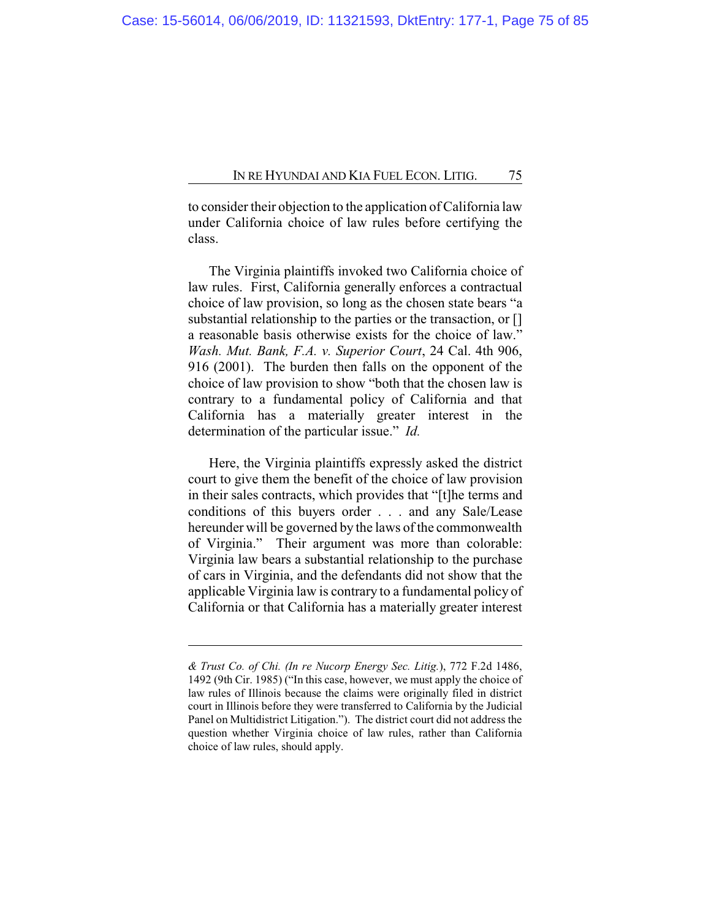to consider their objection to the application of California law under California choice of law rules before certifying the class.

The Virginia plaintiffs invoked two California choice of law rules. First, California generally enforces a contractual choice of law provision, so long as the chosen state bears "a substantial relationship to the parties or the transaction, or [] a reasonable basis otherwise exists for the choice of law." *Wash. Mut. Bank, F.A. v. Superior Court*, 24 Cal. 4th 906, 916 (2001). The burden then falls on the opponent of the choice of law provision to show "both that the chosen law is contrary to a fundamental policy of California and that California has a materially greater interest in the determination of the particular issue." *Id.*

Here, the Virginia plaintiffs expressly asked the district court to give them the benefit of the choice of law provision in their sales contracts, which provides that "[t]he terms and conditions of this buyers order . . . and any Sale/Lease hereunder will be governed by the laws of the commonwealth of Virginia." Their argument was more than colorable: Virginia law bears a substantial relationship to the purchase of cars in Virginia, and the defendants did not show that the applicable Virginia law is contrary to a fundamental policy of California or that California has a materially greater interest

---

*& Trust Co. of Chi. (In re Nucorp Energy Sec. Litig.)*, 772 F.2d 1486, 1492 (9th Cir. 1985) ("In this case, however, we must apply the choice of law rules of Illinois because the claims were originally filed in district court in Illinois before they were transferred to California by the Judicial Panel on Multidistrict Litigation."). The district court did not address the question whether Virginia choice of law rules, rather than California choice of law rules, should apply.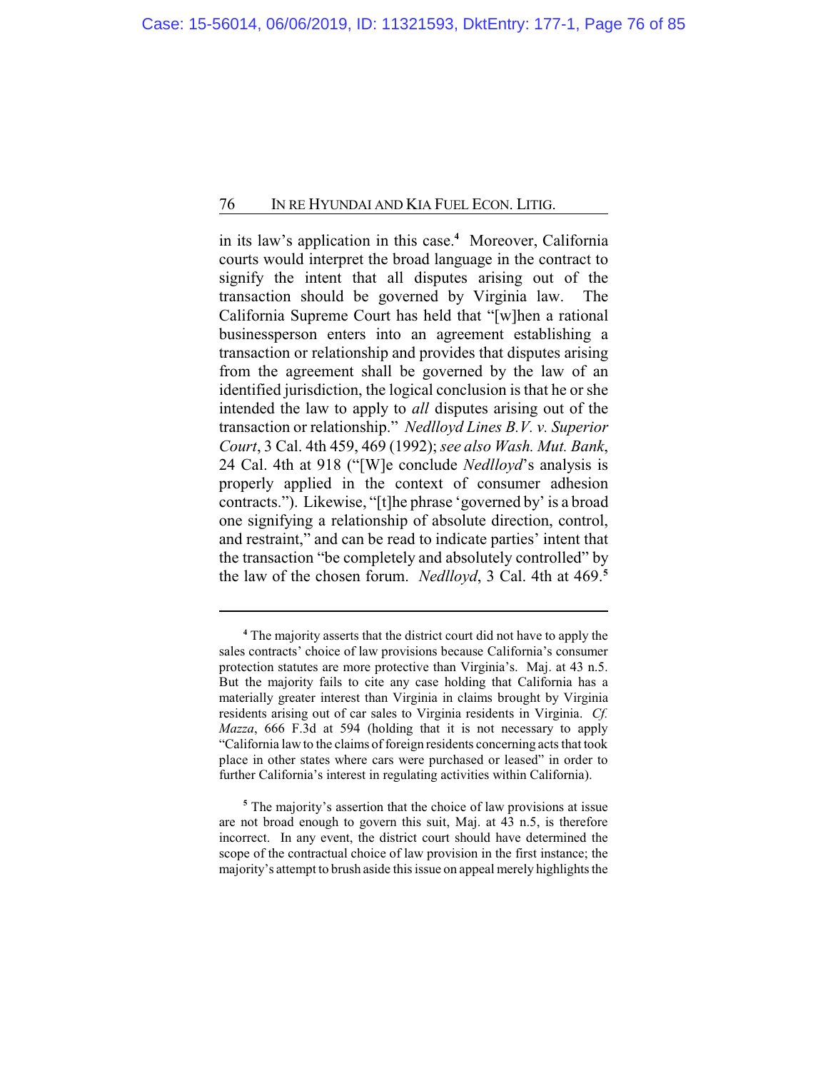in its law's application in this case.[4] Moreover, California courts would interpret the broad language in the contract to signify the intent that all disputes arising out of the transaction should be governed by Virginia law. The California Supreme Court has held that "[w]hen a rational businessperson enters into an agreement establishing a transaction or relationship and provides that disputes arising from the agreement shall be governed by the law of an identified jurisdiction, the logical conclusion is that he or she intended the law to apply to *all* disputes arising out of the transaction or relationship." *Nedlloyd Lines B.V. v. Superior Court*, 3 Cal. 4th 459, 469 (1992); *see also Wash. Mut. Bank*, 24 Cal. 4th at 918 ("[W]e conclude *Nedlloyd*'s analysis is properly applied in the context of consumer adhesion contracts."). Likewise, "[t]he phrase 'governed by' is a broad one signifying a relationship of absolute direction, control, and restraint," and can be read to indicate parties' intent that the transaction "be completely and absolutely controlled" by the law of the chosen forum. *Nedlloyd*, 3 Cal. 4th at 469.[5]

---

[4] The majority asserts that the district court did not have to apply the sales contracts' choice of law provisions because California's consumer protection statutes are more protective than Virginia's. Maj. at 43 n.5. But the majority fails to cite any case holding that California has a materially greater interest than Virginia in claims brought by Virginia residents arising out of car sales to Virginia residents in Virginia. *Cf. Mazza*, 666 F.3d at 594 (holding that it is not necessary to apply "California law to the claims of foreign residents concerning acts that took place in other states where cars were purchased or leased" in order to further California's interest in regulating activities within California).

[5] The majority's assertion that the choice of law provisions at issue are not broad enough to govern this suit, Maj. at 43 n.5, is therefore incorrect. In any event, the district court should have determined the scope of the contractual choice of law provision in the first instance; the majority's attempt to brush aside this issue on appeal merely highlights the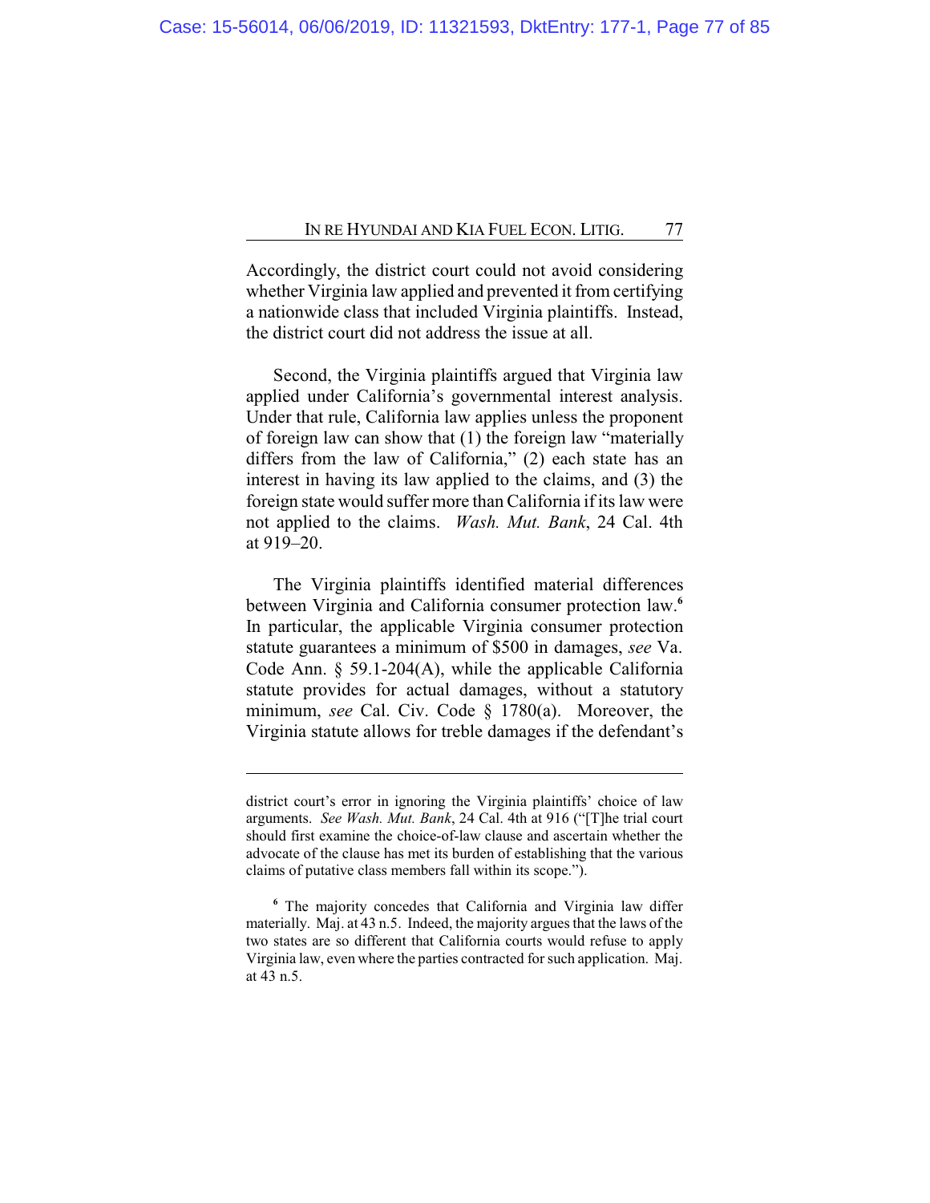Accordingly, the district court could not avoid considering whether Virginia law applied and prevented it from certifying a nationwide class that included Virginia plaintiffs. Instead, the district court did not address the issue at all.

Second, the Virginia plaintiffs argued that Virginia law applied under California's governmental interest analysis. Under that rule, California law applies unless the proponent of foreign law can show that (1) the foreign law "materially differs from the law of California," (2) each state has an interest in having its law applied to the claims, and (3) the foreign state would suffer more than California if its law were not applied to the claims. *Wash. Mut. Bank*, 24 Cal. 4th at 919–20.

The Virginia plaintiffs identified material differences between Virginia and California consumer protection law.[6] In particular, the applicable Virginia consumer protection statute guarantees a minimum of $500 in damages, *see* Va. Code Ann. § 59.1-204(A), while the applicable California statute provides for actual damages, without a statutory minimum, *see* Cal. Civ. Code § 1780(a). Moreover, the Virginia statute allows for treble damages if the defendant's

---

district court's error in ignoring the Virginia plaintiffs' choice of law arguments. *See Wash. Mut. Bank*, 24 Cal. 4th at 916 ("[T]he trial court should first examine the choice-of-law clause and ascertain whether the advocate of the clause has met its burden of establishing that the various claims of putative class members fall within its scope.").

[6] The majority concedes that California and Virginia law differ materially. Maj. at 43 n.5. Indeed, the majority argues that the laws of the two states are so different that California courts would refuse to apply Virginia law, even where the parties contracted for such application. Maj. at 43 n.5.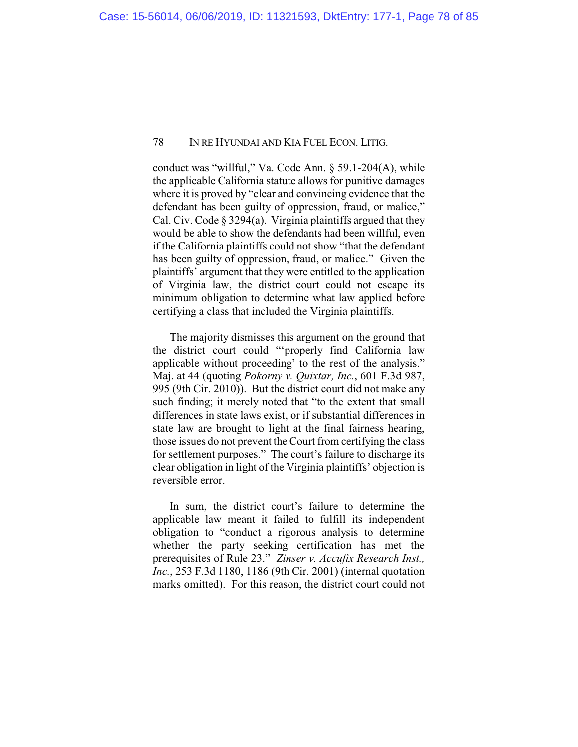conduct was "willful," Va. Code Ann. § 59.1-204(A), while the applicable California statute allows for punitive damages where it is proved by "clear and convincing evidence that the defendant has been guilty of oppression, fraud, or malice," Cal. Civ. Code § 3294(a). Virginia plaintiffs argued that they would be able to show the defendants had been willful, even if the California plaintiffs could not show "that the defendant has been guilty of oppression, fraud, or malice." Given the plaintiffs' argument that they were entitled to the application of Virginia law, the district court could not escape its minimum obligation to determine what law applied before certifying a class that included the Virginia plaintiffs.

The majority dismisses this argument on the ground that the district court could "'properly find California law applicable without proceeding' to the rest of the analysis." Maj. at 44 (quoting *Pokorny v. Quixtar, Inc.*, 601 F.3d 987, 995 (9th Cir. 2010)). But the district court did not make any such finding; it merely noted that "to the extent that small differences in state laws exist, or if substantial differences in state law are brought to light at the final fairness hearing, those issues do not prevent the Court from certifying the class for settlement purposes." The court's failure to discharge its clear obligation in light of the Virginia plaintiffs' objection is reversible error.

In sum, the district court's failure to determine the applicable law meant it failed to fulfill its independent obligation to "conduct a rigorous analysis to determine whether the party seeking certification has met the prerequisites of Rule 23." *Zinser v. Accufix Research Inst., Inc.*, 253 F.3d 1180, 1186 (9th Cir. 2001) (internal quotation marks omitted). For this reason, the district court could not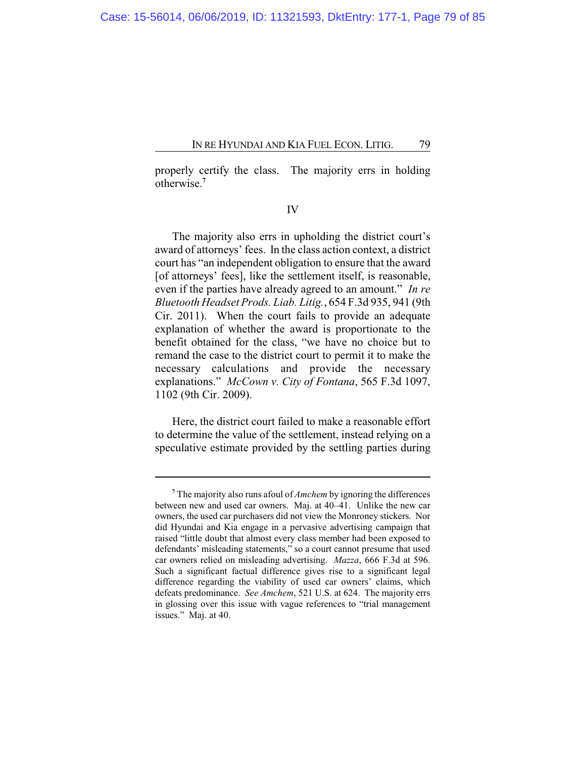properly certify the class. The majority errs in holding otherwise.[7]

## IV

The majority also errs in upholding the district court's award of attorneys' fees. In the class action context, a district court has "an independent obligation to ensure that the award [of attorneys' fees], like the settlement itself, is reasonable, even if the parties have already agreed to an amount." *In re Bluetooth Headset Prods. Liab. Litig.*, 654 F.3d 935, 941 (9th Cir. 2011). When the court fails to provide an adequate explanation of whether the award is proportionate to the benefit obtained for the class, "we have no choice but to remand the case to the district court to permit it to make the necessary calculations and provide the necessary explanations." *McCown v. City of Fontana*, 565 F.3d 1097, 1102 (9th Cir. 2009).

Here, the district court failed to make a reasonable effort to determine the value of the settlement, instead relying on a speculative estimate provided by the settling parties during

---

[7] The majority also runs afoul of *Amchem* by ignoring the differences between new and used car owners. Maj. at 40–41. Unlike the new car owners, the used car purchasers did not view the Monroney stickers. Nor did Hyundai and Kia engage in a pervasive advertising campaign that raised "little doubt that almost every class member had been exposed to defendants' misleading statements," so a court cannot presume that used car owners relied on misleading advertising. *Mazza*, 666 F.3d at 596. Such a significant factual difference gives rise to a significant legal difference regarding the viability of used car owners' claims, which defeats predominance. *See Amchem*, 521 U.S. at 624. The majority errs in glossing over this issue with vague references to "trial management issues." Maj. at 40.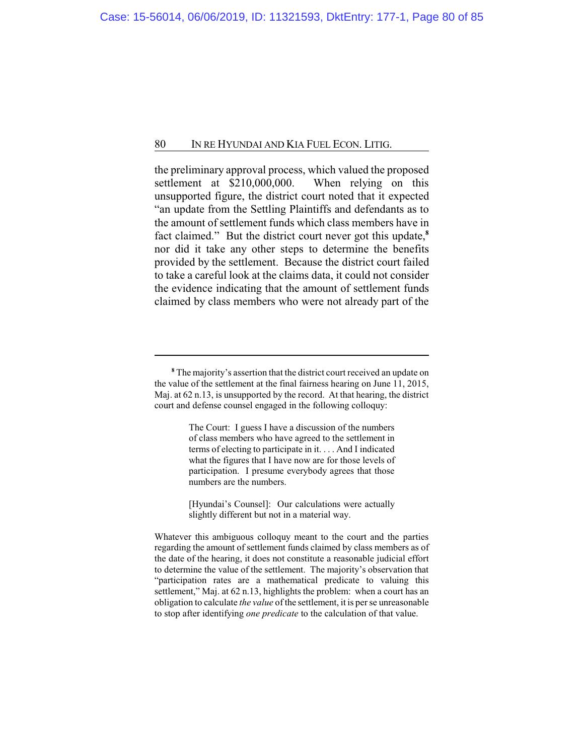the preliminary approval process, which valued the proposed settlement at $210,000,000. When relying on this unsupported figure, the district court noted that it expected "an update from the Settling Plaintiffs and defendants as to the amount of settlement funds which class members have in fact claimed." But the district court never got this update,[8] nor did it take any other steps to determine the benefits provided by the settlement. Because the district court failed to take a careful look at the claims data, it could not consider the evidence indicating that the amount of settlement funds claimed by class members who were not already part of the

---

[8] The majority's assertion that the district court received an update on the value of the settlement at the final fairness hearing on June 11, 2015, Maj. at 62 n.13, is unsupported by the record. At that hearing, the district court and defense counsel engaged in the following colloquy:

> The Court: I guess I have a discussion of the numbers of class members who have agreed to the settlement in terms of electing to participate in it. . . . And I indicated what the figures that I have now are for those levels of participation. I presume everybody agrees that those numbers are the numbers.
>
> [Hyundai's Counsel]: Our calculations were actually slightly different but not in a material way.

Whatever this ambiguous colloquy meant to the court and the parties regarding the amount of settlement funds claimed by class members as of the date of the hearing, it does not constitute a reasonable judicial effort to determine the value of the settlement. The majority's observation that "participation rates are a mathematical predicate to valuing this settlement," Maj. at 62 n.13, highlights the problem: when a court has an obligation to calculate *the value* of the settlement, it is per se unreasonable to stop after identifying *one predicate* to the calculation of that value.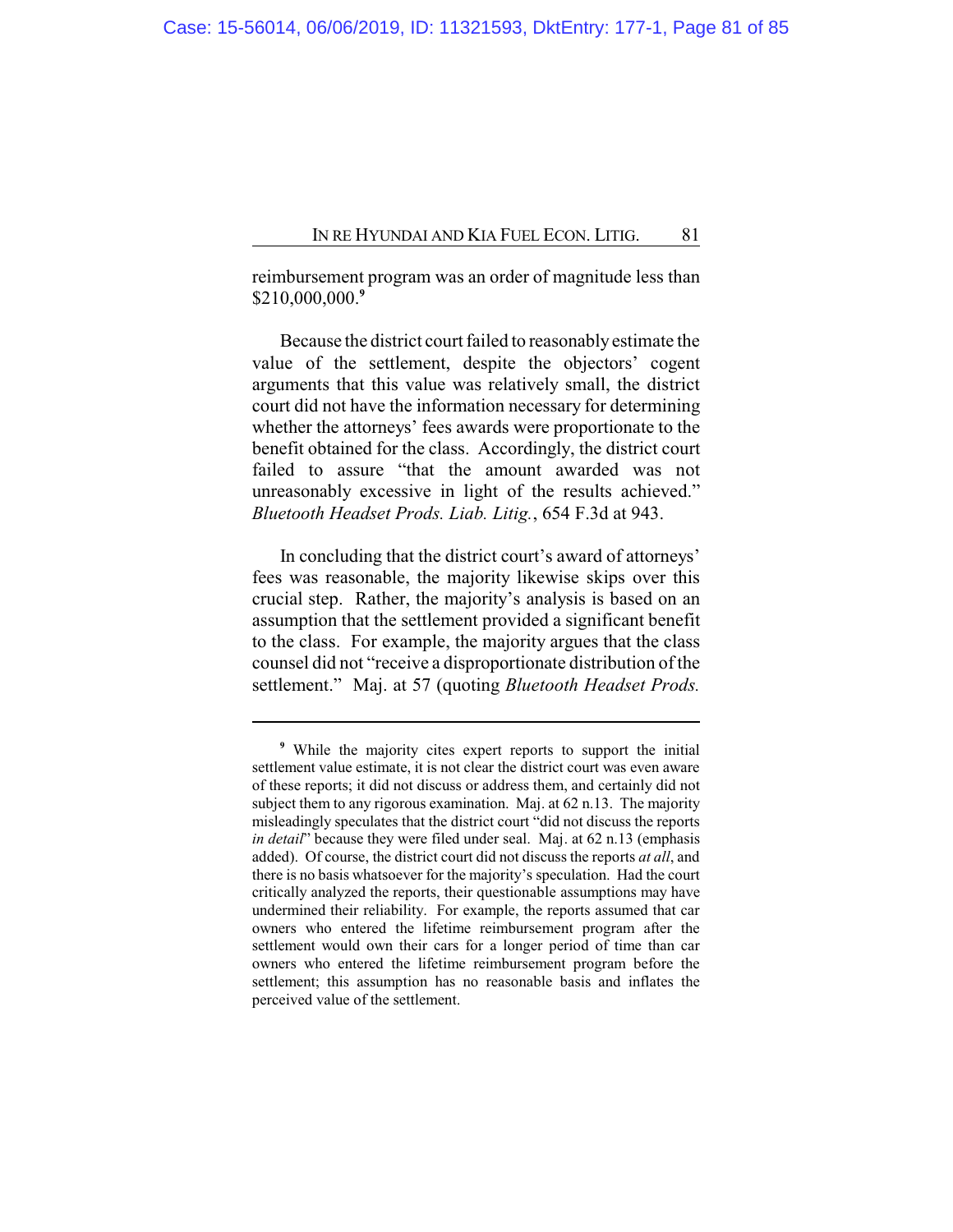reimbursement program was an order of magnitude less than $210,000,000.[9]

Because the district court failed to reasonably estimate the value of the settlement, despite the objectors' cogent arguments that this value was relatively small, the district court did not have the information necessary for determining whether the attorneys' fees awards were proportionate to the benefit obtained for the class. Accordingly, the district court failed to assure "that the amount awarded was not unreasonably excessive in light of the results achieved." *Bluetooth Headset Prods. Liab. Litig.*, 654 F.3d at 943.

In concluding that the district court's award of attorneys' fees was reasonable, the majority likewise skips over this crucial step. Rather, the majority's analysis is based on an assumption that the settlement provided a significant benefit to the class. For example, the majority argues that the class counsel did not "receive a disproportionate distribution of the settlement." Maj. at 57 (quoting *Bluetooth Headset Prods.*

---

[9] While the majority cites expert reports to support the initial settlement value estimate, it is not clear the district court was even aware of these reports; it did not discuss or address them, and certainly did not subject them to any rigorous examination. Maj. at 62 n.13. The majority misleadingly speculates that the district court "did not discuss the reports *in detail*" because they were filed under seal. Maj. at 62 n.13 (emphasis added). Of course, the district court did not discuss the reports *at all*, and there is no basis whatsoever for the majority's speculation. Had the court critically analyzed the reports, their questionable assumptions may have undermined their reliability. For example, the reports assumed that car owners who entered the lifetime reimbursement program after the settlement would own their cars for a longer period of time than car owners who entered the lifetime reimbursement program before the settlement; this assumption has no reasonable basis and inflates the perceived value of the settlement.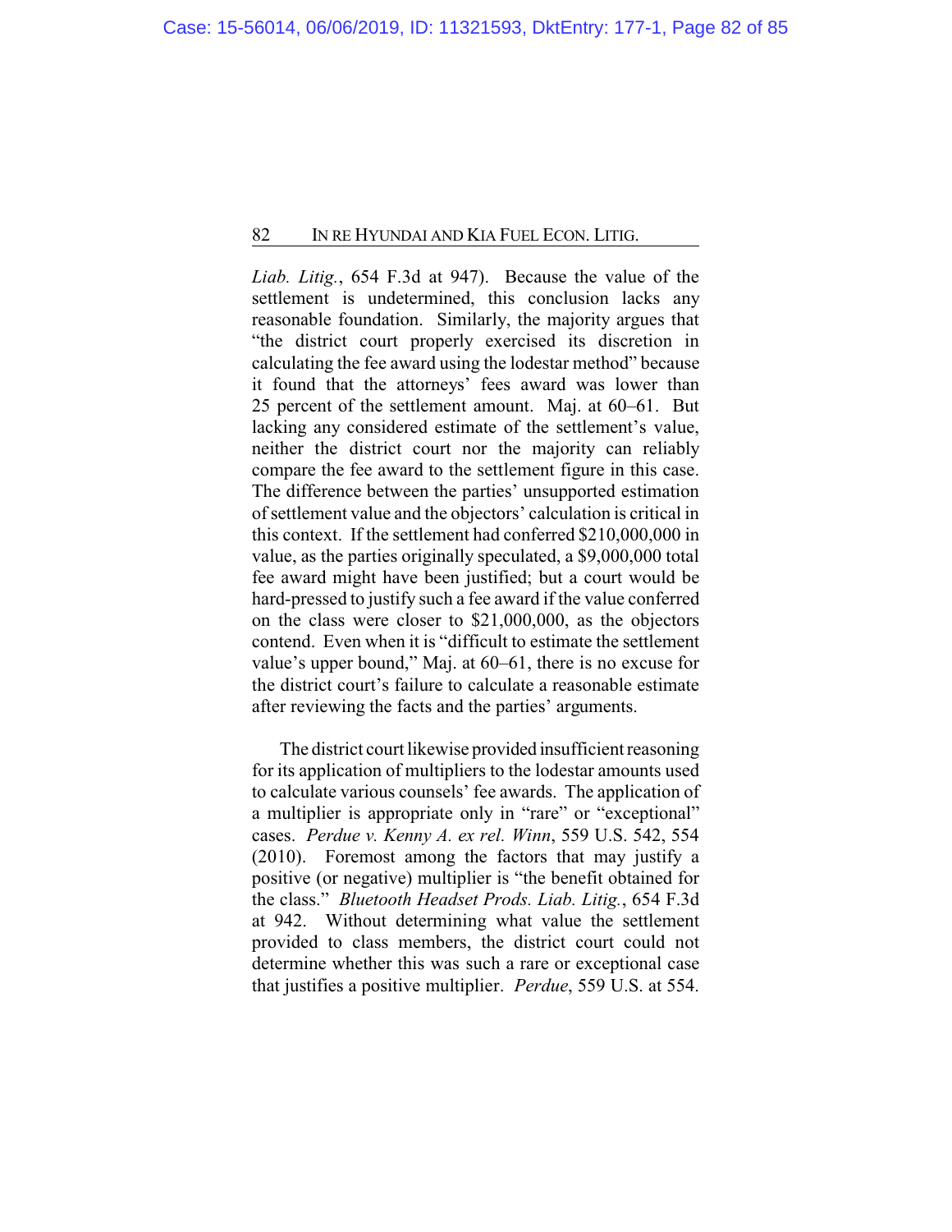*Liab. Litig.*, 654 F.3d at 947). Because the value of the settlement is undetermined, this conclusion lacks any reasonable foundation. Similarly, the majority argues that "the district court properly exercised its discretion in calculating the fee award using the lodestar method" because it found that the attorneys' fees award was lower than 25 percent of the settlement amount. Maj. at 60–61. But lacking any considered estimate of the settlement's value, neither the district court nor the majority can reliably compare the fee award to the settlement figure in this case. The difference between the parties' unsupported estimation of settlement value and the objectors' calculation is critical in this context. If the settlement had conferred $210,000,000 in value, as the parties originally speculated, a $9,000,000 total fee award might have been justified; but a court would be hard-pressed to justify such a fee award if the value conferred on the class were closer to $21,000,000, as the objectors contend. Even when it is "difficult to estimate the settlement value's upper bound," Maj. at 60–61, there is no excuse for the district court's failure to calculate a reasonable estimate after reviewing the facts and the parties' arguments.

The district court likewise provided insufficient reasoning for its application of multipliers to the lodestar amounts used to calculate various counsels' fee awards. The application of a multiplier is appropriate only in "rare" or "exceptional" cases. *Perdue v. Kenny A. ex rel. Winn*, 559 U.S. 542, 554 (2010). Foremost among the factors that may justify a positive (or negative) multiplier is "the benefit obtained for the class." *Bluetooth Headset Prods. Liab. Litig.*, 654 F.3d at 942. Without determining what value the settlement provided to class members, the district court could not determine whether this was such a rare or exceptional case that justifies a positive multiplier. *Perdue*, 559 U.S. at 554.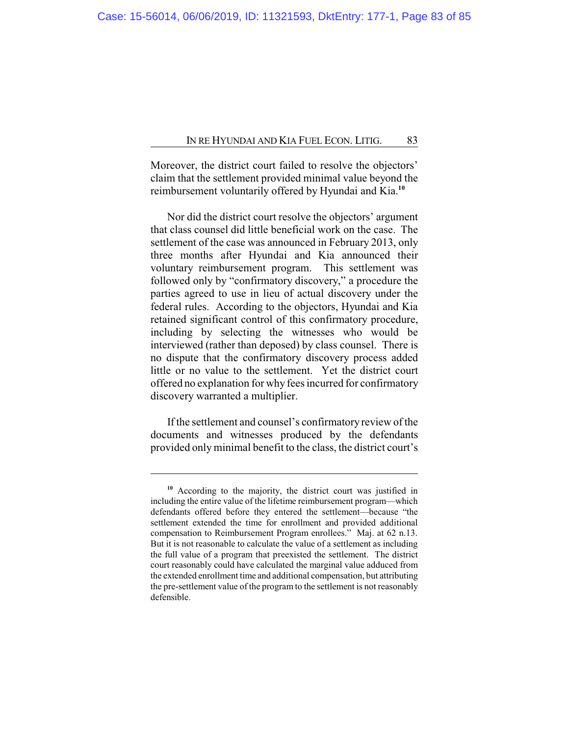Moreover, the district court failed to resolve the objectors' claim that the settlement provided minimal value beyond the reimbursement voluntarily offered by Hyundai and Kia.[10]

Nor did the district court resolve the objectors' argument that class counsel did little beneficial work on the case. The settlement of the case was announced in February 2013, only three months after Hyundai and Kia announced their voluntary reimbursement program. This settlement was followed only by "confirmatory discovery," a procedure the parties agreed to use in lieu of actual discovery under the federal rules. According to the objectors, Hyundai and Kia retained significant control of this confirmatory procedure, including by selecting the witnesses who would be interviewed (rather than deposed) by class counsel. There is no dispute that the confirmatory discovery process added little or no value to the settlement. Yet the district court offered no explanation for why fees incurred for confirmatory discovery warranted a multiplier.

If the settlement and counsel's confirmatory review of the documents and witnesses produced by the defendants provided only minimal benefit to the class, the district court's

---

[10] According to the majority, the district court was justified in including the entire value of the lifetime reimbursement program—which defendants offered before they entered the settlement—because "the settlement extended the time for enrollment and provided additional compensation to Reimbursement Program enrollees." Maj. at 62 n.13. But it is not reasonable to calculate the value of a settlement as including the full value of a program that preexisted the settlement. The district court reasonably could have calculated the marginal value adduced from the extended enrollment time and additional compensation, but attributing the pre-settlement value of the program to the settlement is not reasonably defensible.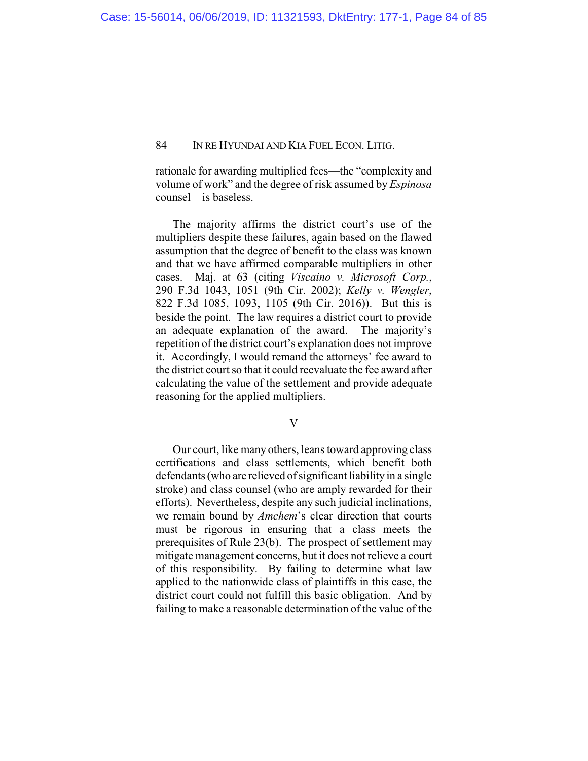rationale for awarding multiplied fees—the "complexity and volume of work" and the degree of risk assumed by *Espinosa* counsel—is baseless.

The majority affirms the district court's use of the multipliers despite these failures, again based on the flawed assumption that the degree of benefit to the class was known and that we have affirmed comparable multipliers in other cases. Maj. at 63 (citing *Viscaino v. Microsoft Corp.*, 290 F.3d 1043, 1051 (9th Cir. 2002); *Kelly v. Wengler*, 822 F.3d 1085, 1093, 1105 (9th Cir. 2016)). But this is beside the point. The law requires a district court to provide an adequate explanation of the award. The majority's repetition of the district court's explanation does not improve it. Accordingly, I would remand the attorneys' fee award to the district court so that it could reevaluate the fee award after calculating the value of the settlement and provide adequate reasoning for the applied multipliers.

## V

Our court, like many others, leans toward approving class certifications and class settlements, which benefit both defendants (who are relieved of significant liability in a single stroke) and class counsel (who are amply rewarded for their efforts). Nevertheless, despite any such judicial inclinations, we remain bound by *Amchem*'s clear direction that courts must be rigorous in ensuring that a class meets the prerequisites of Rule 23(b). The prospect of settlement may mitigate management concerns, but it does not relieve a court of this responsibility. By failing to determine what law applied to the nationwide class of plaintiffs in this case, the district court could not fulfill this basic obligation. And by failing to make a reasonable determination of the value of the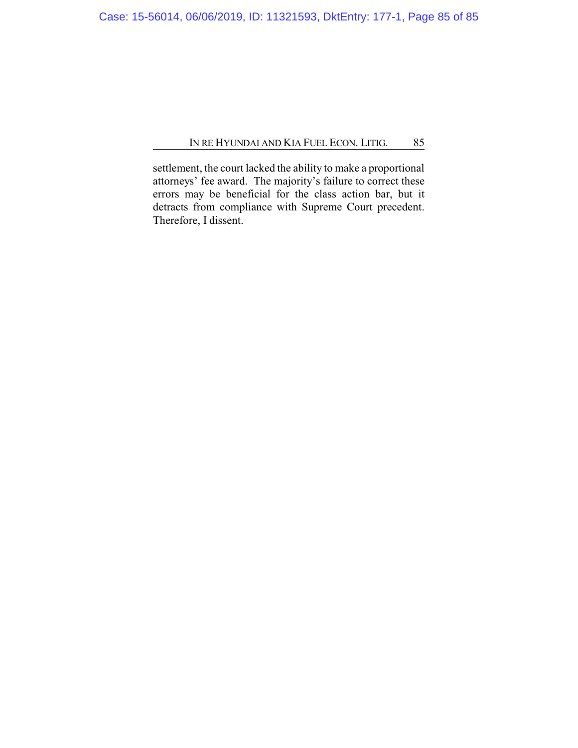settlement, the court lacked the ability to make a proportional attorneys' fee award. The majority's failure to correct these errors may be beneficial for the class action bar, but it detracts from compliance with Supreme Court precedent. Therefore, I dissent.